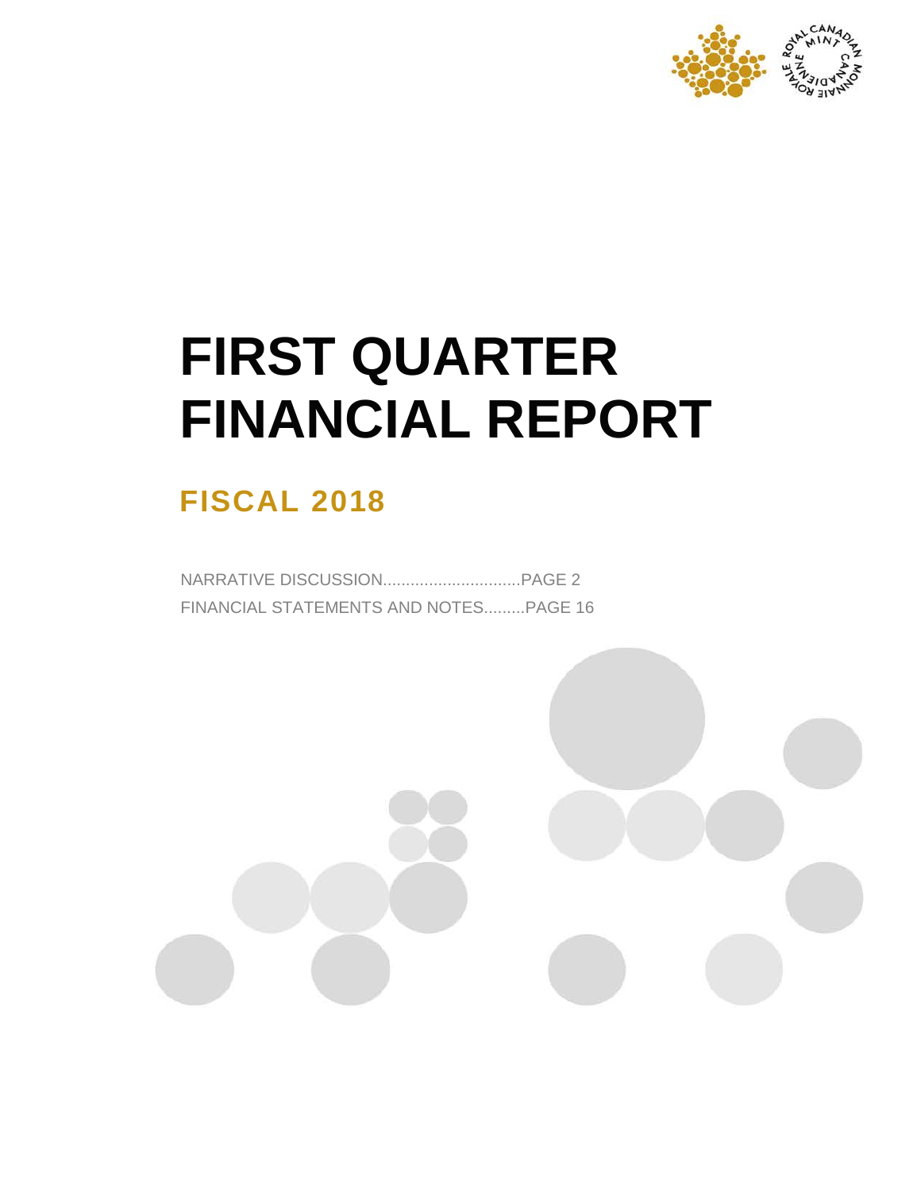ROYAL CANADIAN MINT
MONNAIE ROYALE CANADIENNE

# FIRST QUARTER FINANCIAL REPORT

## FISCAL 2018

NARRATIVE DISCUSSION..............................PAGE 2

FINANCIAL STATEMENTS AND NOTES.........PAGE 16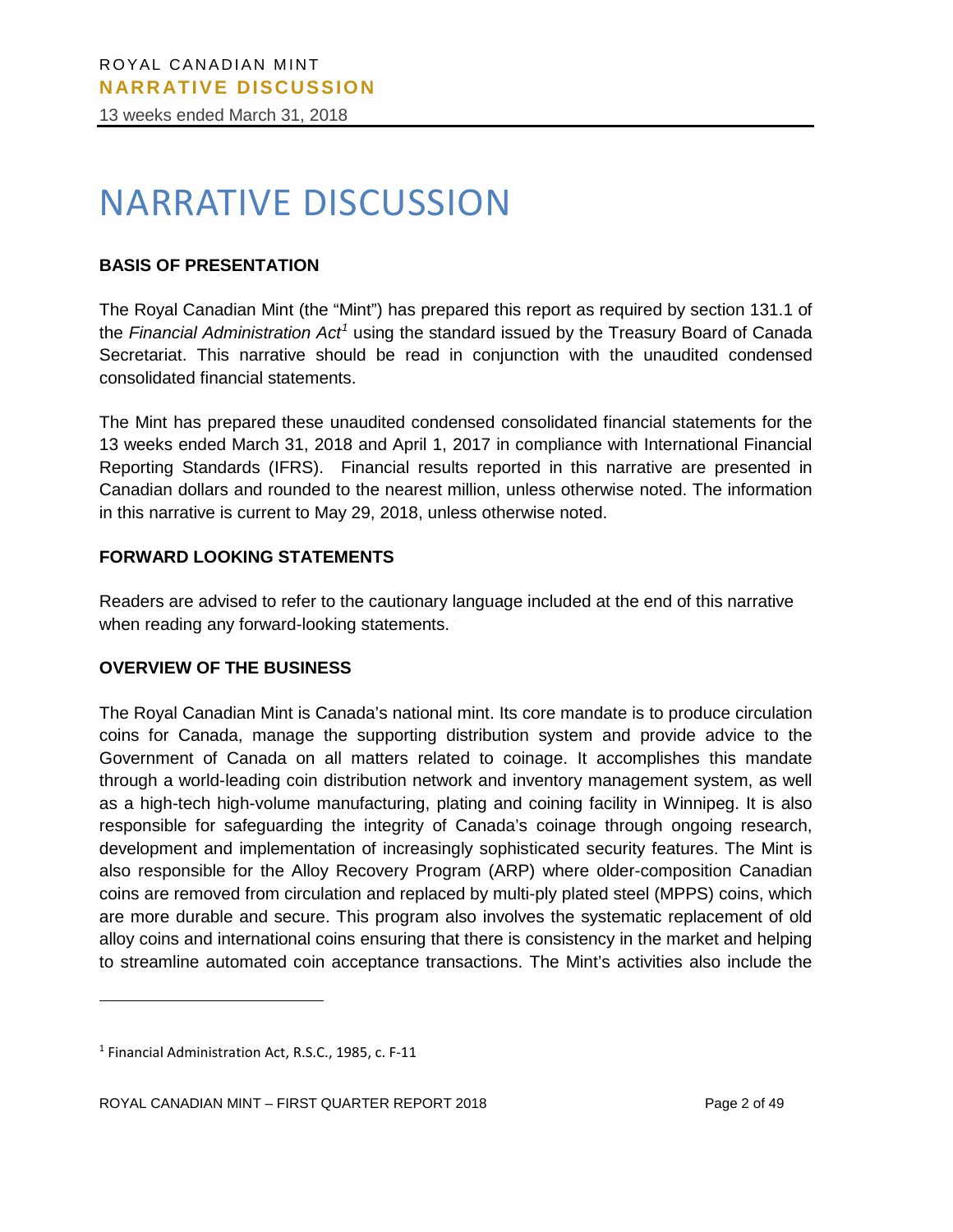# NARRATIVE DISCUSSION

**BASIS OF PRESENTATION**

The Royal Canadian Mint (the "Mint") has prepared this report as required by section 131.1 of the *Financial Administration Act*[1] using the standard issued by the Treasury Board of Canada Secretariat. This narrative should be read in conjunction with the unaudited condensed consolidated financial statements.

The Mint has prepared these unaudited condensed consolidated financial statements for the 13 weeks ended March 31, 2018 and April 1, 2017 in compliance with International Financial Reporting Standards (IFRS). Financial results reported in this narrative are presented in Canadian dollars and rounded to the nearest million, unless otherwise noted. The information in this narrative is current to May 29, 2018, unless otherwise noted.

**FORWARD LOOKING STATEMENTS**

Readers are advised to refer to the cautionary language included at the end of this narrative when reading any forward-looking statements.

**OVERVIEW OF THE BUSINESS**

The Royal Canadian Mint is Canada's national mint. Its core mandate is to produce circulation coins for Canada, manage the supporting distribution system and provide advice to the Government of Canada on all matters related to coinage. It accomplishes this mandate through a world-leading coin distribution network and inventory management system, as well as a high-tech high-volume manufacturing, plating and coining facility in Winnipeg. It is also responsible for safeguarding the integrity of Canada's coinage through ongoing research, development and implementation of increasingly sophisticated security features. The Mint is also responsible for the Alloy Recovery Program (ARP) where older-composition Canadian coins are removed from circulation and replaced by multi-ply plated steel (MPPS) coins, which are more durable and secure. This program also involves the systematic replacement of old alloy coins and international coins ensuring that there is consistency in the market and helping to streamline automated coin acceptance transactions. The Mint's activities also include the

[1] Financial Administration Act, R.S.C., 1985, c. F-11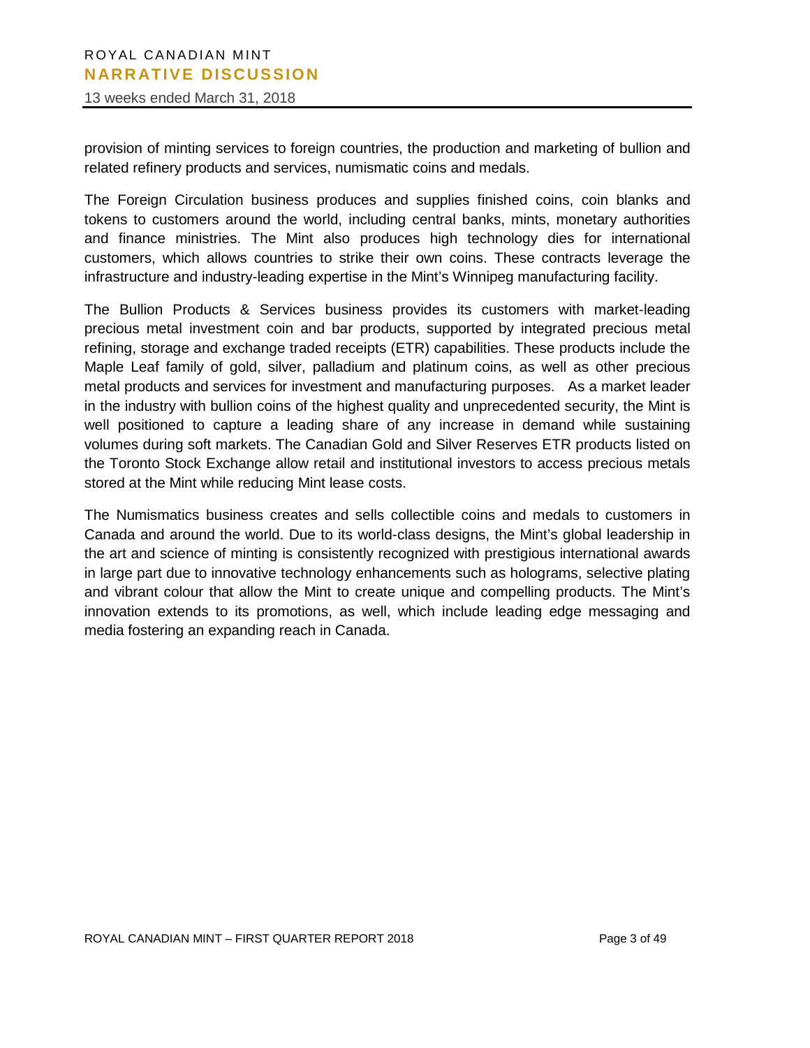provision of minting services to foreign countries, the production and marketing of bullion and related refinery products and services, numismatic coins and medals.

The Foreign Circulation business produces and supplies finished coins, coin blanks and tokens to customers around the world, including central banks, mints, monetary authorities and finance ministries. The Mint also produces high technology dies for international customers, which allows countries to strike their own coins. These contracts leverage the infrastructure and industry-leading expertise in the Mint's Winnipeg manufacturing facility.

The Bullion Products & Services business provides its customers with market-leading precious metal investment coin and bar products, supported by integrated precious metal refining, storage and exchange traded receipts (ETR) capabilities. These products include the Maple Leaf family of gold, silver, palladium and platinum coins, as well as other precious metal products and services for investment and manufacturing purposes. As a market leader in the industry with bullion coins of the highest quality and unprecedented security, the Mint is well positioned to capture a leading share of any increase in demand while sustaining volumes during soft markets. The Canadian Gold and Silver Reserves ETR products listed on the Toronto Stock Exchange allow retail and institutional investors to access precious metals stored at the Mint while reducing Mint lease costs.

The Numismatics business creates and sells collectible coins and medals to customers in Canada and around the world. Due to its world-class designs, the Mint's global leadership in the art and science of minting is consistently recognized with prestigious international awards in large part due to innovative technology enhancements such as holograms, selective plating and vibrant colour that allow the Mint to create unique and compelling products. The Mint's innovation extends to its promotions, as well, which include leading edge messaging and media fostering an expanding reach in Canada.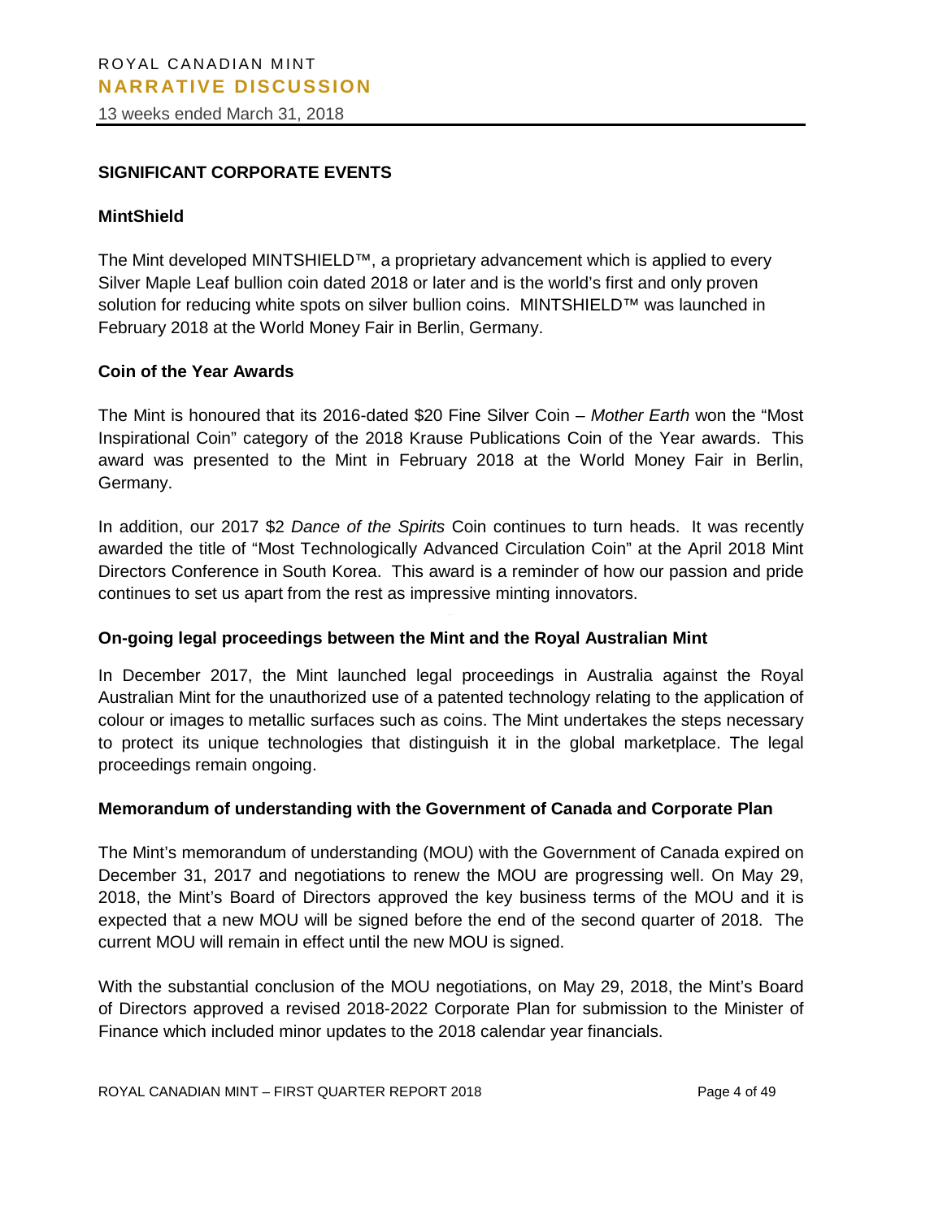## SIGNIFICANT CORPORATE EVENTS

### MintShield

The Mint developed MINTSHIELD™, a proprietary advancement which is applied to every Silver Maple Leaf bullion coin dated 2018 or later and is the world's first and only proven solution for reducing white spots on silver bullion coins. MINTSHIELD™ was launched in February 2018 at the World Money Fair in Berlin, Germany.

### Coin of the Year Awards

The Mint is honoured that its 2016-dated $20 Fine Silver Coin – *Mother Earth* won the "Most Inspirational Coin" category of the 2018 Krause Publications Coin of the Year awards. This award was presented to the Mint in February 2018 at the World Money Fair in Berlin, Germany.

In addition, our 2017 $2 *Dance of the Spirits* Coin continues to turn heads. It was recently awarded the title of "Most Technologically Advanced Circulation Coin" at the April 2018 Mint Directors Conference in South Korea. This award is a reminder of how our passion and pride continues to set us apart from the rest as impressive minting innovators.

### On-going legal proceedings between the Mint and the Royal Australian Mint

In December 2017, the Mint launched legal proceedings in Australia against the Royal Australian Mint for the unauthorized use of a patented technology relating to the application of colour or images to metallic surfaces such as coins. The Mint undertakes the steps necessary to protect its unique technologies that distinguish it in the global marketplace. The legal proceedings remain ongoing.

### Memorandum of understanding with the Government of Canada and Corporate Plan

The Mint's memorandum of understanding (MOU) with the Government of Canada expired on December 31, 2017 and negotiations to renew the MOU are progressing well. On May 29, 2018, the Mint's Board of Directors approved the key business terms of the MOU and it is expected that a new MOU will be signed before the end of the second quarter of 2018. The current MOU will remain in effect until the new MOU is signed.

With the substantial conclusion of the MOU negotiations, on May 29, 2018, the Mint's Board of Directors approved a revised 2018-2022 Corporate Plan for submission to the Minister of Finance which included minor updates to the 2018 calendar year financials.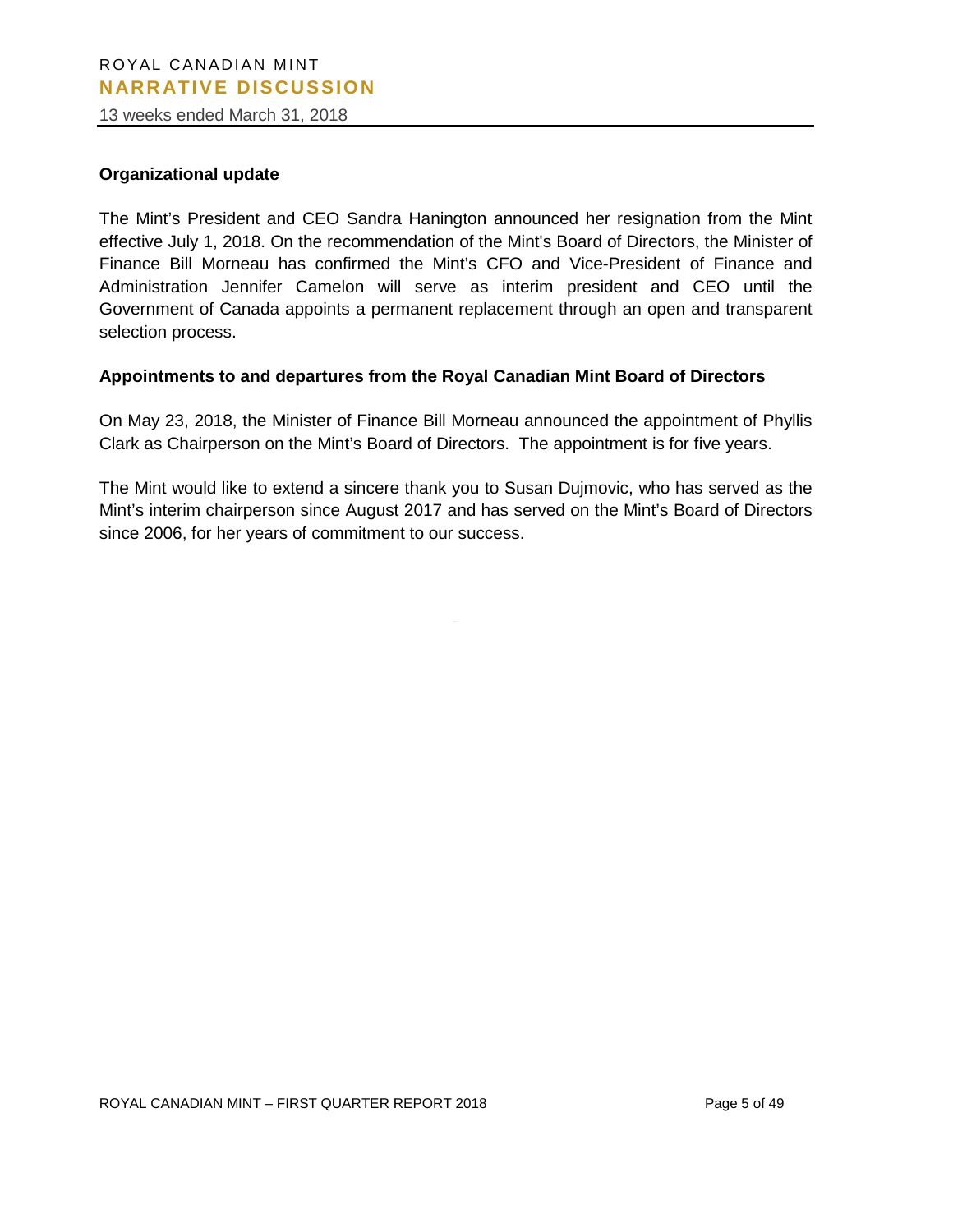### Organizational update

The Mint's President and CEO Sandra Hanington announced her resignation from the Mint effective July 1, 2018. On the recommendation of the Mint's Board of Directors, the Minister of Finance Bill Morneau has confirmed the Mint's CFO and Vice-President of Finance and Administration Jennifer Camelon will serve as interim president and CEO until the Government of Canada appoints a permanent replacement through an open and transparent selection process.

### Appointments to and departures from the Royal Canadian Mint Board of Directors

On May 23, 2018, the Minister of Finance Bill Morneau announced the appointment of Phyllis Clark as Chairperson on the Mint's Board of Directors. The appointment is for five years.

The Mint would like to extend a sincere thank you to Susan Dujmovic, who has served as the Mint's interim chairperson since August 2017 and has served on the Mint's Board of Directors since 2006, for her years of commitment to our success.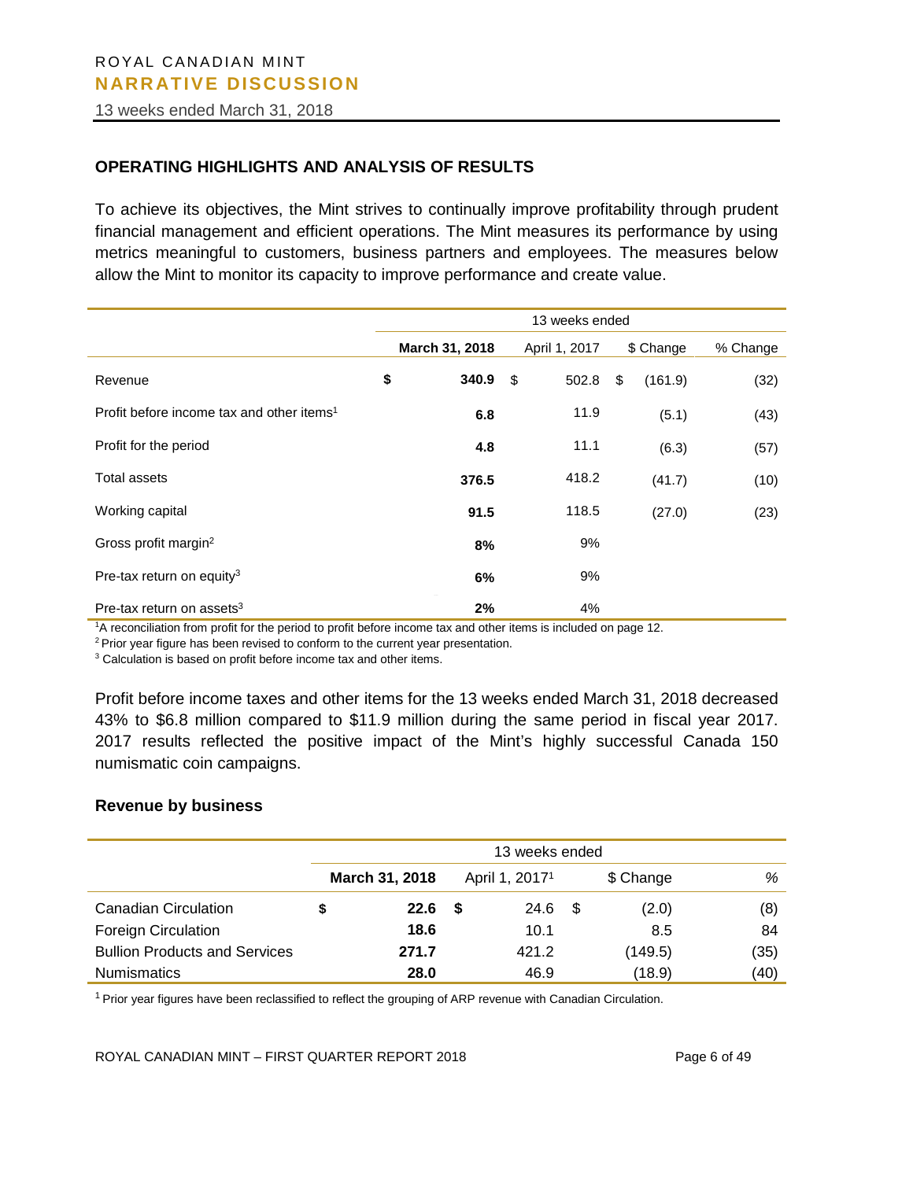## OPERATING HIGHLIGHTS AND ANALYSIS OF RESULTS

To achieve its objectives, the Mint strives to continually improve profitability through prudent financial management and efficient operations. The Mint measures its performance by using metrics meaningful to customers, business partners and employees. The measures below allow the Mint to monitor its capacity to improve performance and create value.

| | 13 weeks ended | | | |
|---|---|---|---|---|
| | **March 31, 2018** | April 1, 2017 | $ Change | % Change |
| Revenue | **$ 340.9** | $ 502.8 | $ (161.9) | (32) |
| Profit before income tax and other items[1] | **6.8** | 11.9 | (5.1) | (43) |
| Profit for the period | **4.8** | 11.1 | (6.3) | (57) |
| Total assets | **376.5** | 418.2 | (41.7) | (10) |
| Working capital | **91.5** | 118.5 | (27.0) | (23) |
| Gross profit margin[2] | **8%** | 9% | | |
| Pre-tax return on equity[3] | **6%** | 9% | | |
| Pre-tax return on assets[3] | **2%** | 4% | | |

[1]A reconciliation from profit for the period to profit before income tax and other items is included on page 12.

[2] Prior year figure has been revised to conform to the current year presentation.

[3] Calculation is based on profit before income tax and other items.

Profit before income taxes and other items for the 13 weeks ended March 31, 2018 decreased 43% to $6.8 million compared to $11.9 million during the same period in fiscal year 2017. 2017 results reflected the positive impact of the Mint's highly successful Canada 150 numismatic coin campaigns.

### Revenue by business

| | 13 weeks ended | | | |
|---|---|---|---|---|
| | **March 31, 2018** | April 1, 2017[1] | $ Change | % |
| Canadian Circulation | **$ 22.6** | $ 24.6 | $ (2.0) | (8) |
| Foreign Circulation | **18.6** | 10.1 | 8.5 | 84 |
| Bullion Products and Services | **271.7** | 421.2 | (149.5) | (35) |
| Numismatics | **28.0** | 46.9 | (18.9) | (40) |

[1] Prior year figures have been reclassified to reflect the grouping of ARP revenue with Canadian Circulation.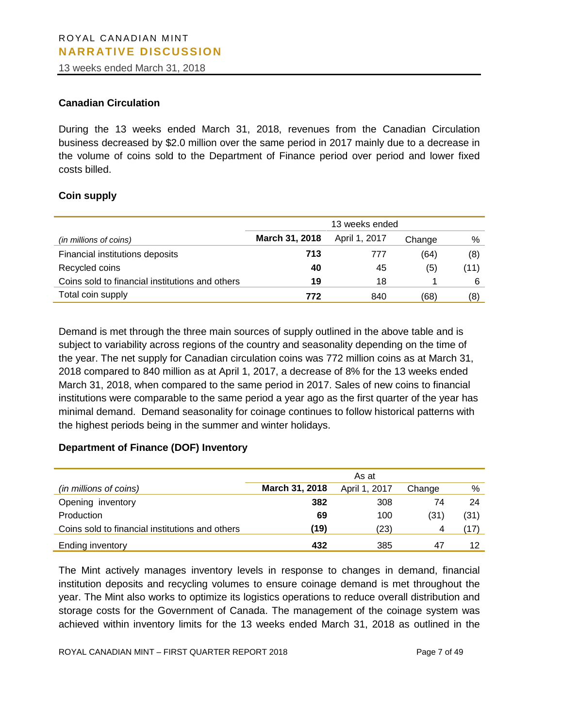### Canadian Circulation

During the 13 weeks ended March 31, 2018, revenues from the Canadian Circulation business decreased by $2.0 million over the same period in 2017 mainly due to a decrease in the volume of coins sold to the Department of Finance period over period and lower fixed costs billed.

### Coin supply

| | 13 weeks ended | | | |
|---|---|---|---|---|
| *(in millions of coins)* | **March 31, 2018** | April 1, 2017 | Change | % |
| Financial institutions deposits | **713** | 777 | (64) | (8) |
| Recycled coins | **40** | 45 | (5) | (11) |
| Coins sold to financial institutions and others | **19** | 18 | 1 | 6 |
| Total coin supply | **772** | 840 | (68) | (8) |

Demand is met through the three main sources of supply outlined in the above table and is subject to variability across regions of the country and seasonality depending on the time of the year. The net supply for Canadian circulation coins was 772 million coins as at March 31, 2018 compared to 840 million as at April 1, 2017, a decrease of 8% for the 13 weeks ended March 31, 2018, when compared to the same period in 2017. Sales of new coins to financial institutions were comparable to the same period a year ago as the first quarter of the year has minimal demand. Demand seasonality for coinage continues to follow historical patterns with the highest periods being in the summer and winter holidays.

### Department of Finance (DOF) Inventory

| | As at | | | |
|---|---|---|---|---|
| *(in millions of coins)* | **March 31, 2018** | April 1, 2017 | Change | % |
| Opening inventory | **382** | 308 | 74 | 24 |
| Production | **69** | 100 | (31) | (31) |
| Coins sold to financial institutions and others | **(19)** | (23) | 4 | (17) |
| Ending inventory | **432** | 385 | 47 | 12 |

The Mint actively manages inventory levels in response to changes in demand, financial institution deposits and recycling volumes to ensure coinage demand is met throughout the year. The Mint also works to optimize its logistics operations to reduce overall distribution and storage costs for the Government of Canada. The management of the coinage system was achieved within inventory limits for the 13 weeks ended March 31, 2018 as outlined in the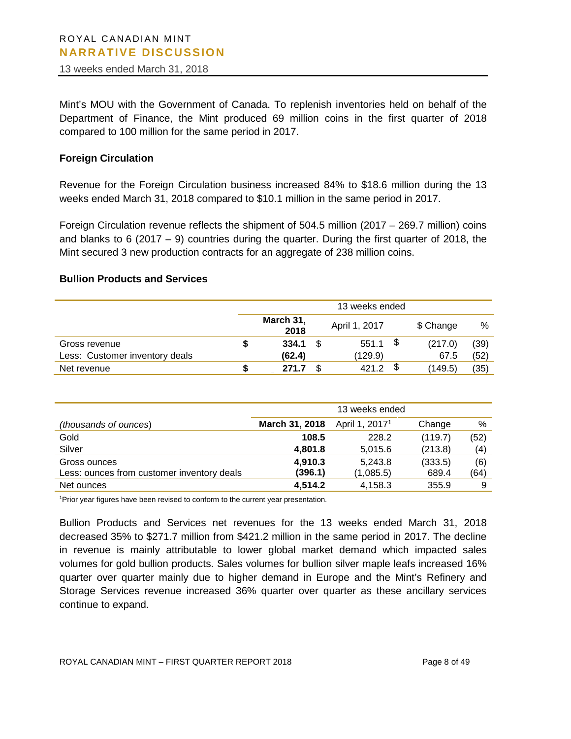Mint's MOU with the Government of Canada. To replenish inventories held on behalf of the Department of Finance, the Mint produced 69 million coins in the first quarter of 2018 compared to 100 million for the same period in 2017.

### Foreign Circulation

Revenue for the Foreign Circulation business increased 84% to \$18.6 million during the 13 weeks ended March 31, 2018 compared to \$10.1 million in the same period in 2017.

Foreign Circulation revenue reflects the shipment of 504.5 million (2017 – 269.7 million) coins and blanks to 6 (2017 – 9) countries during the quarter. During the first quarter of 2018, the Mint secured 3 new production contracts for an aggregate of 238 million coins.

### Bullion Products and Services

| | 13 weeks ended | | | |
|---|---|---|---|---|
| | **March 31, 2018** | April 1, 2017 | \$ Change | % |
| Gross revenue | \$ **334.1** | \$ 551.1 | \$ (217.0) | (39) |
| Less: Customer inventory deals | **(62.4)** | (129.9) | 67.5 | (52) |
| Net revenue | \$ **271.7** | \$ 421.2 | \$ (149.5) | (35) |

| | 13 weeks ended | | | |
|---|---|---|---|---|
| *(thousands of ounces)* | **March 31, 2018** | April 1, 2017[1] | Change | % |
| Gold | **108.5** | 228.2 | (119.7) | (52) |
| Silver | **4,801.8** | 5,015.6 | (213.8) | (4) |
| Gross ounces | **4,910.3** | 5,243.8 | (333.5) | (6) |
| Less: ounces from customer inventory deals | **(396.1)** | (1,085.5) | 689.4 | (64) |
| Net ounces | **4,514.2** | 4,158.3 | 355.9 | 9 |

[1]Prior year figures have been revised to conform to the current year presentation.

Bullion Products and Services net revenues for the 13 weeks ended March 31, 2018 decreased 35% to \$271.7 million from \$421.2 million in the same period in 2017. The decline in revenue is mainly attributable to lower global market demand which impacted sales volumes for gold bullion products. Sales volumes for bullion silver maple leafs increased 16% quarter over quarter mainly due to higher demand in Europe and the Mint's Refinery and Storage Services revenue increased 36% quarter over quarter as these ancillary services continue to expand.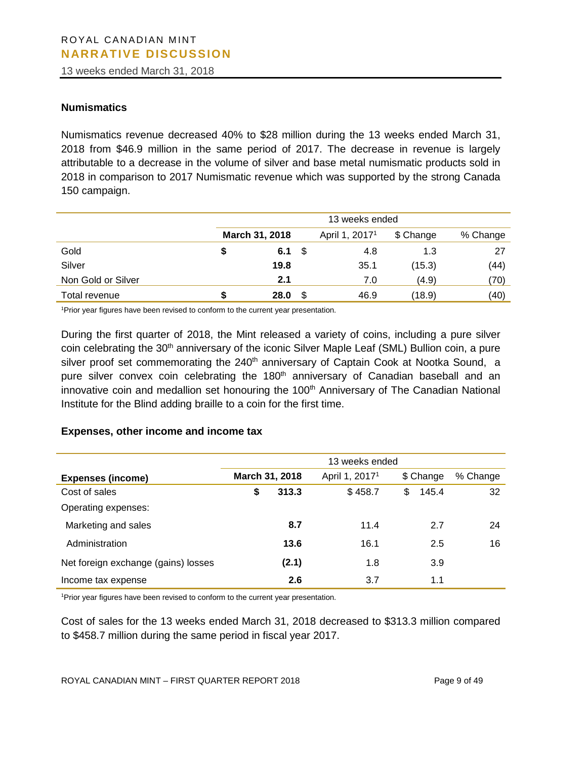### Numismatics

Numismatics revenue decreased 40% to $28 million during the 13 weeks ended March 31, 2018 from $46.9 million in the same period of 2017. The decrease in revenue is largely attributable to a decrease in the volume of silver and base metal numismatic products sold in 2018 in comparison to 2017 Numismatic revenue which was supported by the strong Canada 150 campaign.

| | 13 weeks ended | | | |
|---|---|---|---|---|
| | **March 31, 2018** | April 1, 2017[1] | $ Change | % Change |
| Gold | **$ 6.1** | $ 4.8 | 1.3 | 27 |
| Silver | **19.8** | 35.1 | (15.3) | (44) |
| Non Gold or Silver | **2.1** | 7.0 | (4.9) | (70) |
| Total revenue | **$ 28.0** | $ 46.9 | (18.9) | (40) |

[1]Prior year figures have been revised to conform to the current year presentation.

During the first quarter of 2018, the Mint released a variety of coins, including a pure silver coin celebrating the 30th anniversary of the iconic Silver Maple Leaf (SML) Bullion coin, a pure silver proof set commemorating the 240th anniversary of Captain Cook at Nootka Sound, a pure silver convex coin celebrating the 180th anniversary of Canadian baseball and an innovative coin and medallion set honouring the 100th Anniversary of The Canadian National Institute for the Blind adding braille to a coin for the first time.

### Expenses, other income and income tax

| | 13 weeks ended | | | |
|---|---|---|---|---|
| **Expenses (income)** | **March 31, 2018** | April 1, 2017[1] | $ Change | % Change |
| Cost of sales | **$ 313.3** | $ 458.7 | $ 145.4 | 32 |
| Operating expenses: | | | | |
| Marketing and sales | **8.7** | 11.4 | 2.7 | 24 |
| Administration | **13.6** | 16.1 | 2.5 | 16 |
| Net foreign exchange (gains) losses | **(2.1)** | 1.8 | 3.9 | |
| Income tax expense | **2.6** | 3.7 | 1.1 | |

[1]Prior year figures have been revised to conform to the current year presentation.

Cost of sales for the 13 weeks ended March 31, 2018 decreased to $313.3 million compared to $458.7 million during the same period in fiscal year 2017.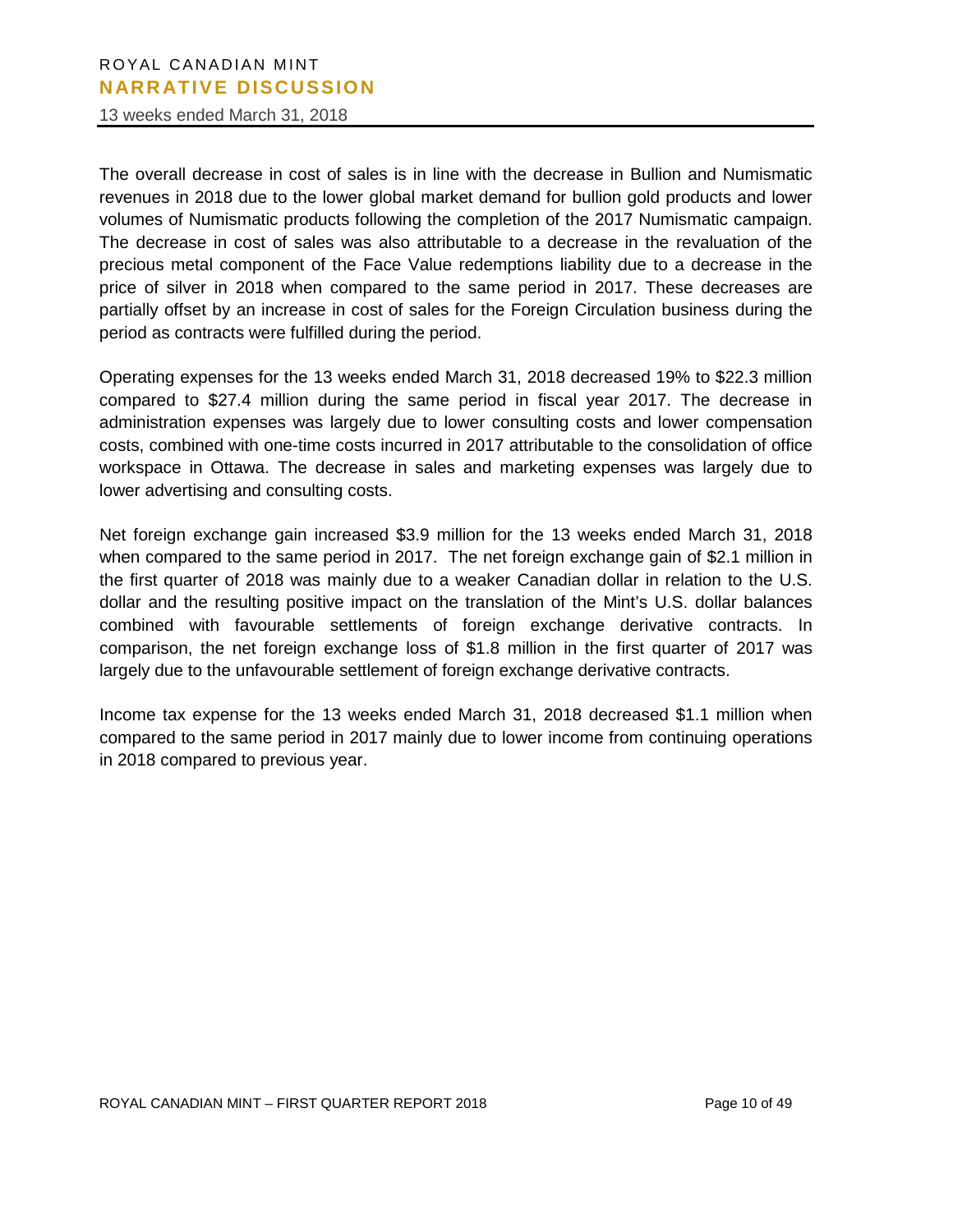The overall decrease in cost of sales is in line with the decrease in Bullion and Numismatic revenues in 2018 due to the lower global market demand for bullion gold products and lower volumes of Numismatic products following the completion of the 2017 Numismatic campaign. The decrease in cost of sales was also attributable to a decrease in the revaluation of the precious metal component of the Face Value redemptions liability due to a decrease in the price of silver in 2018 when compared to the same period in 2017. These decreases are partially offset by an increase in cost of sales for the Foreign Circulation business during the period as contracts were fulfilled during the period.

Operating expenses for the 13 weeks ended March 31, 2018 decreased 19% to $22.3 million compared to $27.4 million during the same period in fiscal year 2017. The decrease in administration expenses was largely due to lower consulting costs and lower compensation costs, combined with one-time costs incurred in 2017 attributable to the consolidation of office workspace in Ottawa. The decrease in sales and marketing expenses was largely due to lower advertising and consulting costs.

Net foreign exchange gain increased $3.9 million for the 13 weeks ended March 31, 2018 when compared to the same period in 2017. The net foreign exchange gain of $2.1 million in the first quarter of 2018 was mainly due to a weaker Canadian dollar in relation to the U.S. dollar and the resulting positive impact on the translation of the Mint's U.S. dollar balances combined with favourable settlements of foreign exchange derivative contracts. In comparison, the net foreign exchange loss of $1.8 million in the first quarter of 2017 was largely due to the unfavourable settlement of foreign exchange derivative contracts.

Income tax expense for the 13 weeks ended March 31, 2018 decreased $1.1 million when compared to the same period in 2017 mainly due to lower income from continuing operations in 2018 compared to previous year.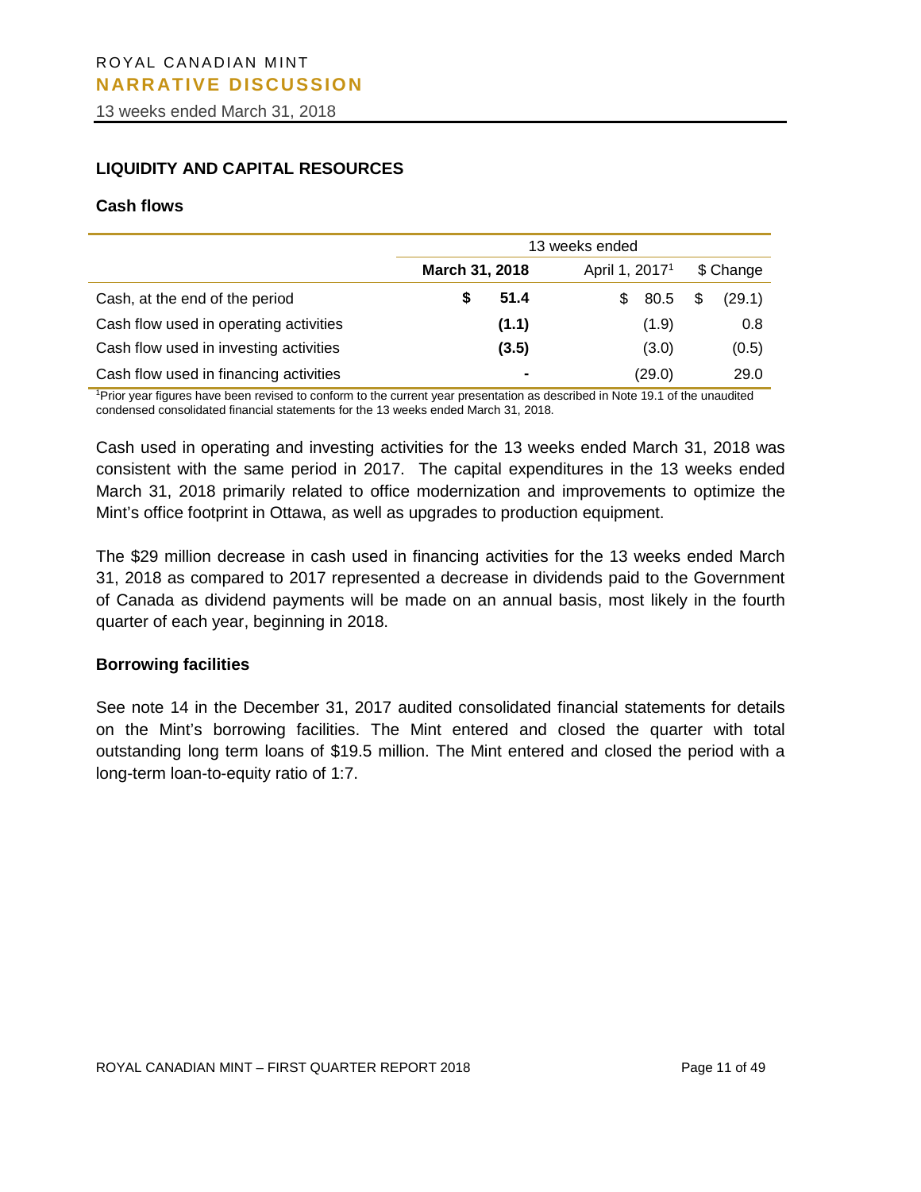## LIQUIDITY AND CAPITAL RESOURCES

### Cash flows

| | 13 weeks ended | | |
|---|---|---|---|
| | **March 31, 2018** | April 1, 2017[1] | $ Change |
| Cash, at the end of the period | **$ 51.4** | $ 80.5 | $ (29.1) |
| Cash flow used in operating activities | **(1.1)** | (1.9) | 0.8 |
| Cash flow used in investing activities | **(3.5)** | (3.0) | (0.5) |
| Cash flow used in financing activities | **-** | (29.0) | 29.0 |

[1]Prior year figures have been revised to conform to the current year presentation as described in Note 19.1 of the unaudited condensed consolidated financial statements for the 13 weeks ended March 31, 2018.

Cash used in operating and investing activities for the 13 weeks ended March 31, 2018 was consistent with the same period in 2017. The capital expenditures in the 13 weeks ended March 31, 2018 primarily related to office modernization and improvements to optimize the Mint's office footprint in Ottawa, as well as upgrades to production equipment.

The $29 million decrease in cash used in financing activities for the 13 weeks ended March 31, 2018 as compared to 2017 represented a decrease in dividends paid to the Government of Canada as dividend payments will be made on an annual basis, most likely in the fourth quarter of each year, beginning in 2018.

### Borrowing facilities

See note 14 in the December 31, 2017 audited consolidated financial statements for details on the Mint's borrowing facilities. The Mint entered and closed the quarter with total outstanding long term loans of $19.5 million. The Mint entered and closed the period with a long-term loan-to-equity ratio of 1:7.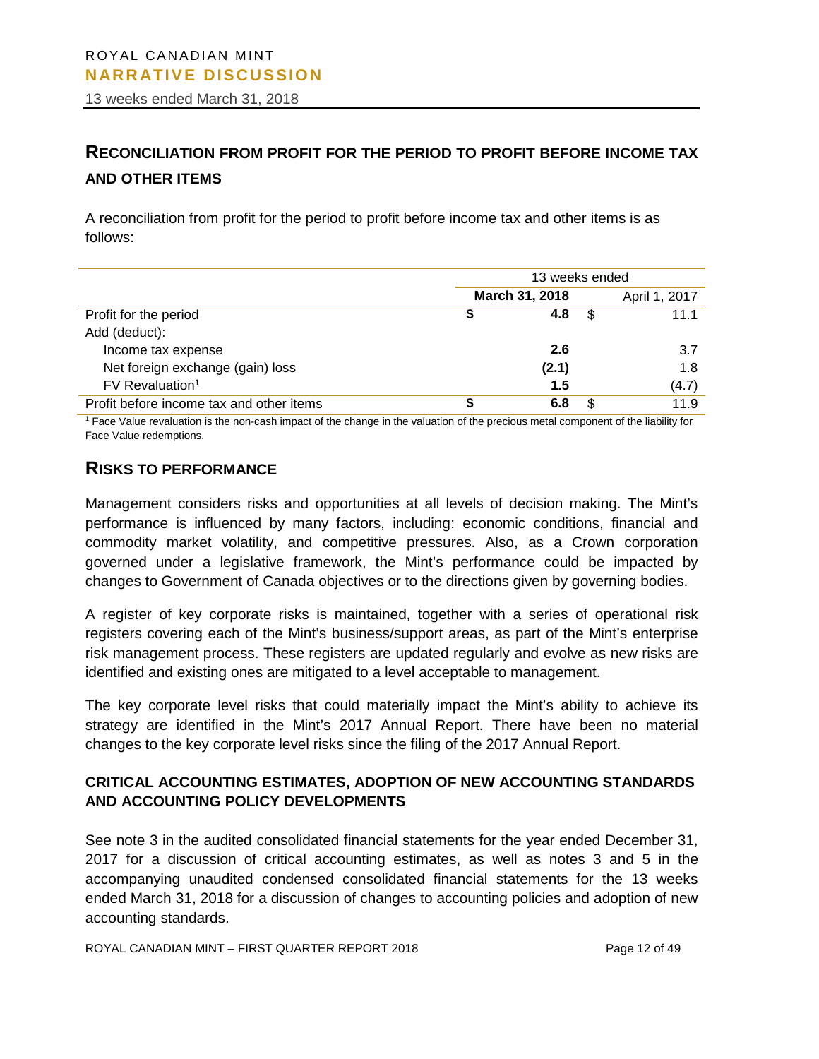## RECONCILIATION FROM PROFIT FOR THE PERIOD TO PROFIT BEFORE INCOME TAX AND OTHER ITEMS

A reconciliation from profit for the period to profit before income tax and other items is as follows:

| | 13 weeks ended | |
|---|---|---|
| | **March 31, 2018** | April 1, 2017 |
| Profit for the period | **$ 4.8** | $ 11.1 |
| Add (deduct): | | |
| Income tax expense | **2.6** | 3.7 |
| Net foreign exchange (gain) loss | **(2.1)** | 1.8 |
| FV Revaluation[1] | **1.5** | (4.7) |
| Profit before income tax and other items | **$ 6.8** | $ 11.9 |

[1] Face Value revaluation is the non-cash impact of the change in the valuation of the precious metal component of the liability for Face Value redemptions.

## RISKS TO PERFORMANCE

Management considers risks and opportunities at all levels of decision making. The Mint's performance is influenced by many factors, including: economic conditions, financial and commodity market volatility, and competitive pressures. Also, as a Crown corporation governed under a legislative framework, the Mint's performance could be impacted by changes to Government of Canada objectives or to the directions given by governing bodies.

A register of key corporate risks is maintained, together with a series of operational risk registers covering each of the Mint's business/support areas, as part of the Mint's enterprise risk management process. These registers are updated regularly and evolve as new risks are identified and existing ones are mitigated to a level acceptable to management.

The key corporate level risks that could materially impact the Mint's ability to achieve its strategy are identified in the Mint's 2017 Annual Report. There have been no material changes to the key corporate level risks since the filing of the 2017 Annual Report.

### CRITICAL ACCOUNTING ESTIMATES, ADOPTION OF NEW ACCOUNTING STANDARDS AND ACCOUNTING POLICY DEVELOPMENTS

See note 3 in the audited consolidated financial statements for the year ended December 31, 2017 for a discussion of critical accounting estimates, as well as notes 3 and 5 in the accompanying unaudited condensed consolidated financial statements for the 13 weeks ended March 31, 2018 for a discussion of changes to accounting policies and adoption of new accounting standards.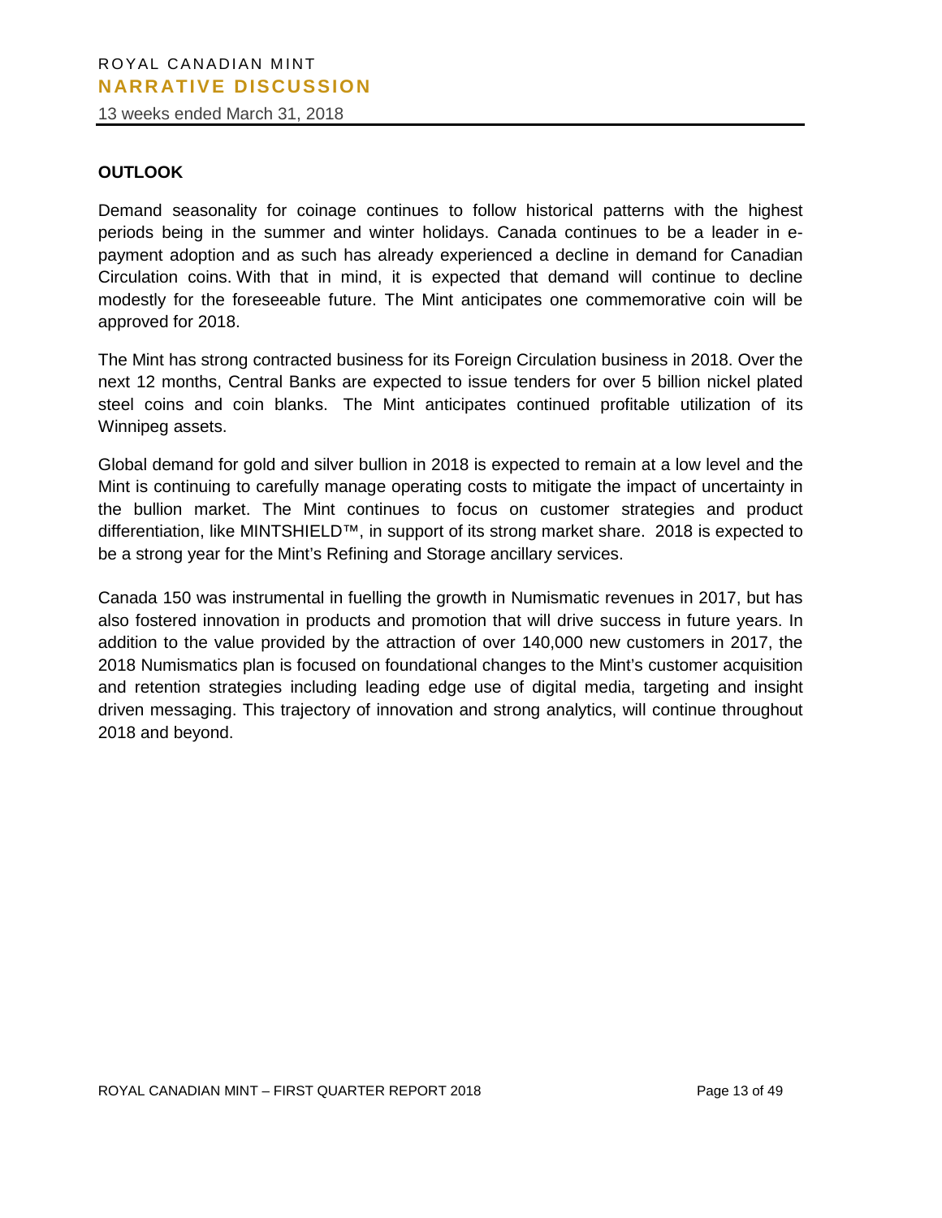## OUTLOOK

Demand seasonality for coinage continues to follow historical patterns with the highest periods being in the summer and winter holidays. Canada continues to be a leader in e-payment adoption and as such has already experienced a decline in demand for Canadian Circulation coins. With that in mind, it is expected that demand will continue to decline modestly for the foreseeable future. The Mint anticipates one commemorative coin will be approved for 2018.

The Mint has strong contracted business for its Foreign Circulation business in 2018. Over the next 12 months, Central Banks are expected to issue tenders for over 5 billion nickel plated steel coins and coin blanks. The Mint anticipates continued profitable utilization of its Winnipeg assets.

Global demand for gold and silver bullion in 2018 is expected to remain at a low level and the Mint is continuing to carefully manage operating costs to mitigate the impact of uncertainty in the bullion market. The Mint continues to focus on customer strategies and product differentiation, like MINTSHIELD™, in support of its strong market share. 2018 is expected to be a strong year for the Mint's Refining and Storage ancillary services.

Canada 150 was instrumental in fuelling the growth in Numismatic revenues in 2017, but has also fostered innovation in products and promotion that will drive success in future years. In addition to the value provided by the attraction of over 140,000 new customers in 2017, the 2018 Numismatics plan is focused on foundational changes to the Mint's customer acquisition and retention strategies including leading edge use of digital media, targeting and insight driven messaging. This trajectory of innovation and strong analytics, will continue throughout 2018 and beyond.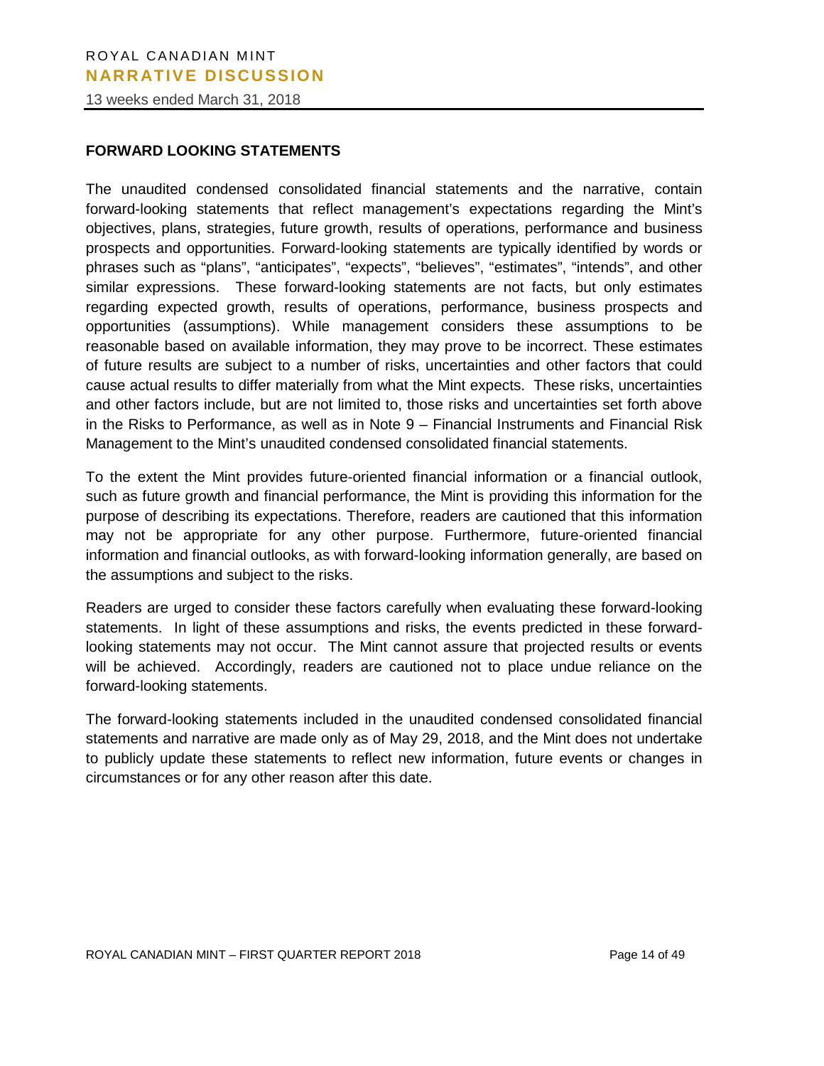## FORWARD LOOKING STATEMENTS

The unaudited condensed consolidated financial statements and the narrative, contain forward-looking statements that reflect management's expectations regarding the Mint's objectives, plans, strategies, future growth, results of operations, performance and business prospects and opportunities. Forward-looking statements are typically identified by words or phrases such as "plans", "anticipates", "expects", "believes", "estimates", "intends", and other similar expressions. These forward-looking statements are not facts, but only estimates regarding expected growth, results of operations, performance, business prospects and opportunities (assumptions). While management considers these assumptions to be reasonable based on available information, they may prove to be incorrect. These estimates of future results are subject to a number of risks, uncertainties and other factors that could cause actual results to differ materially from what the Mint expects. These risks, uncertainties and other factors include, but are not limited to, those risks and uncertainties set forth above in the Risks to Performance, as well as in Note 9 – Financial Instruments and Financial Risk Management to the Mint's unaudited condensed consolidated financial statements.

To the extent the Mint provides future-oriented financial information or a financial outlook, such as future growth and financial performance, the Mint is providing this information for the purpose of describing its expectations. Therefore, readers are cautioned that this information may not be appropriate for any other purpose. Furthermore, future-oriented financial information and financial outlooks, as with forward-looking information generally, are based on the assumptions and subject to the risks.

Readers are urged to consider these factors carefully when evaluating these forward-looking statements. In light of these assumptions and risks, the events predicted in these forward-looking statements may not occur. The Mint cannot assure that projected results or events will be achieved. Accordingly, readers are cautioned not to place undue reliance on the forward-looking statements.

The forward-looking statements included in the unaudited condensed consolidated financial statements and narrative are made only as of May 29, 2018, and the Mint does not undertake to publicly update these statements to reflect new information, future events or changes in circumstances or for any other reason after this date.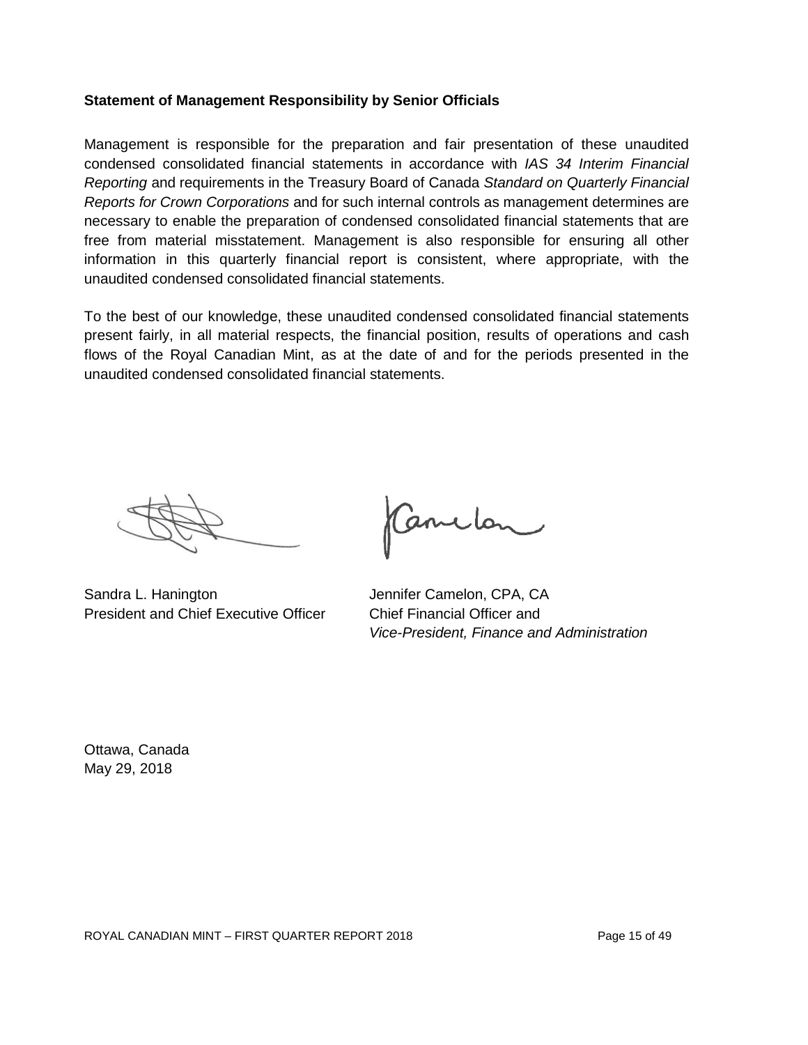**Statement of Management Responsibility by Senior Officials**

Management is responsible for the preparation and fair presentation of these unaudited condensed consolidated financial statements in accordance with *IAS 34 Interim Financial Reporting* and requirements in the Treasury Board of Canada *Standard on Quarterly Financial Reports for Crown Corporations* and for such internal controls as management determines are necessary to enable the preparation of condensed consolidated financial statements that are free from material misstatement. Management is also responsible for ensuring all other information in this quarterly financial report is consistent, where appropriate, with the unaudited condensed consolidated financial statements.

To the best of our knowledge, these unaudited condensed consolidated financial statements present fairly, in all material respects, the financial position, results of operations and cash flows of the Royal Canadian Mint, as at the date of and for the periods presented in the unaudited condensed consolidated financial statements.

Sandra L. Hanington
President and Chief Executive Officer

Jennifer Camelon, CPA, CA
Chief Financial Officer and
*Vice-President, Finance and Administration*

Ottawa, Canada
May 29, 2018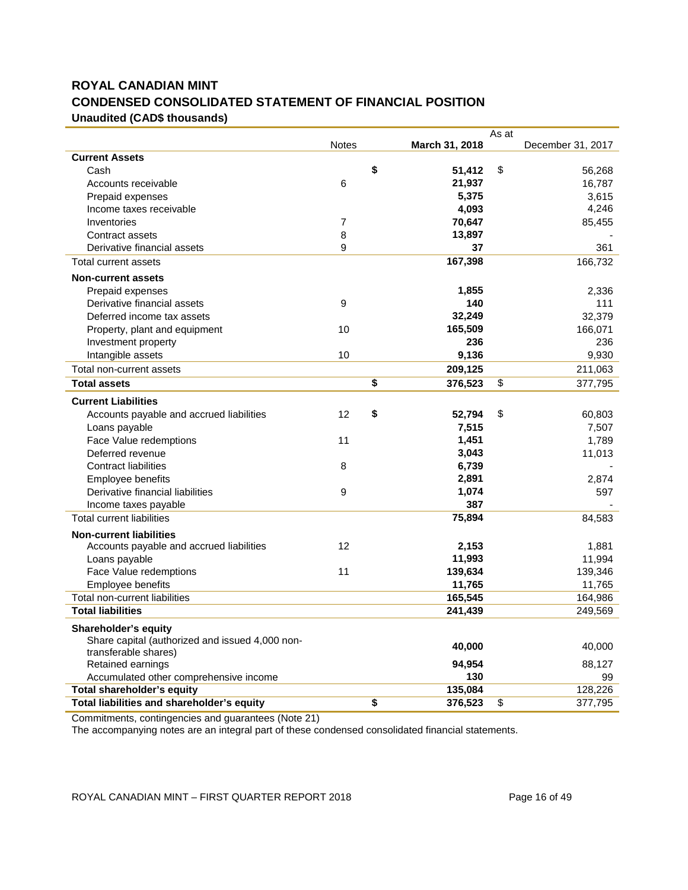# ROYAL CANADIAN MINT
## CONDENSED CONSOLIDATED STATEMENT OF FINANCIAL POSITION
### Unaudited (CAD$ thousands)

| | Notes | As at March 31, 2018 | As at December 31, 2017 |
|---|---|---|---|
| **Current Assets** | | | |
| Cash | | **$ 51,412** | $ 56,268 |
| Accounts receivable | 6 | **21,937** | 16,787 |
| Prepaid expenses | | **5,375** | 3,615 |
| Income taxes receivable | | **4,093** | 4,246 |
| Inventories | 7 | **70,647** | 85,455 |
| Contract assets | 8 | **13,897** | - |
| Derivative financial assets | 9 | **37** | 361 |
| Total current assets | | **167,398** | 166,732 |
| **Non-current assets** | | | |
| Prepaid expenses | | **1,855** | 2,336 |
| Derivative financial assets | 9 | **140** | 111 |
| Deferred income tax assets | | **32,249** | 32,379 |
| Property, plant and equipment | 10 | **165,509** | 166,071 |
| Investment property | | **236** | 236 |
| Intangible assets | 10 | **9,136** | 9,930 |
| Total non-current assets | | **209,125** | 211,063 |
| **Total assets** | | **$ 376,523** | $ 377,795 |
| **Current Liabilities** | | | |
| Accounts payable and accrued liabilities | 12 | **$ 52,794** | $ 60,803 |
| Loans payable | | **7,515** | 7,507 |
| Face Value redemptions | 11 | **1,451** | 1,789 |
| Deferred revenue | | **3,043** | 11,013 |
| Contract liabilities | 8 | **6,739** | - |
| Employee benefits | | **2,891** | 2,874 |
| Derivative financial liabilities | 9 | **1,074** | 597 |
| Income taxes payable | | **387** | - |
| Total current liabilities | | **75,894** | 84,583 |
| **Non-current liabilities** | | | |
| Accounts payable and accrued liabilities | 12 | **2,153** | 1,881 |
| Loans payable | | **11,993** | 11,994 |
| Face Value redemptions | 11 | **139,634** | 139,346 |
| Employee benefits | | **11,765** | 11,765 |
| Total non-current liabilities | | **165,545** | 164,986 |
| **Total liabilities** | | **241,439** | 249,569 |
| **Shareholder's equity** | | | |
| Share capital (authorized and issued 4,000 non-transferable shares) | | **40,000** | 40,000 |
| Retained earnings | | **94,954** | 88,127 |
| Accumulated other comprehensive income | | **130** | 99 |
| **Total shareholder's equity** | | **135,084** | 128,226 |
| **Total liabilities and shareholder's equity** | | **$ 376,523** | $ 377,795 |

Commitments, contingencies and guarantees (Note 21)

The accompanying notes are an integral part of these condensed consolidated financial statements.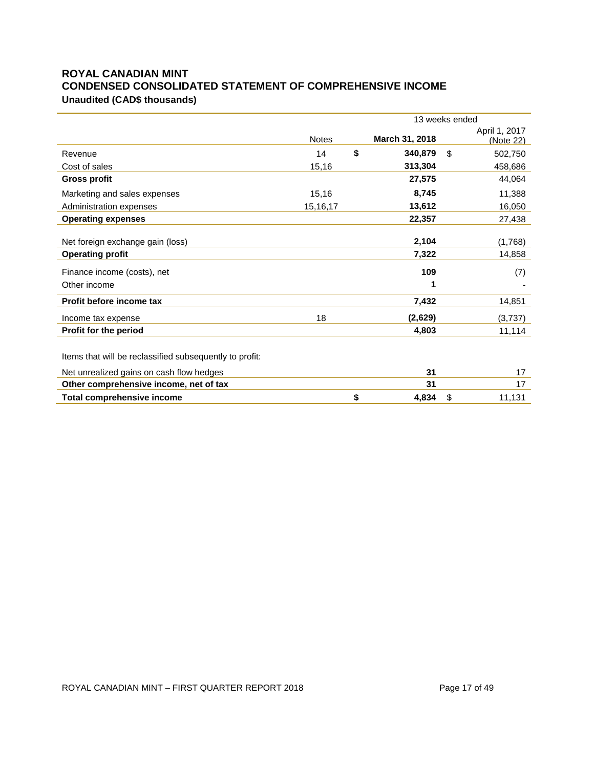# ROYAL CANADIAN MINT
## CONDENSED CONSOLIDATED STATEMENT OF COMPREHENSIVE INCOME
### Unaudited (CAD$ thousands)

| | Notes | 13 weeks ended March 31, 2018 | April 1, 2017 (Note 22) |
|---|---|---|---|
| Revenue | 14 | $ 340,879 | $ 502,750 |
| Cost of sales | 15,16 | 313,304 | 458,686 |
| **Gross profit** | | 27,575 | 44,064 |
| Marketing and sales expenses | 15,16 | 8,745 | 11,388 |
| Administration expenses | 15,16,17 | 13,612 | 16,050 |
| **Operating expenses** | | 22,357 | 27,438 |
| Net foreign exchange gain (loss) | | 2,104 | (1,768) |
| **Operating profit** | | 7,322 | 14,858 |
| Finance income (costs), net | | 109 | (7) |
| Other income | | 1 | - |
| **Profit before income tax** | | 7,432 | 14,851 |
| Income tax expense | 18 | (2,629) | (3,737) |
| **Profit for the period** | | 4,803 | 11,114 |
| Items that will be reclassified subsequently to profit: | | | |
| Net unrealized gains on cash flow hedges | | 31 | 17 |
| **Other comprehensive income, net of tax** | | 31 | 17 |
| **Total comprehensive income** | | $ 4,834 | $ 11,131 |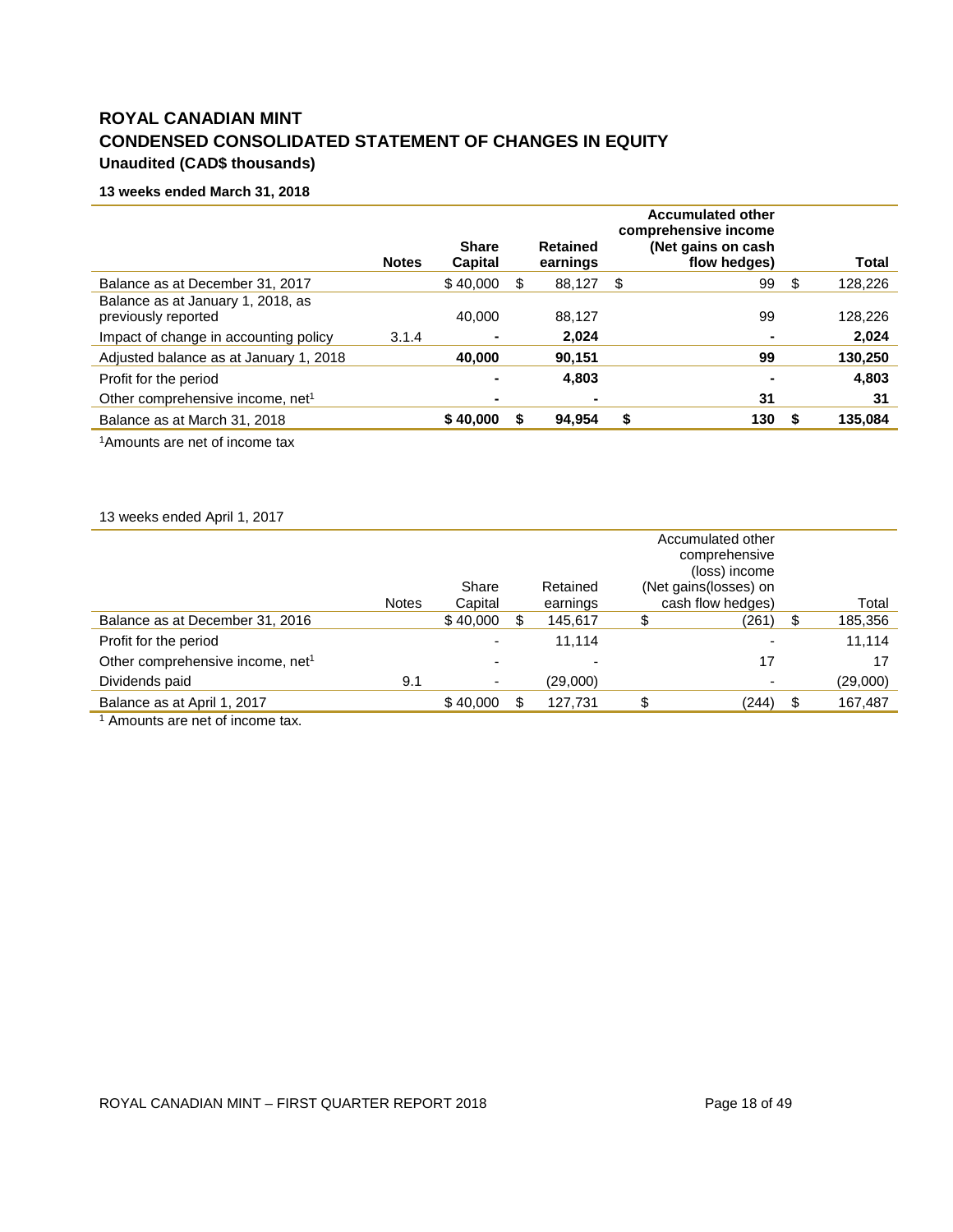# ROYAL CANADIAN MINT

## CONDENSED CONSOLIDATED STATEMENT OF CHANGES IN EQUITY

### Unaudited (CAD$ thousands)

**13 weeks ended March 31, 2018**

| | **Notes** | **Share Capital** | **Retained earnings** | **Accumulated other comprehensive income (Net gains on cash flow hedges)** | **Total** |
|---|---|---|---|---|---|
| Balance as at December 31, 2017 | | $ 40,000 | $ 88,127 | $ 99 | $ 128,226 |
| Balance as at January 1, 2018, as previously reported | | 40,000 | 88,127 | 99 | 128,226 |
| Impact of change in accounting policy | 3.1.4 | **-** | **2,024** | **-** | **2,024** |
| Adjusted balance as at January 1, 2018 | | **40,000** | **90,151** | **99** | **130,250** |
| Profit for the period | | **-** | **4,803** | **-** | **4,803** |
| Other comprehensive income, net[1] | | **-** | **-** | **31** | **31** |
| Balance as at March 31, 2018 | | **$ 40,000** | **$ 94,954** | **$ 130** | **$ 135,084** |

[1]Amounts are net of income tax

13 weeks ended April 1, 2017

| | Notes | Share Capital | Retained earnings | Accumulated other comprehensive (loss) income (Net gains(losses) on cash flow hedges) | Total |
|---|---|---|---|---|---|
| Balance as at December 31, 2016 | | $ 40,000 | $ 145,617 | $ (261) | $ 185,356 |
| Profit for the period | | - | 11,114 | - | 11,114 |
| Other comprehensive income, net[1] | | - | - | 17 | 17 |
| Dividends paid | 9.1 | - | (29,000) | - | (29,000) |
| Balance as at April 1, 2017 | | $ 40,000 | $ 127,731 | $ (244) | $ 167,487 |

[1] Amounts are net of income tax.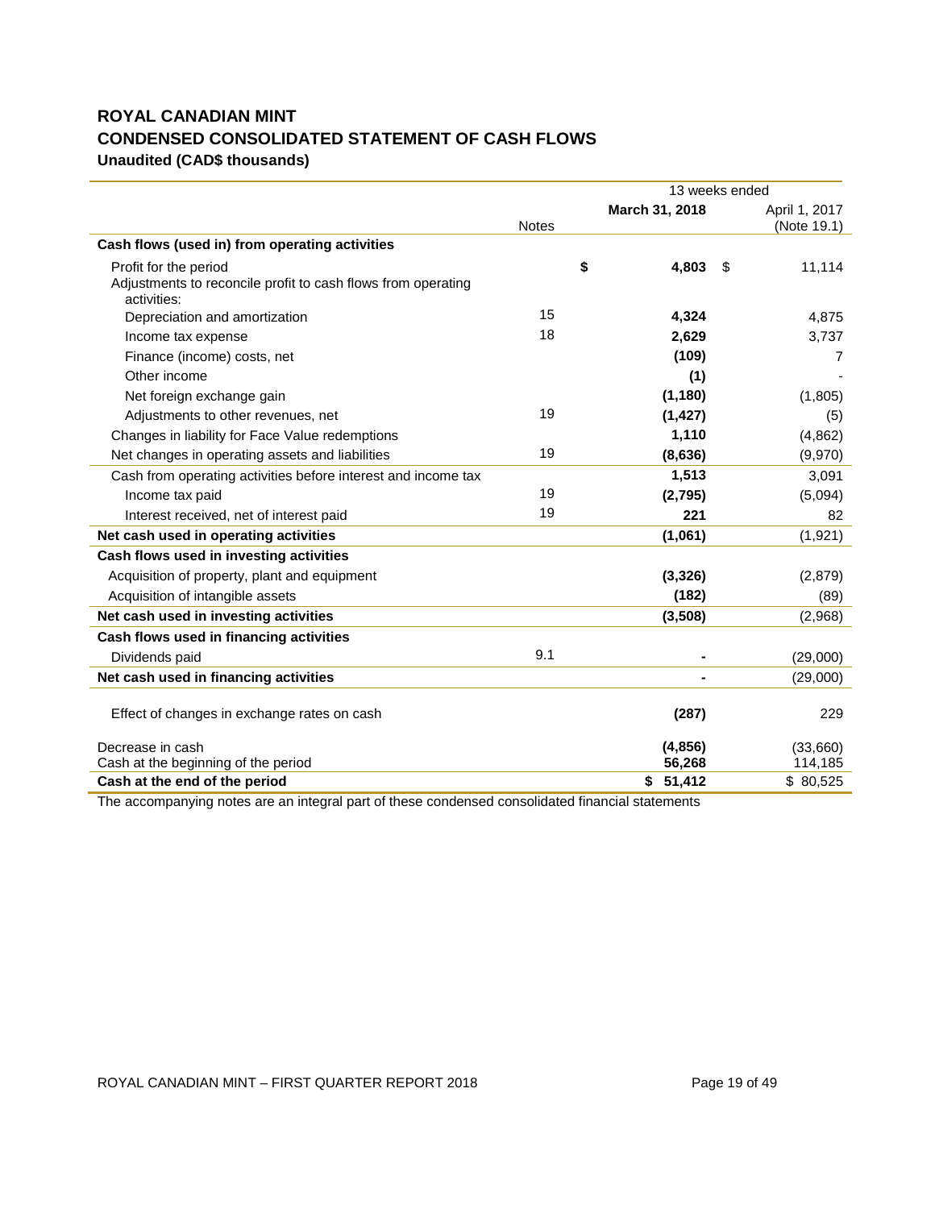# ROYAL CANADIAN MINT
## CONDENSED CONSOLIDATED STATEMENT OF CASH FLOWS
### Unaudited (CAD$ thousands)

| | Notes | 13 weeks ended March 31, 2018 | April 1, 2017 (Note 19.1) |
|---|---|---|---|
| **Cash flows (used in) from operating activities** | | | |
| Profit for the period | | **$ 4,803** | $ 11,114 |
| Adjustments to reconcile profit to cash flows from operating activities: | | | |
| Depreciation and amortization | 15 | **4,324** | 4,875 |
| Income tax expense | 18 | **2,629** | 3,737 |
| Finance (income) costs, net | | **(109)** | 7 |
| Other income | | **(1)** | - |
| Net foreign exchange gain | | **(1,180)** | (1,805) |
| Adjustments to other revenues, net | 19 | **(1,427)** | (5) |
| Changes in liability for Face Value redemptions | | **1,110** | (4,862) |
| Net changes in operating assets and liabilities | 19 | **(8,636)** | (9,970) |
| Cash from operating activities before interest and income tax | | **1,513** | 3,091 |
| Income tax paid | 19 | **(2,795)** | (5,094) |
| Interest received, net of interest paid | 19 | **221** | 82 |
| **Net cash used in operating activities** | | **(1,061)** | (1,921) |
| **Cash flows used in investing activities** | | | |
| Acquisition of property, plant and equipment | | **(3,326)** | (2,879) |
| Acquisition of intangible assets | | **(182)** | (89) |
| **Net cash used in investing activities** | | **(3,508)** | (2,968) |
| **Cash flows used in financing activities** | | | |
| Dividends paid | 9.1 | **-** | (29,000) |
| **Net cash used in financing activities** | | **-** | (29,000) |
| Effect of changes in exchange rates on cash | | **(287)** | 229 |
| Decrease in cash | | **(4,856)** | (33,660) |
| Cash at the beginning of the period | | **56,268** | 114,185 |
| **Cash at the end of the period** | | **$ 51,412** | $ 80,525 |

The accompanying notes are an integral part of these condensed consolidated financial statements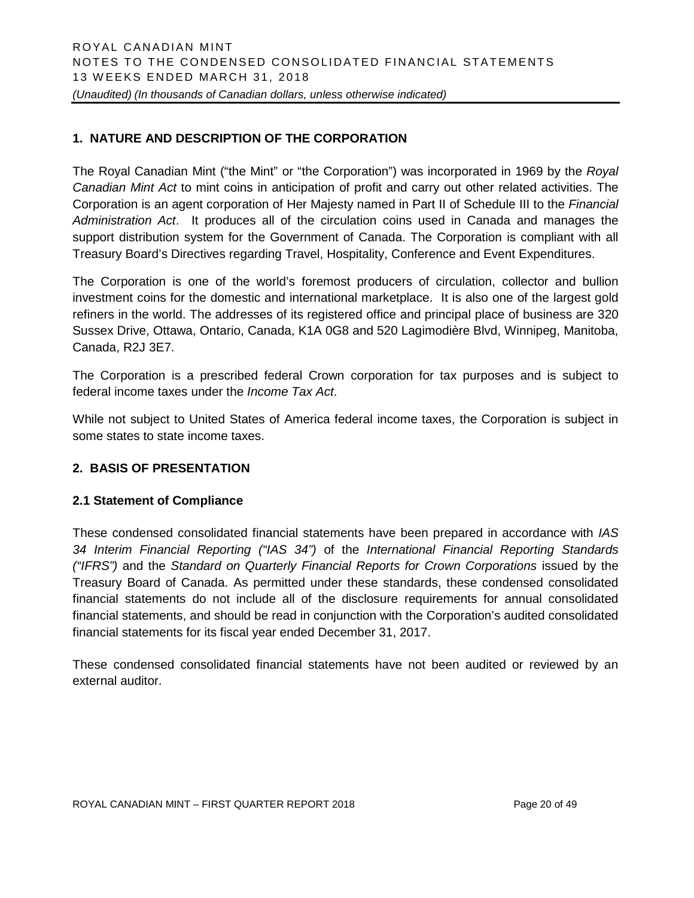## 1. NATURE AND DESCRIPTION OF THE CORPORATION

The Royal Canadian Mint ("the Mint" or "the Corporation") was incorporated in 1969 by the *Royal Canadian Mint Act* to mint coins in anticipation of profit and carry out other related activities. The Corporation is an agent corporation of Her Majesty named in Part II of Schedule III to the *Financial Administration Act*. It produces all of the circulation coins used in Canada and manages the support distribution system for the Government of Canada. The Corporation is compliant with all Treasury Board's Directives regarding Travel, Hospitality, Conference and Event Expenditures.

The Corporation is one of the world's foremost producers of circulation, collector and bullion investment coins for the domestic and international marketplace. It is also one of the largest gold refiners in the world. The addresses of its registered office and principal place of business are 320 Sussex Drive, Ottawa, Ontario, Canada, K1A 0G8 and 520 Lagimodière Blvd, Winnipeg, Manitoba, Canada, R2J 3E7.

The Corporation is a prescribed federal Crown corporation for tax purposes and is subject to federal income taxes under the *Income Tax Act*.

While not subject to United States of America federal income taxes, the Corporation is subject in some states to state income taxes.

## 2. BASIS OF PRESENTATION

### 2.1 Statement of Compliance

These condensed consolidated financial statements have been prepared in accordance with *IAS 34 Interim Financial Reporting ("IAS 34")* of the *International Financial Reporting Standards ("IFRS")* and the *Standard on Quarterly Financial Reports for Crown Corporations* issued by the Treasury Board of Canada. As permitted under these standards, these condensed consolidated financial statements do not include all of the disclosure requirements for annual consolidated financial statements, and should be read in conjunction with the Corporation's audited consolidated financial statements for its fiscal year ended December 31, 2017.

These condensed consolidated financial statements have not been audited or reviewed by an external auditor.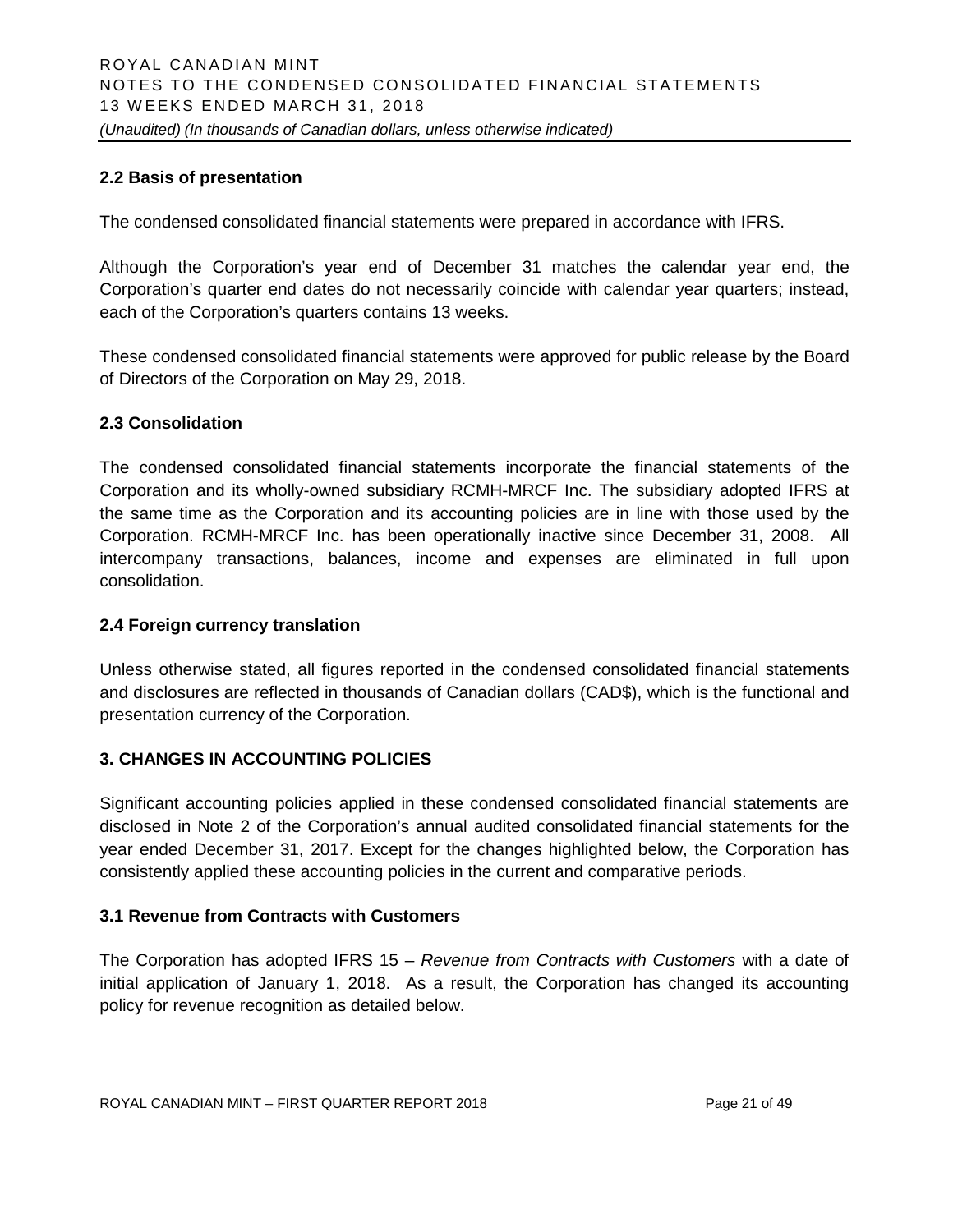### 2.2 Basis of presentation

The condensed consolidated financial statements were prepared in accordance with IFRS.

Although the Corporation's year end of December 31 matches the calendar year end, the Corporation's quarter end dates do not necessarily coincide with calendar year quarters; instead, each of the Corporation's quarters contains 13 weeks.

These condensed consolidated financial statements were approved for public release by the Board of Directors of the Corporation on May 29, 2018.

### 2.3 Consolidation

The condensed consolidated financial statements incorporate the financial statements of the Corporation and its wholly-owned subsidiary RCMH-MRCF Inc. The subsidiary adopted IFRS at the same time as the Corporation and its accounting policies are in line with those used by the Corporation. RCMH-MRCF Inc. has been operationally inactive since December 31, 2008. All intercompany transactions, balances, income and expenses are eliminated in full upon consolidation.

### 2.4 Foreign currency translation

Unless otherwise stated, all figures reported in the condensed consolidated financial statements and disclosures are reflected in thousands of Canadian dollars (CAD$), which is the functional and presentation currency of the Corporation.

## 3. CHANGES IN ACCOUNTING POLICIES

Significant accounting policies applied in these condensed consolidated financial statements are disclosed in Note 2 of the Corporation's annual audited consolidated financial statements for the year ended December 31, 2017. Except for the changes highlighted below, the Corporation has consistently applied these accounting policies in the current and comparative periods.

### 3.1 Revenue from Contracts with Customers

The Corporation has adopted IFRS 15 – *Revenue from Contracts with Customers* with a date of initial application of January 1, 2018. As a result, the Corporation has changed its accounting policy for revenue recognition as detailed below.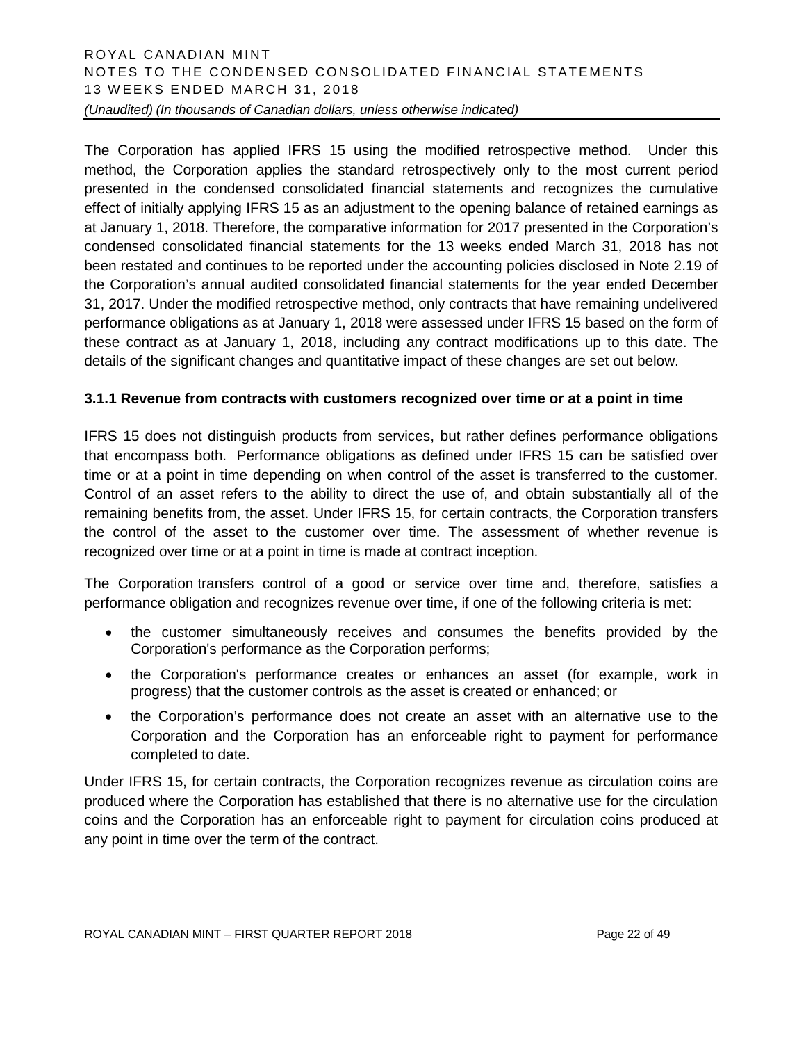The Corporation has applied IFRS 15 using the modified retrospective method. Under this method, the Corporation applies the standard retrospectively only to the most current period presented in the condensed consolidated financial statements and recognizes the cumulative effect of initially applying IFRS 15 as an adjustment to the opening balance of retained earnings as at January 1, 2018. Therefore, the comparative information for 2017 presented in the Corporation's condensed consolidated financial statements for the 13 weeks ended March 31, 2018 has not been restated and continues to be reported under the accounting policies disclosed in Note 2.19 of the Corporation's annual audited consolidated financial statements for the year ended December 31, 2017. Under the modified retrospective method, only contracts that have remaining undelivered performance obligations as at January 1, 2018 were assessed under IFRS 15 based on the form of these contract as at January 1, 2018, including any contract modifications up to this date. The details of the significant changes and quantitative impact of these changes are set out below.

### 3.1.1 Revenue from contracts with customers recognized over time or at a point in time

IFRS 15 does not distinguish products from services, but rather defines performance obligations that encompass both. Performance obligations as defined under IFRS 15 can be satisfied over time or at a point in time depending on when control of the asset is transferred to the customer. Control of an asset refers to the ability to direct the use of, and obtain substantially all of the remaining benefits from, the asset. Under IFRS 15, for certain contracts, the Corporation transfers the control of the asset to the customer over time. The assessment of whether revenue is recognized over time or at a point in time is made at contract inception.

The Corporation transfers control of a good or service over time and, therefore, satisfies a performance obligation and recognizes revenue over time, if one of the following criteria is met:

- the customer simultaneously receives and consumes the benefits provided by the Corporation's performance as the Corporation performs;
- the Corporation's performance creates or enhances an asset (for example, work in progress) that the customer controls as the asset is created or enhanced; or
- the Corporation's performance does not create an asset with an alternative use to the Corporation and the Corporation has an enforceable right to payment for performance completed to date.

Under IFRS 15, for certain contracts, the Corporation recognizes revenue as circulation coins are produced where the Corporation has established that there is no alternative use for the circulation coins and the Corporation has an enforceable right to payment for circulation coins produced at any point in time over the term of the contract.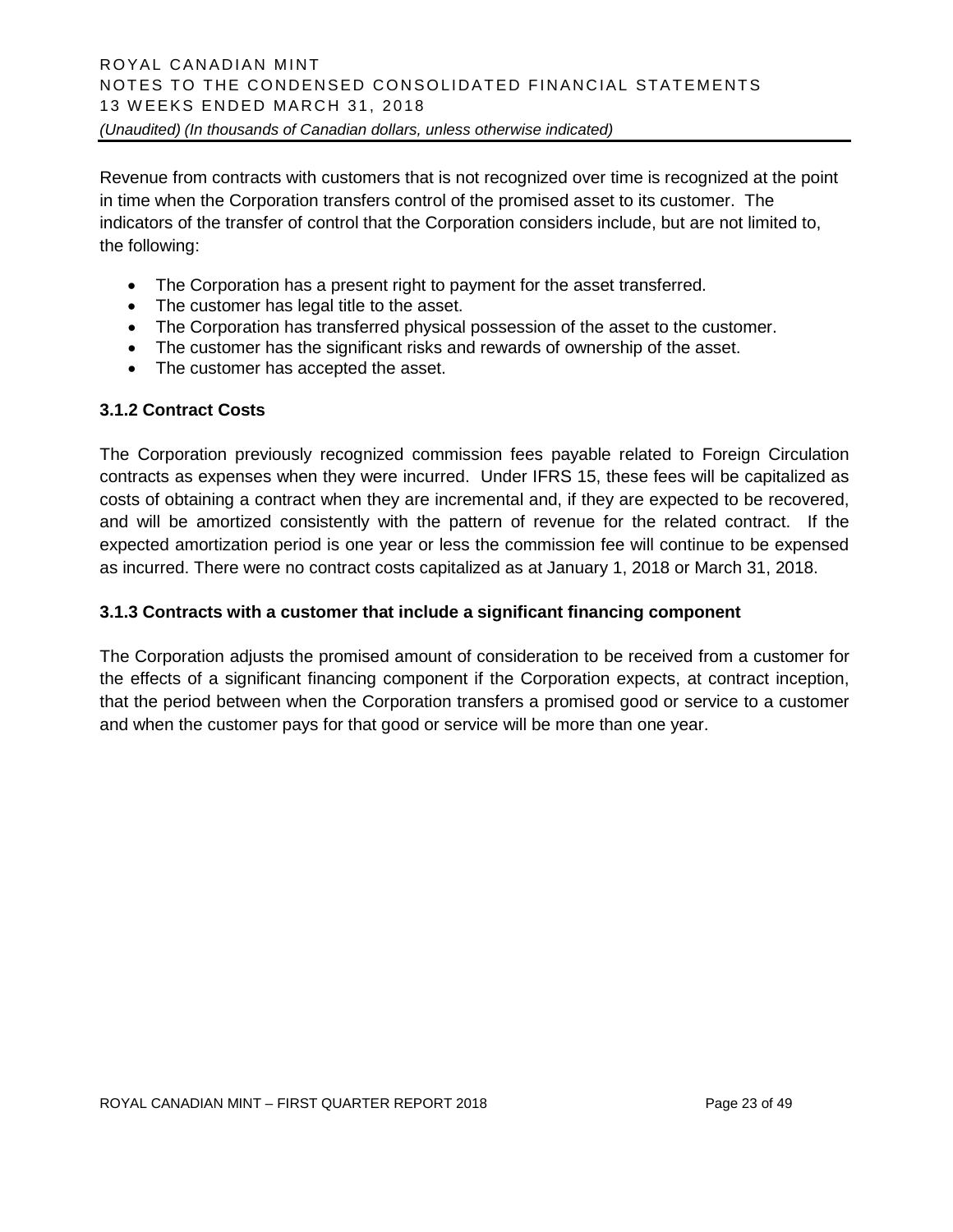Revenue from contracts with customers that is not recognized over time is recognized at the point in time when the Corporation transfers control of the promised asset to its customer. The indicators of the transfer of control that the Corporation considers include, but are not limited to, the following:

- The Corporation has a present right to payment for the asset transferred.
- The customer has legal title to the asset.
- The Corporation has transferred physical possession of the asset to the customer.
- The customer has the significant risks and rewards of ownership of the asset.
- The customer has accepted the asset.

### 3.1.2 Contract Costs

The Corporation previously recognized commission fees payable related to Foreign Circulation contracts as expenses when they were incurred. Under IFRS 15, these fees will be capitalized as costs of obtaining a contract when they are incremental and, if they are expected to be recovered, and will be amortized consistently with the pattern of revenue for the related contract. If the expected amortization period is one year or less the commission fee will continue to be expensed as incurred. There were no contract costs capitalized as at January 1, 2018 or March 31, 2018.

### 3.1.3 Contracts with a customer that include a significant financing component

The Corporation adjusts the promised amount of consideration to be received from a customer for the effects of a significant financing component if the Corporation expects, at contract inception, that the period between when the Corporation transfers a promised good or service to a customer and when the customer pays for that good or service will be more than one year.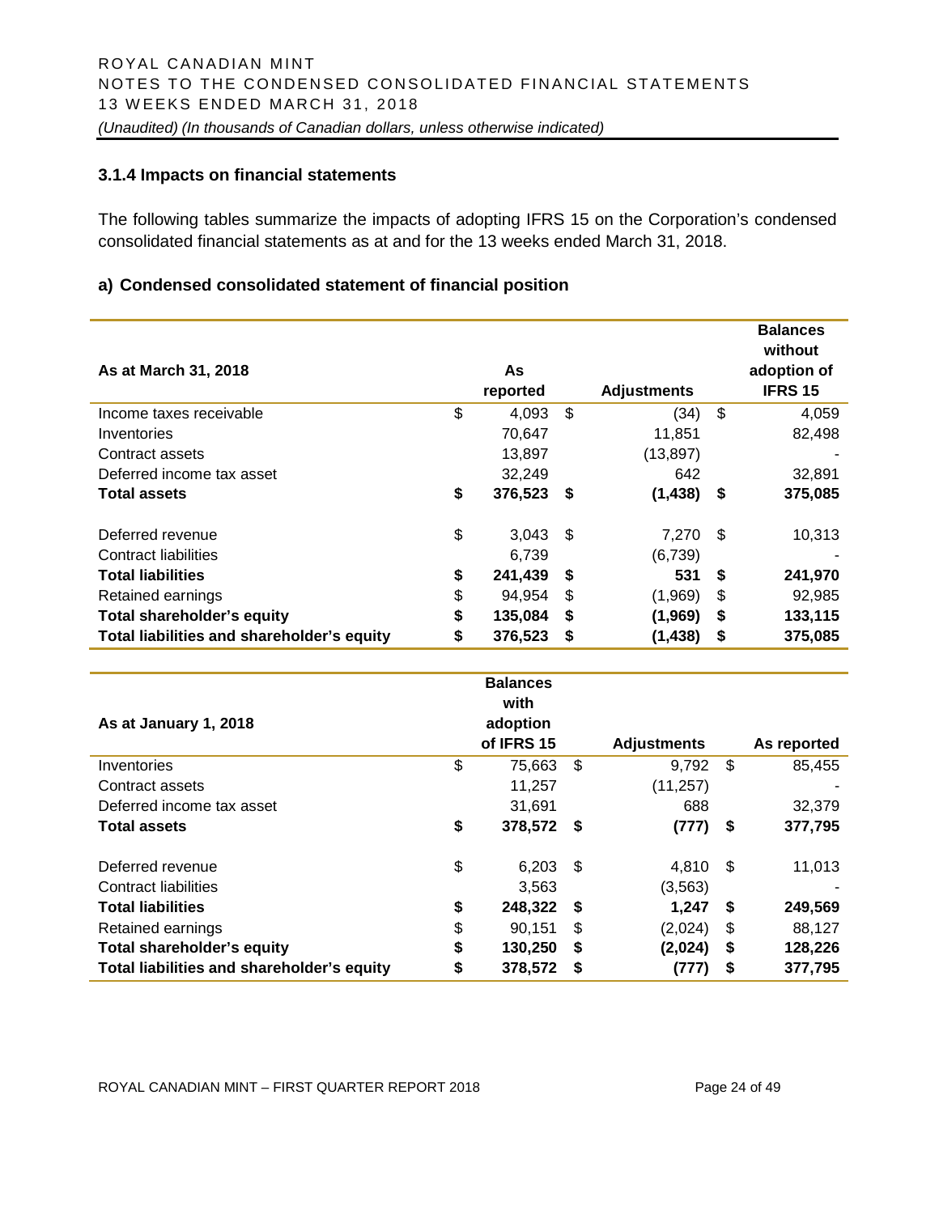### 3.1.4 Impacts on financial statements

The following tables summarize the impacts of adopting IFRS 15 on the Corporation's condensed consolidated financial statements as at and for the 13 weeks ended March 31, 2018.

#### a) Condensed consolidated statement of financial position

| As at March 31, 2018 | As reported | Adjustments | Balances without adoption of IFRS 15 |
|---|---|---|---|
| Income taxes receivable | $ 4,093 | $ (34) | $ 4,059 |
| Inventories | 70,647 | 11,851 | 82,498 |
| Contract assets | 13,897 | (13,897) | - |
| Deferred income tax asset | 32,249 | 642 | 32,891 |
| **Total assets** | **$ 376,523** | **$ (1,438)** | **$ 375,085** |
| | | | |
| Deferred revenue | $ 3,043 | $ 7,270 | $ 10,313 |
| Contract liabilities | 6,739 | (6,739) | - |
| **Total liabilities** | **$ 241,439** | **$ 531** | **$ 241,970** |
| Retained earnings | $ 94,954 | $ (1,969) | $ 92,985 |
| **Total shareholder's equity** | **$ 135,084** | **$ (1,969)** | **$ 133,115** |
| **Total liabilities and shareholder's equity** | **$ 376,523** | **$ (1,438)** | **$ 375,085** |

| As at January 1, 2018 | Balances with adoption of IFRS 15 | Adjustments | As reported |
|---|---|---|---|
| Inventories | $ 75,663 | $ 9,792 | $ 85,455 |
| Contract assets | 11,257 | (11,257) | - |
| Deferred income tax asset | 31,691 | 688 | 32,379 |
| **Total assets** | **$ 378,572** | **$ (777)** | **$ 377,795** |
| | | | |
| Deferred revenue | $ 6,203 | $ 4,810 | $ 11,013 |
| Contract liabilities | 3,563 | (3,563) | - |
| **Total liabilities** | **$ 248,322** | **$ 1,247** | **$ 249,569** |
| Retained earnings | $ 90,151 | $ (2,024) | $ 88,127 |
| **Total shareholder's equity** | **$ 130,250** | **$ (2,024)** | **$ 128,226** |
| **Total liabilities and shareholder's equity** | **$ 378,572** | **$ (777)** | **$ 377,795** |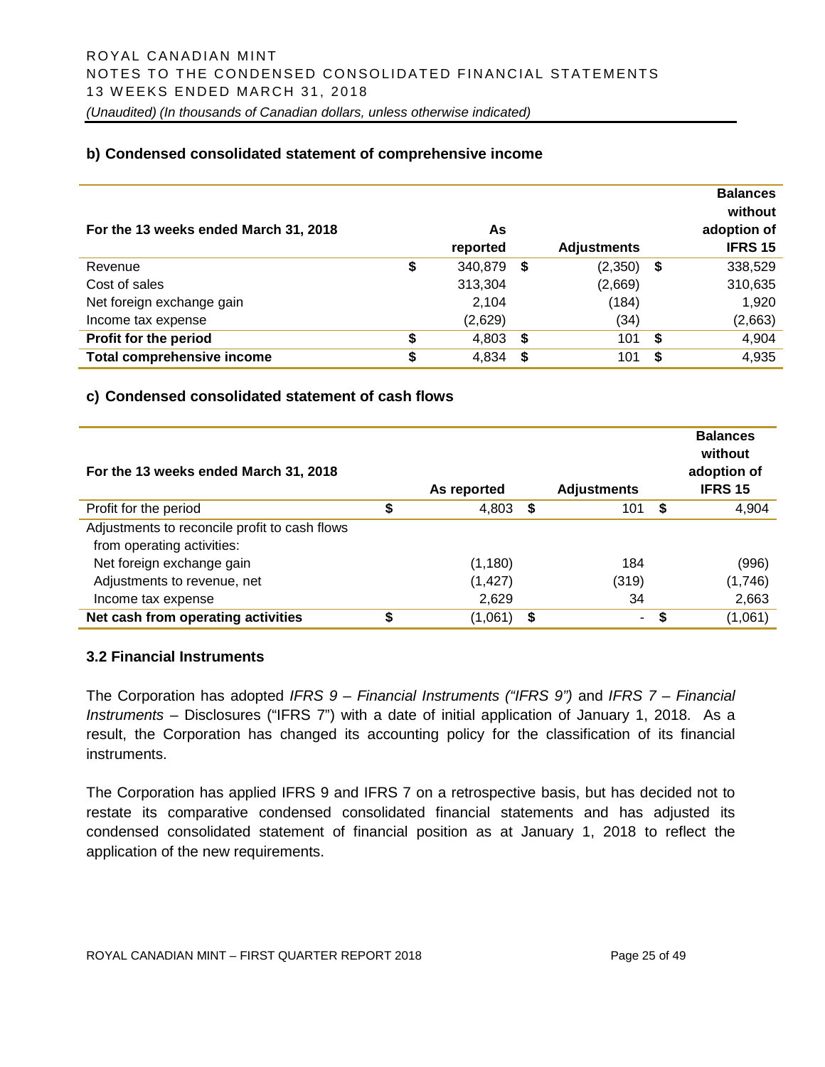### b) Condensed consolidated statement of comprehensive income

| For the 13 weeks ended March 31, 2018 | As reported | Adjustments | Balances without adoption of IFRS 15 |
|---|---|---|---|
| Revenue | $ 340,879 | $ (2,350) | $ 338,529 |
| Cost of sales | 313,304 | (2,669) | 310,635 |
| Net foreign exchange gain | 2,104 | (184) | 1,920 |
| Income tax expense | (2,629) | (34) | (2,663) |
| **Profit for the period** | $ 4,803 | $ 101 | $ 4,904 |
| **Total comprehensive income** | $ 4,834 | $ 101 | $ 4,935 |

### c) Condensed consolidated statement of cash flows

| For the 13 weeks ended March 31, 2018 | As reported | Adjustments | Balances without adoption of IFRS 15 |
|---|---|---|---|
| Profit for the period | $ 4,803 | $ 101 | $ 4,904 |
| Adjustments to reconcile profit to cash flows from operating activities: | | | |
| Net foreign exchange gain | (1,180) | 184 | (996) |
| Adjustments to revenue, net | (1,427) | (319) | (1,746) |
| Income tax expense | 2,629 | 34 | 2,663 |
| **Net cash from operating activities** | $ (1,061) | $ - | $ (1,061) |

### 3.2 Financial Instruments

The Corporation has adopted *IFRS 9 – Financial Instruments ("IFRS 9")* and *IFRS 7 – Financial Instruments* – Disclosures ("IFRS 7") with a date of initial application of January 1, 2018. As a result, the Corporation has changed its accounting policy for the classification of its financial instruments.

The Corporation has applied IFRS 9 and IFRS 7 on a retrospective basis, but has decided not to restate its comparative condensed consolidated financial statements and has adjusted its condensed consolidated statement of financial position as at January 1, 2018 to reflect the application of the new requirements.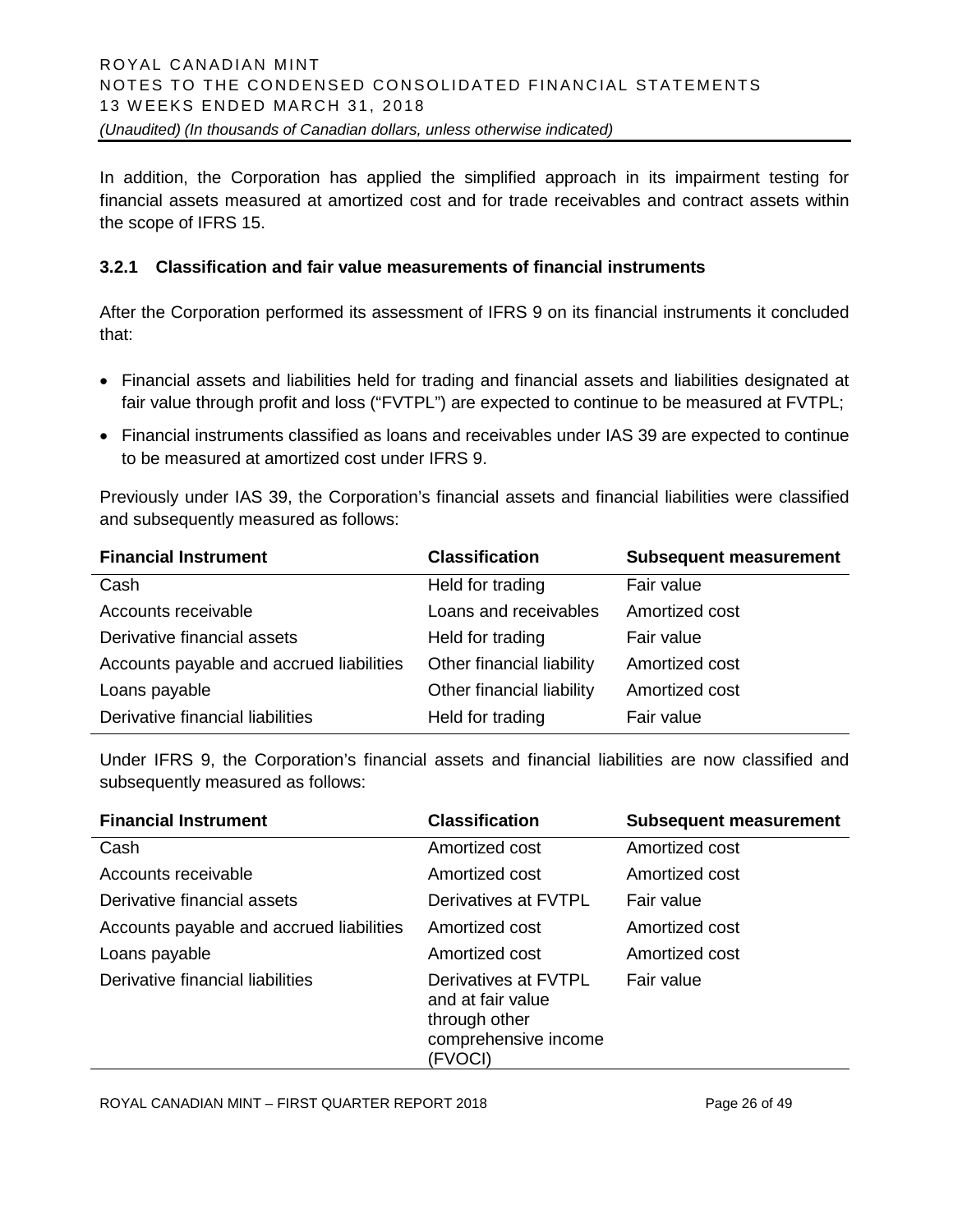In addition, the Corporation has applied the simplified approach in its impairment testing for financial assets measured at amortized cost and for trade receivables and contract assets within the scope of IFRS 15.

### 3.2.1 Classification and fair value measurements of financial instruments

After the Corporation performed its assessment of IFRS 9 on its financial instruments it concluded that:

- Financial assets and liabilities held for trading and financial assets and liabilities designated at fair value through profit and loss ("FVTPL") are expected to continue to be measured at FVTPL;
- Financial instruments classified as loans and receivables under IAS 39 are expected to continue to be measured at amortized cost under IFRS 9.

Previously under IAS 39, the Corporation's financial assets and financial liabilities were classified and subsequently measured as follows:

| Financial Instrument | Classification | Subsequent measurement |
|---|---|---|
| Cash | Held for trading | Fair value |
| Accounts receivable | Loans and receivables | Amortized cost |
| Derivative financial assets | Held for trading | Fair value |
| Accounts payable and accrued liabilities | Other financial liability | Amortized cost |
| Loans payable | Other financial liability | Amortized cost |
| Derivative financial liabilities | Held for trading | Fair value |

Under IFRS 9, the Corporation's financial assets and financial liabilities are now classified and subsequently measured as follows:

| Financial Instrument | Classification | Subsequent measurement |
|---|---|---|
| Cash | Amortized cost | Amortized cost |
| Accounts receivable | Amortized cost | Amortized cost |
| Derivative financial assets | Derivatives at FVTPL | Fair value |
| Accounts payable and accrued liabilities | Amortized cost | Amortized cost |
| Loans payable | Amortized cost | Amortized cost |
| Derivative financial liabilities | Derivatives at FVTPL and at fair value through other comprehensive income (FVOCI) | Fair value |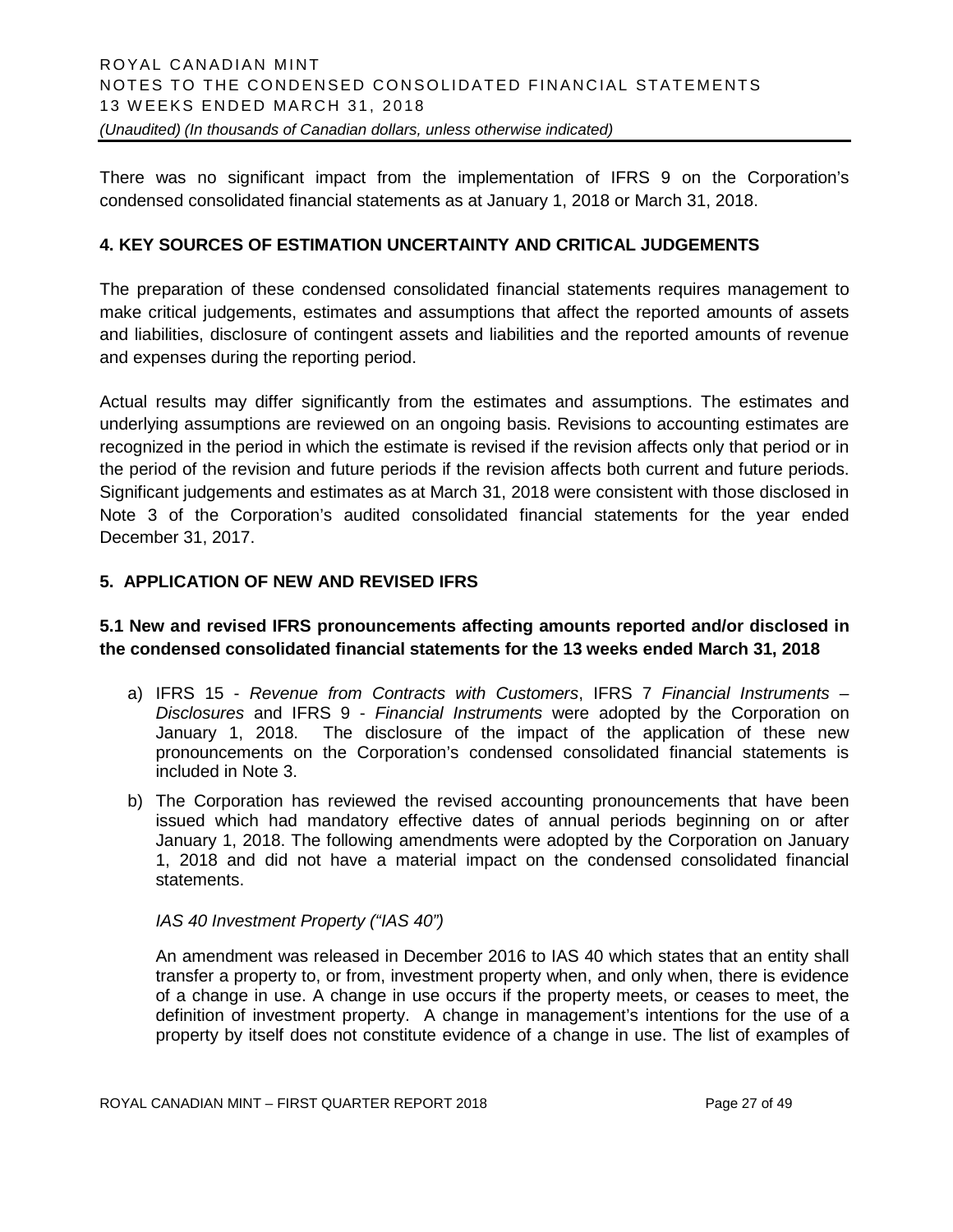There was no significant impact from the implementation of IFRS 9 on the Corporation's condensed consolidated financial statements as at January 1, 2018 or March 31, 2018.

## 4. KEY SOURCES OF ESTIMATION UNCERTAINTY AND CRITICAL JUDGEMENTS

The preparation of these condensed consolidated financial statements requires management to make critical judgements, estimates and assumptions that affect the reported amounts of assets and liabilities, disclosure of contingent assets and liabilities and the reported amounts of revenue and expenses during the reporting period.

Actual results may differ significantly from the estimates and assumptions. The estimates and underlying assumptions are reviewed on an ongoing basis. Revisions to accounting estimates are recognized in the period in which the estimate is revised if the revision affects only that period or in the period of the revision and future periods if the revision affects both current and future periods. Significant judgements and estimates as at March 31, 2018 were consistent with those disclosed in Note 3 of the Corporation's audited consolidated financial statements for the year ended December 31, 2017.

## 5. APPLICATION OF NEW AND REVISED IFRS

### 5.1 New and revised IFRS pronouncements affecting amounts reported and/or disclosed in the condensed consolidated financial statements for the 13 weeks ended March 31, 2018

a) IFRS 15 - *Revenue from Contracts with Customers*, IFRS 7 *Financial Instruments – Disclosures* and IFRS 9 - *Financial Instruments* were adopted by the Corporation on January 1, 2018. The disclosure of the impact of the application of these new pronouncements on the Corporation's condensed consolidated financial statements is included in Note 3.

b) The Corporation has reviewed the revised accounting pronouncements that have been issued which had mandatory effective dates of annual periods beginning on or after January 1, 2018. The following amendments were adopted by the Corporation on January 1, 2018 and did not have a material impact on the condensed consolidated financial statements.

   *IAS 40 Investment Property ("IAS 40")*

   An amendment was released in December 2016 to IAS 40 which states that an entity shall transfer a property to, or from, investment property when, and only when, there is evidence of a change in use. A change in use occurs if the property meets, or ceases to meet, the definition of investment property. A change in management's intentions for the use of a property by itself does not constitute evidence of a change in use. The list of examples of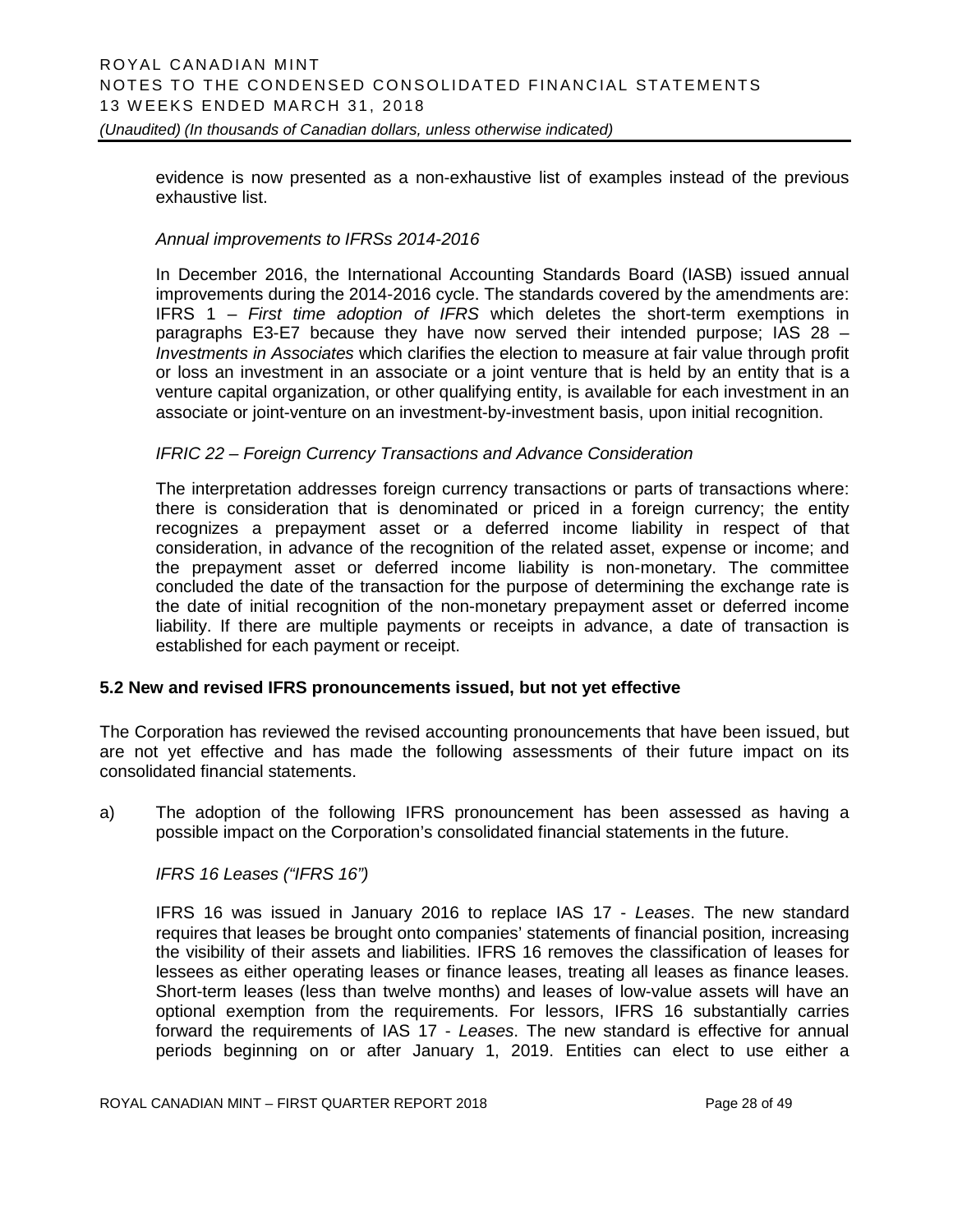evidence is now presented as a non-exhaustive list of examples instead of the previous exhaustive list.

*Annual improvements to IFRSs 2014-2016*

In December 2016, the International Accounting Standards Board (IASB) issued annual improvements during the 2014-2016 cycle. The standards covered by the amendments are: IFRS 1 – *First time adoption of IFRS* which deletes the short-term exemptions in paragraphs E3-E7 because they have now served their intended purpose; IAS 28 – *Investments in Associates* which clarifies the election to measure at fair value through profit or loss an investment in an associate or a joint venture that is held by an entity that is a venture capital organization, or other qualifying entity, is available for each investment in an associate or joint-venture on an investment-by-investment basis, upon initial recognition.

*IFRIC 22 – Foreign Currency Transactions and Advance Consideration*

The interpretation addresses foreign currency transactions or parts of transactions where: there is consideration that is denominated or priced in a foreign currency; the entity recognizes a prepayment asset or a deferred income liability in respect of that consideration, in advance of the recognition of the related asset, expense or income; and the prepayment asset or deferred income liability is non-monetary. The committee concluded the date of the transaction for the purpose of determining the exchange rate is the date of initial recognition of the non-monetary prepayment asset or deferred income liability. If there are multiple payments or receipts in advance, a date of transaction is established for each payment or receipt.

**5.2 New and revised IFRS pronouncements issued, but not yet effective**

The Corporation has reviewed the revised accounting pronouncements that have been issued, but are not yet effective and has made the following assessments of their future impact on its consolidated financial statements.

a) The adoption of the following IFRS pronouncement has been assessed as having a possible impact on the Corporation's consolidated financial statements in the future.

*IFRS 16 Leases ("IFRS 16")*

IFRS 16 was issued in January 2016 to replace IAS 17 - *Leases*. The new standard requires that leases be brought onto companies' statements of financial position, increasing the visibility of their assets and liabilities. IFRS 16 removes the classification of leases for lessees as either operating leases or finance leases, treating all leases as finance leases. Short-term leases (less than twelve months) and leases of low-value assets will have an optional exemption from the requirements. For lessors, IFRS 16 substantially carries forward the requirements of IAS 17 - *Leases*. The new standard is effective for annual periods beginning on or after January 1, 2019. Entities can elect to use either a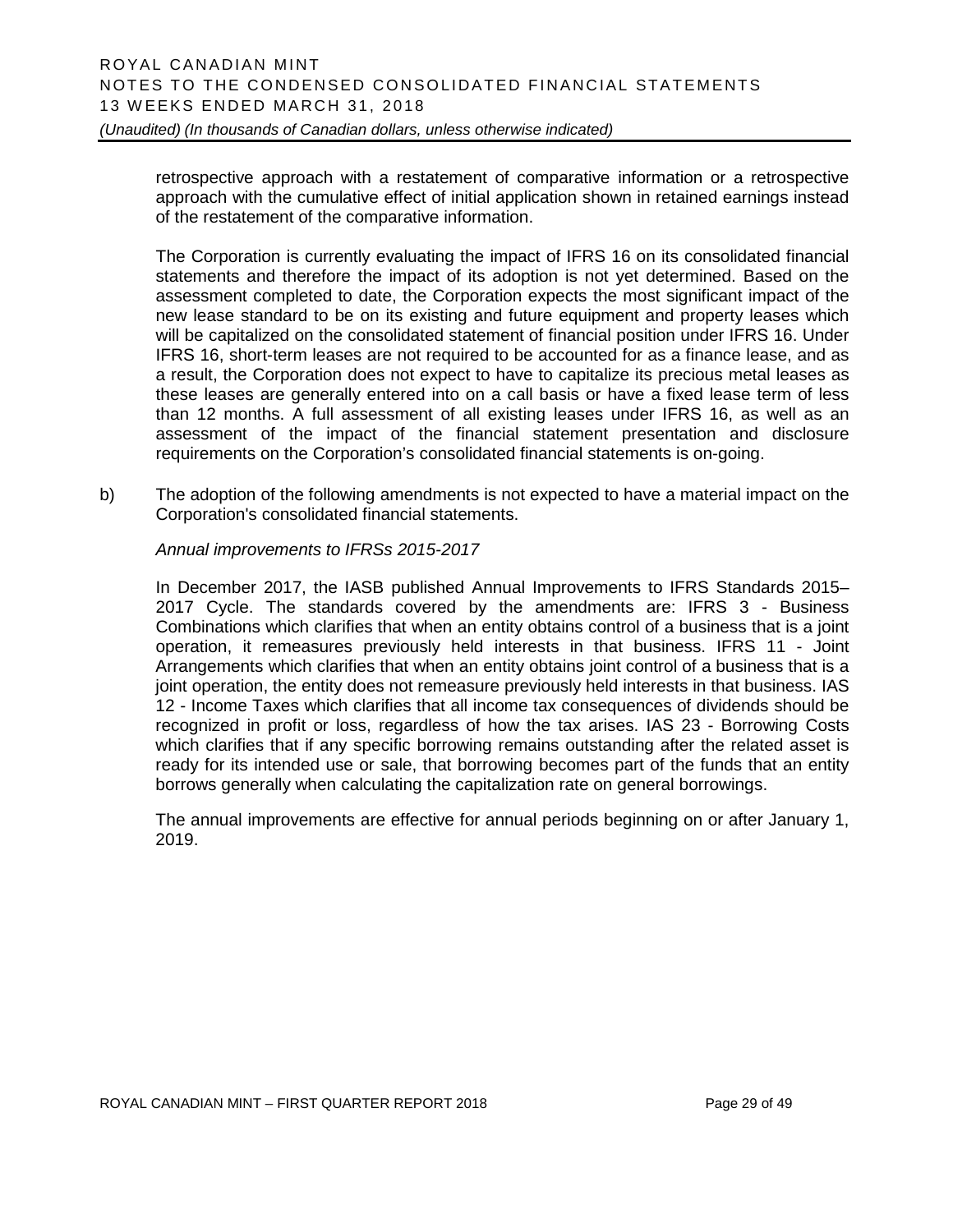retrospective approach with a restatement of comparative information or a retrospective approach with the cumulative effect of initial application shown in retained earnings instead of the restatement of the comparative information.

The Corporation is currently evaluating the impact of IFRS 16 on its consolidated financial statements and therefore the impact of its adoption is not yet determined. Based on the assessment completed to date, the Corporation expects the most significant impact of the new lease standard to be on its existing and future equipment and property leases which will be capitalized on the consolidated statement of financial position under IFRS 16. Under IFRS 16, short-term leases are not required to be accounted for as a finance lease, and as a result, the Corporation does not expect to have to capitalize its precious metal leases as these leases are generally entered into on a call basis or have a fixed lease term of less than 12 months. A full assessment of all existing leases under IFRS 16, as well as an assessment of the impact of the financial statement presentation and disclosure requirements on the Corporation's consolidated financial statements is on-going.

b) The adoption of the following amendments is not expected to have a material impact on the Corporation's consolidated financial statements.

*Annual improvements to IFRSs 2015-2017*

In December 2017, the IASB published Annual Improvements to IFRS Standards 2015–2017 Cycle. The standards covered by the amendments are: IFRS 3 - Business Combinations which clarifies that when an entity obtains control of a business that is a joint operation, it remeasures previously held interests in that business. IFRS 11 - Joint Arrangements which clarifies that when an entity obtains joint control of a business that is a joint operation, the entity does not remeasure previously held interests in that business. IAS 12 - Income Taxes which clarifies that all income tax consequences of dividends should be recognized in profit or loss, regardless of how the tax arises. IAS 23 - Borrowing Costs which clarifies that if any specific borrowing remains outstanding after the related asset is ready for its intended use or sale, that borrowing becomes part of the funds that an entity borrows generally when calculating the capitalization rate on general borrowings.

The annual improvements are effective for annual periods beginning on or after January 1, 2019.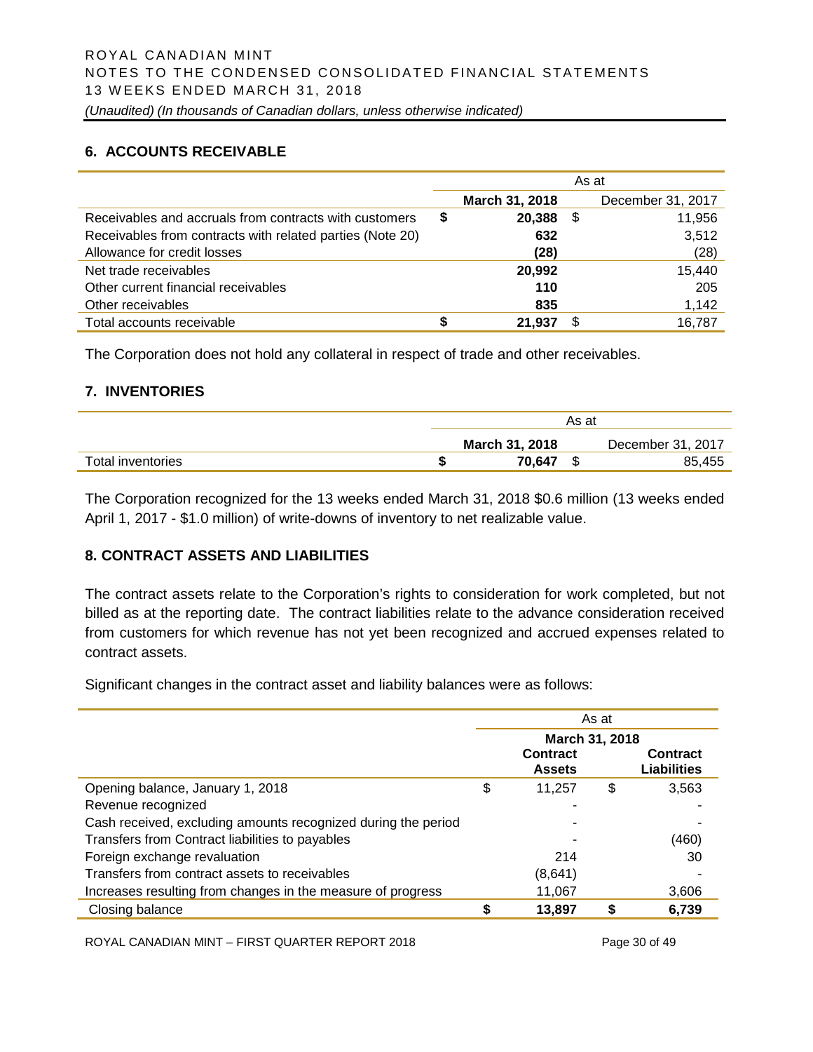## 6. ACCOUNTS RECEIVABLE

| | As at | |
|---|---|---|
| | **March 31, 2018** | December 31, 2017 |
| Receivables and accruals from contracts with customers | **$ 20,388** | $ 11,956 |
| Receivables from contracts with related parties (Note 20) | **632** | 3,512 |
| Allowance for credit losses | **(28)** | (28) |
| Net trade receivables | **20,992** | 15,440 |
| Other current financial receivables | **110** | 205 |
| Other receivables | **835** | 1,142 |
| Total accounts receivable | **$ 21,937** | $ 16,787 |

The Corporation does not hold any collateral in respect of trade and other receivables.

## 7. INVENTORIES

| | As at | |
|---|---|---|
| | **March 31, 2018** | December 31, 2017 |
| Total inventories | **$ 70,647** | $ 85,455 |

The Corporation recognized for the 13 weeks ended March 31, 2018 $0.6 million (13 weeks ended April 1, 2017 - $1.0 million) of write-downs of inventory to net realizable value.

## 8. CONTRACT ASSETS AND LIABILITIES

The contract assets relate to the Corporation's rights to consideration for work completed, but not billed as at the reporting date. The contract liabilities relate to the advance consideration received from customers for which revenue has not yet been recognized and accrued expenses related to contract assets.

Significant changes in the contract asset and liability balances were as follows:

| | As at | |
|---|---|---|
| | **March 31, 2018** | |
| | **Contract Assets** | **Contract Liabilities** |
| Opening balance, January 1, 2018 | $ 11,257 | $ 3,563 |
| Revenue recognized | - | - |
| Cash received, excluding amounts recognized during the period | - | - |
| Transfers from Contract liabilities to payables | - | (460) |
| Foreign exchange revaluation | 214 | 30 |
| Transfers from contract assets to receivables | (8,641) | - |
| Increases resulting from changes in the measure of progress | 11,067 | 3,606 |
| Closing balance | **$ 13,897** | **$ 6,739** |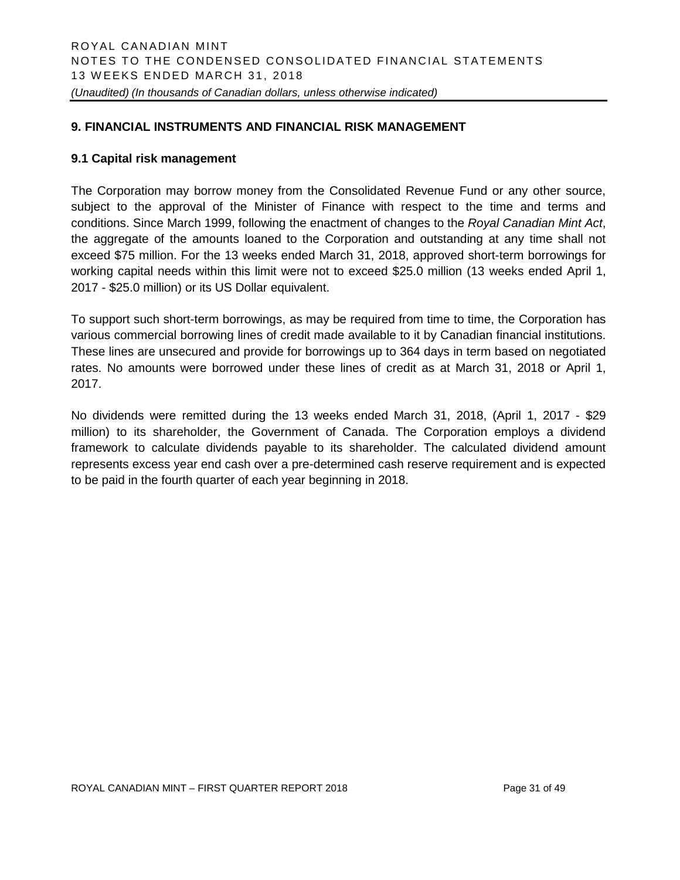## 9. FINANCIAL INSTRUMENTS AND FINANCIAL RISK MANAGEMENT

### 9.1 Capital risk management

The Corporation may borrow money from the Consolidated Revenue Fund or any other source, subject to the approval of the Minister of Finance with respect to the time and terms and conditions. Since March 1999, following the enactment of changes to the *Royal Canadian Mint Act*, the aggregate of the amounts loaned to the Corporation and outstanding at any time shall not exceed $75 million. For the 13 weeks ended March 31, 2018, approved short-term borrowings for working capital needs within this limit were not to exceed $25.0 million (13 weeks ended April 1, 2017 - $25.0 million) or its US Dollar equivalent.

To support such short-term borrowings, as may be required from time to time, the Corporation has various commercial borrowing lines of credit made available to it by Canadian financial institutions. These lines are unsecured and provide for borrowings up to 364 days in term based on negotiated rates. No amounts were borrowed under these lines of credit as at March 31, 2018 or April 1, 2017.

No dividends were remitted during the 13 weeks ended March 31, 2018, (April 1, 2017 - $29 million) to its shareholder, the Government of Canada. The Corporation employs a dividend framework to calculate dividends payable to its shareholder. The calculated dividend amount represents excess year end cash over a pre-determined cash reserve requirement and is expected to be paid in the fourth quarter of each year beginning in 2018.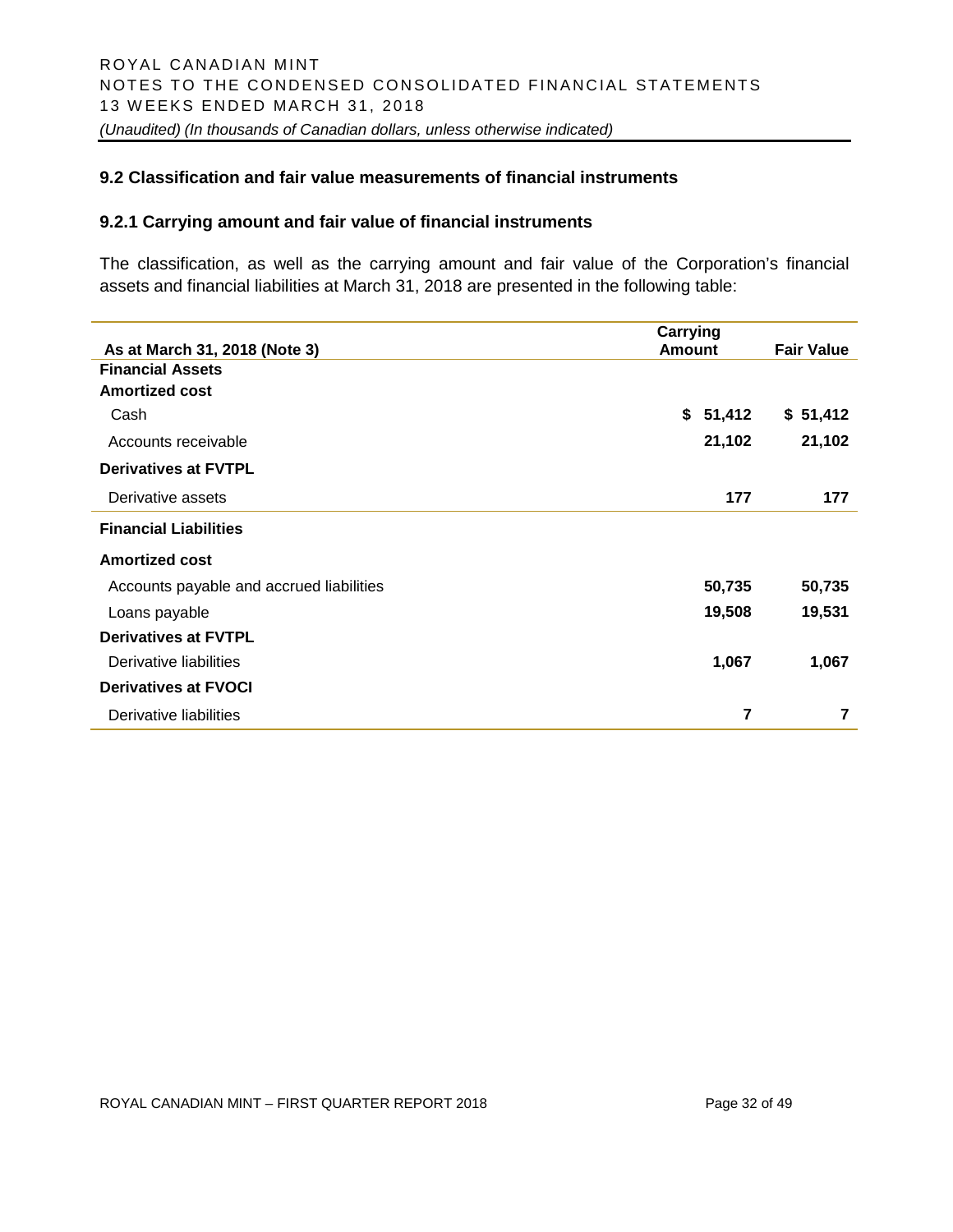### 9.2 Classification and fair value measurements of financial instruments

### 9.2.1 Carrying amount and fair value of financial instruments

The classification, as well as the carrying amount and fair value of the Corporation's financial assets and financial liabilities at March 31, 2018 are presented in the following table:

| As at March 31, 2018 (Note 3) | Carrying Amount | Fair Value |
|---|---|---|
| **Financial Assets** | | |
| **Amortized cost** | | |
| Cash | $ 51,412 | $ 51,412 |
| Accounts receivable | 21,102 | 21,102 |
| **Derivatives at FVTPL** | | |
| Derivative assets | 177 | 177 |
| **Financial Liabilities** | | |
| **Amortized cost** | | |
| Accounts payable and accrued liabilities | 50,735 | 50,735 |
| Loans payable | 19,508 | 19,531 |
| **Derivatives at FVTPL** | | |
| Derivative liabilities | 1,067 | 1,067 |
| **Derivatives at FVOCI** | | |
| Derivative liabilities | 7 | 7 |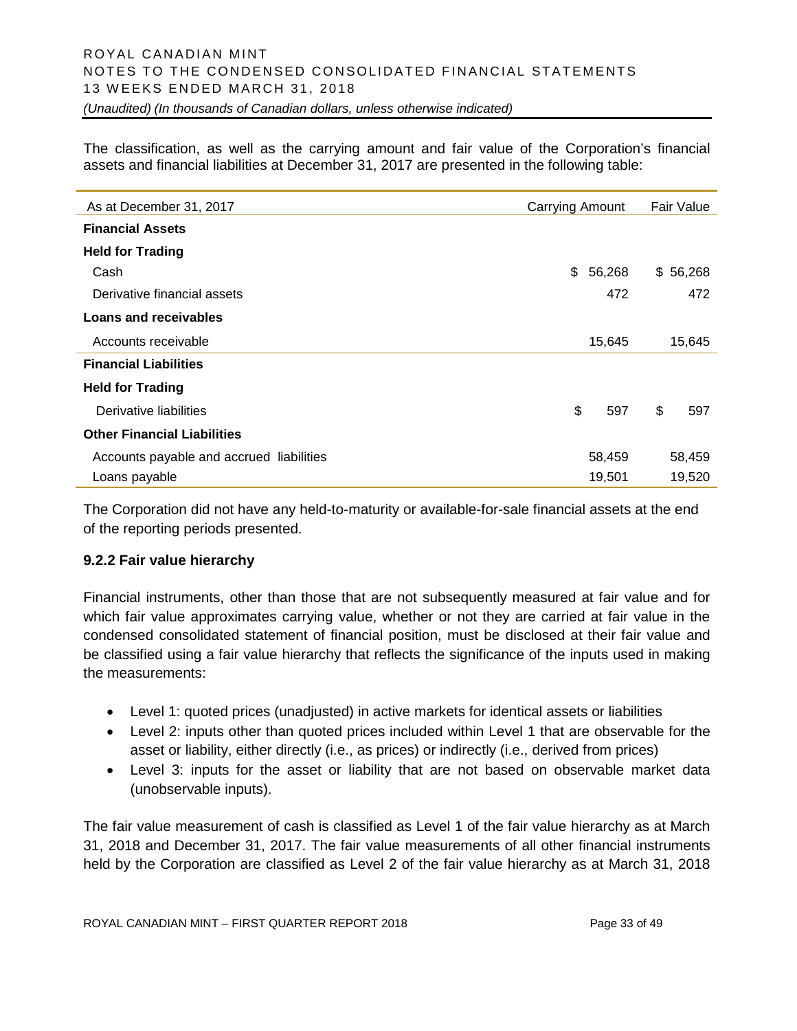The classification, as well as the carrying amount and fair value of the Corporation's financial assets and financial liabilities at December 31, 2017 are presented in the following table:

| As at December 31, 2017 | Carrying Amount | Fair Value |
|---|---|---|
| **Financial Assets** | | |
| **Held for Trading** | | |
| Cash | $ 56,268 | $ 56,268 |
| Derivative financial assets | 472 | 472 |
| **Loans and receivables** | | |
| Accounts receivable | 15,645 | 15,645 |
| **Financial Liabilities** | | |
| **Held for Trading** | | |
| Derivative liabilities | $ 597 | $ 597 |
| **Other Financial Liabilities** | | |
| Accounts payable and accrued liabilities | 58,459 | 58,459 |
| Loans payable | 19,501 | 19,520 |

The Corporation did not have any held-to-maturity or available-for-sale financial assets at the end of the reporting periods presented.

### 9.2.2 Fair value hierarchy

Financial instruments, other than those that are not subsequently measured at fair value and for which fair value approximates carrying value, whether or not they are carried at fair value in the condensed consolidated statement of financial position, must be disclosed at their fair value and be classified using a fair value hierarchy that reflects the significance of the inputs used in making the measurements:

- Level 1: quoted prices (unadjusted) in active markets for identical assets or liabilities
- Level 2: inputs other than quoted prices included within Level 1 that are observable for the asset or liability, either directly (i.e., as prices) or indirectly (i.e., derived from prices)
- Level 3: inputs for the asset or liability that are not based on observable market data (unobservable inputs).

The fair value measurement of cash is classified as Level 1 of the fair value hierarchy as at March 31, 2018 and December 31, 2017. The fair value measurements of all other financial instruments held by the Corporation are classified as Level 2 of the fair value hierarchy as at March 31, 2018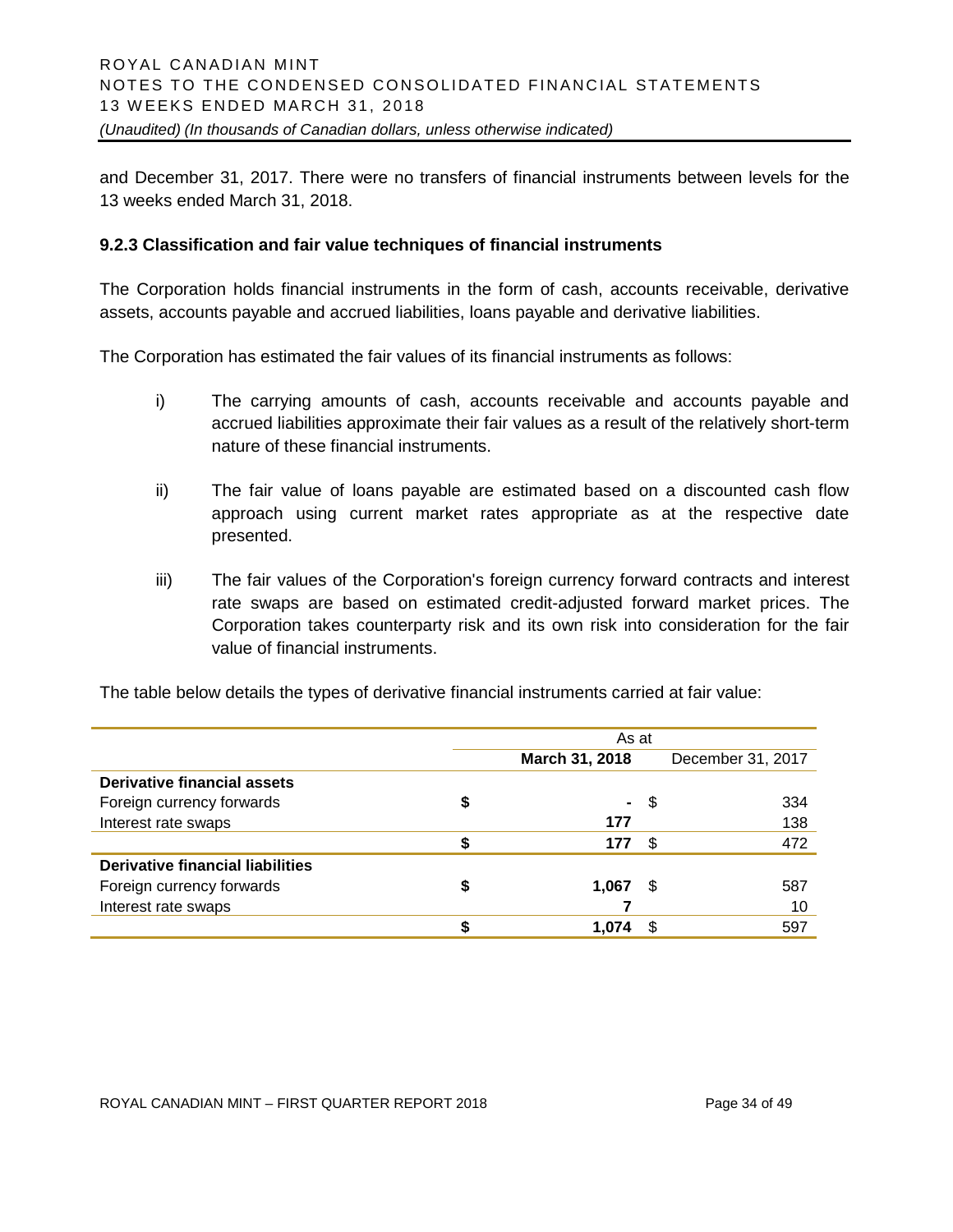and December 31, 2017. There were no transfers of financial instruments between levels for the 13 weeks ended March 31, 2018.

### 9.2.3 Classification and fair value techniques of financial instruments

The Corporation holds financial instruments in the form of cash, accounts receivable, derivative assets, accounts payable and accrued liabilities, loans payable and derivative liabilities.

The Corporation has estimated the fair values of its financial instruments as follows:

i) The carrying amounts of cash, accounts receivable and accounts payable and accrued liabilities approximate their fair values as a result of the relatively short-term nature of these financial instruments.

ii) The fair value of loans payable are estimated based on a discounted cash flow approach using current market rates appropriate as at the respective date presented.

iii) The fair values of the Corporation's foreign currency forward contracts and interest rate swaps are based on estimated credit-adjusted forward market prices. The Corporation takes counterparty risk and its own risk into consideration for the fair value of financial instruments.

The table below details the types of derivative financial instruments carried at fair value:

| | As at | |
|---|---|---|
| | **March 31, 2018** | December 31, 2017 |
| **Derivative financial assets** | | |
| Foreign currency forwards | **$ -** | $ 334 |
| Interest rate swaps | **177** | 138 |
| | **$ 177** | $ 472 |
| **Derivative financial liabilities** | | |
| Foreign currency forwards | **$ 1,067** | $ 587 |
| Interest rate swaps | **7** | 10 |
| | **$ 1,074** | $ 597 |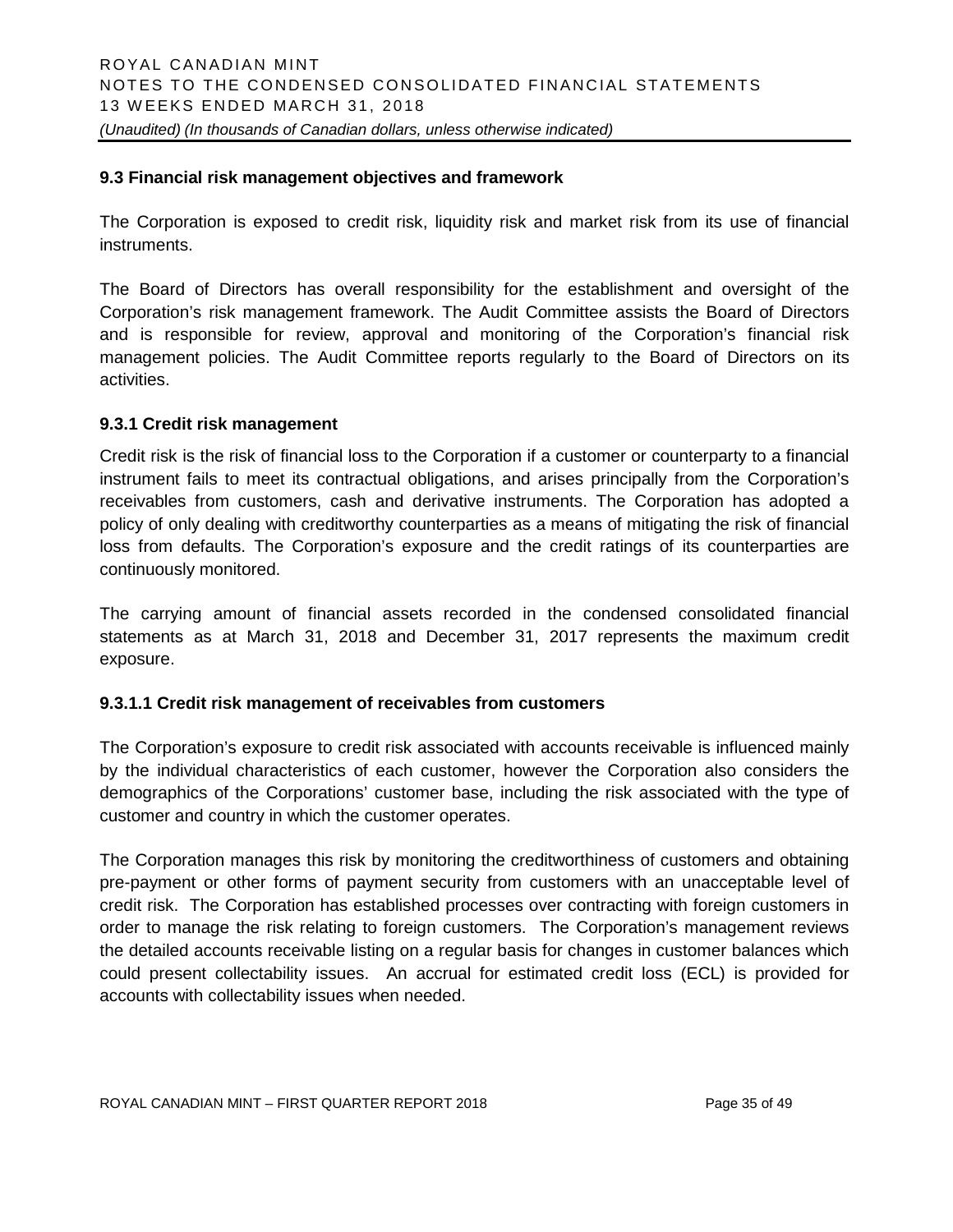### 9.3 Financial risk management objectives and framework

The Corporation is exposed to credit risk, liquidity risk and market risk from its use of financial instruments.

The Board of Directors has overall responsibility for the establishment and oversight of the Corporation's risk management framework. The Audit Committee assists the Board of Directors and is responsible for review, approval and monitoring of the Corporation's financial risk management policies. The Audit Committee reports regularly to the Board of Directors on its activities.

### 9.3.1 Credit risk management

Credit risk is the risk of financial loss to the Corporation if a customer or counterparty to a financial instrument fails to meet its contractual obligations, and arises principally from the Corporation's receivables from customers, cash and derivative instruments. The Corporation has adopted a policy of only dealing with creditworthy counterparties as a means of mitigating the risk of financial loss from defaults. The Corporation's exposure and the credit ratings of its counterparties are continuously monitored.

The carrying amount of financial assets recorded in the condensed consolidated financial statements as at March 31, 2018 and December 31, 2017 represents the maximum credit exposure.

#### 9.3.1.1 Credit risk management of receivables from customers

The Corporation's exposure to credit risk associated with accounts receivable is influenced mainly by the individual characteristics of each customer, however the Corporation also considers the demographics of the Corporations' customer base, including the risk associated with the type of customer and country in which the customer operates.

The Corporation manages this risk by monitoring the creditworthiness of customers and obtaining pre-payment or other forms of payment security from customers with an unacceptable level of credit risk. The Corporation has established processes over contracting with foreign customers in order to manage the risk relating to foreign customers. The Corporation's management reviews the detailed accounts receivable listing on a regular basis for changes in customer balances which could present collectability issues. An accrual for estimated credit loss (ECL) is provided for accounts with collectability issues when needed.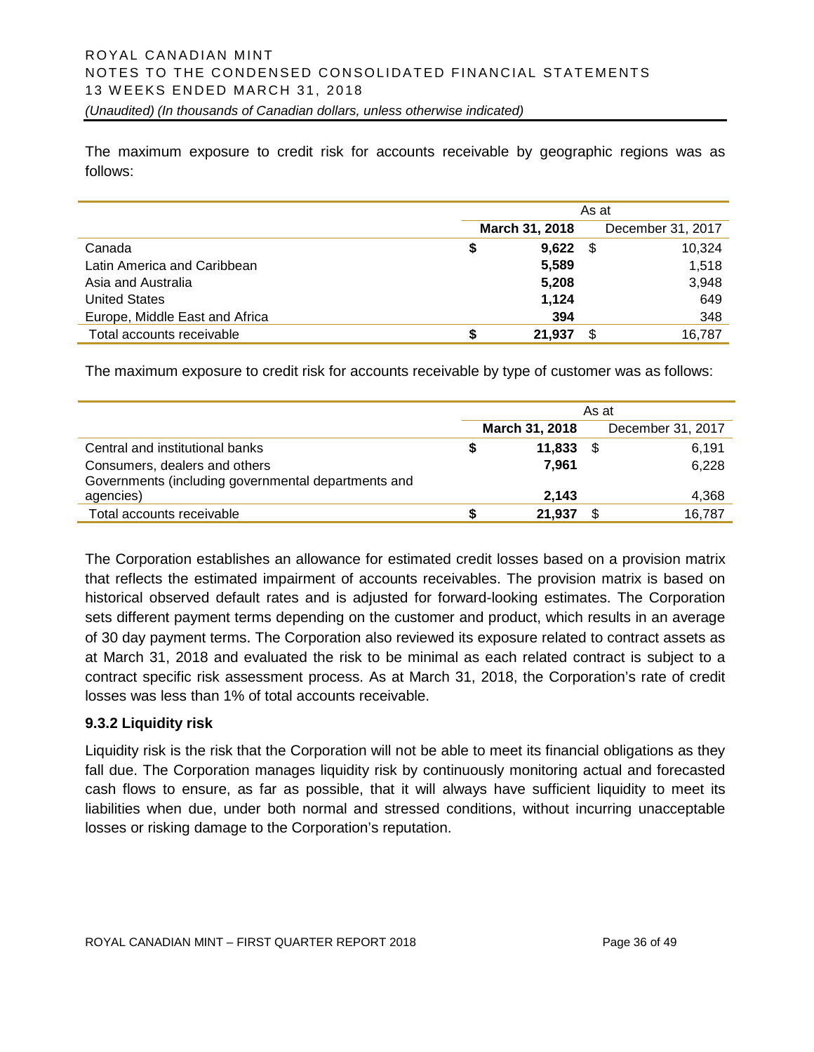The maximum exposure to credit risk for accounts receivable by geographic regions was as follows:

| | As at | |
|---|---|---|
| | **March 31, 2018** | December 31, 2017 |
| Canada | **$ 9,622** | $ 10,324 |
| Latin America and Caribbean | **5,589** | 1,518 |
| Asia and Australia | **5,208** | 3,948 |
| United States | **1,124** | 649 |
| Europe, Middle East and Africa | **394** | 348 |
| Total accounts receivable | **$ 21,937** | $ 16,787 |

The maximum exposure to credit risk for accounts receivable by type of customer was as follows:

| | As at | |
|---|---|---|
| | **March 31, 2018** | December 31, 2017 |
| Central and institutional banks | **$ 11,833** | $ 6,191 |
| Consumers, dealers and others | **7,961** | 6,228 |
| Governments (including governmental departments and agencies) | **2,143** | 4,368 |
| Total accounts receivable | **$ 21,937** | $ 16,787 |

The Corporation establishes an allowance for estimated credit losses based on a provision matrix that reflects the estimated impairment of accounts receivables. The provision matrix is based on historical observed default rates and is adjusted for forward-looking estimates. The Corporation sets different payment terms depending on the customer and product, which results in an average of 30 day payment terms. The Corporation also reviewed its exposure related to contract assets as at March 31, 2018 and evaluated the risk to be minimal as each related contract is subject to a contract specific risk assessment process. As at March 31, 2018, the Corporation's rate of credit losses was less than 1% of total accounts receivable.

### 9.3.2 Liquidity risk

Liquidity risk is the risk that the Corporation will not be able to meet its financial obligations as they fall due. The Corporation manages liquidity risk by continuously monitoring actual and forecasted cash flows to ensure, as far as possible, that it will always have sufficient liquidity to meet its liabilities when due, under both normal and stressed conditions, without incurring unacceptable losses or risking damage to the Corporation's reputation.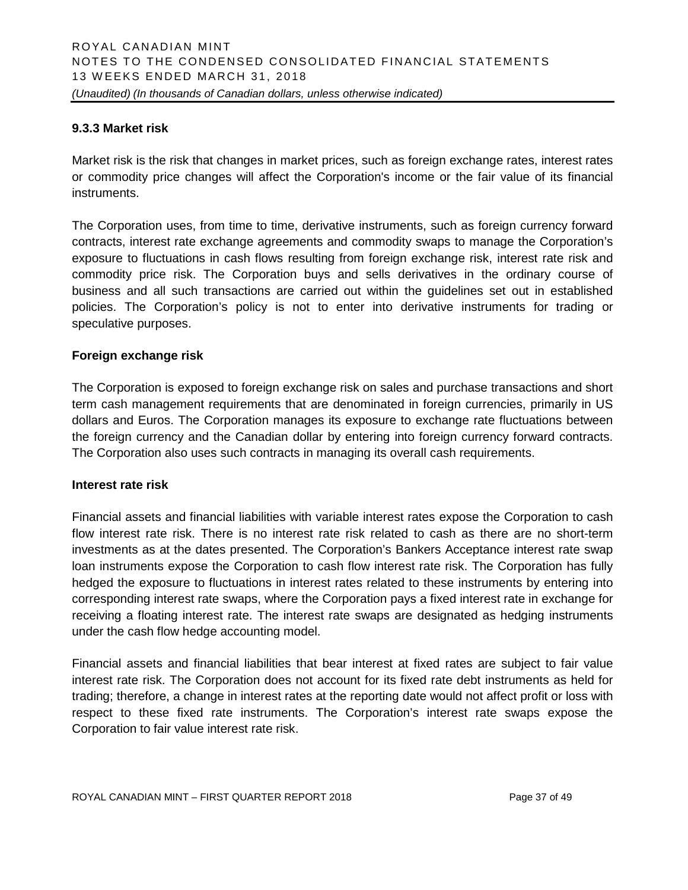### 9.3.3 Market risk

Market risk is the risk that changes in market prices, such as foreign exchange rates, interest rates or commodity price changes will affect the Corporation's income or the fair value of its financial instruments.

The Corporation uses, from time to time, derivative instruments, such as foreign currency forward contracts, interest rate exchange agreements and commodity swaps to manage the Corporation's exposure to fluctuations in cash flows resulting from foreign exchange risk, interest rate risk and commodity price risk. The Corporation buys and sells derivatives in the ordinary course of business and all such transactions are carried out within the guidelines set out in established policies. The Corporation's policy is not to enter into derivative instruments for trading or speculative purposes.

**Foreign exchange risk**

The Corporation is exposed to foreign exchange risk on sales and purchase transactions and short term cash management requirements that are denominated in foreign currencies, primarily in US dollars and Euros. The Corporation manages its exposure to exchange rate fluctuations between the foreign currency and the Canadian dollar by entering into foreign currency forward contracts. The Corporation also uses such contracts in managing its overall cash requirements.

**Interest rate risk**

Financial assets and financial liabilities with variable interest rates expose the Corporation to cash flow interest rate risk. There is no interest rate risk related to cash as there are no short-term investments as at the dates presented. The Corporation's Bankers Acceptance interest rate swap loan instruments expose the Corporation to cash flow interest rate risk. The Corporation has fully hedged the exposure to fluctuations in interest rates related to these instruments by entering into corresponding interest rate swaps, where the Corporation pays a fixed interest rate in exchange for receiving a floating interest rate. The interest rate swaps are designated as hedging instruments under the cash flow hedge accounting model.

Financial assets and financial liabilities that bear interest at fixed rates are subject to fair value interest rate risk. The Corporation does not account for its fixed rate debt instruments as held for trading; therefore, a change in interest rates at the reporting date would not affect profit or loss with respect to these fixed rate instruments. The Corporation's interest rate swaps expose the Corporation to fair value interest rate risk.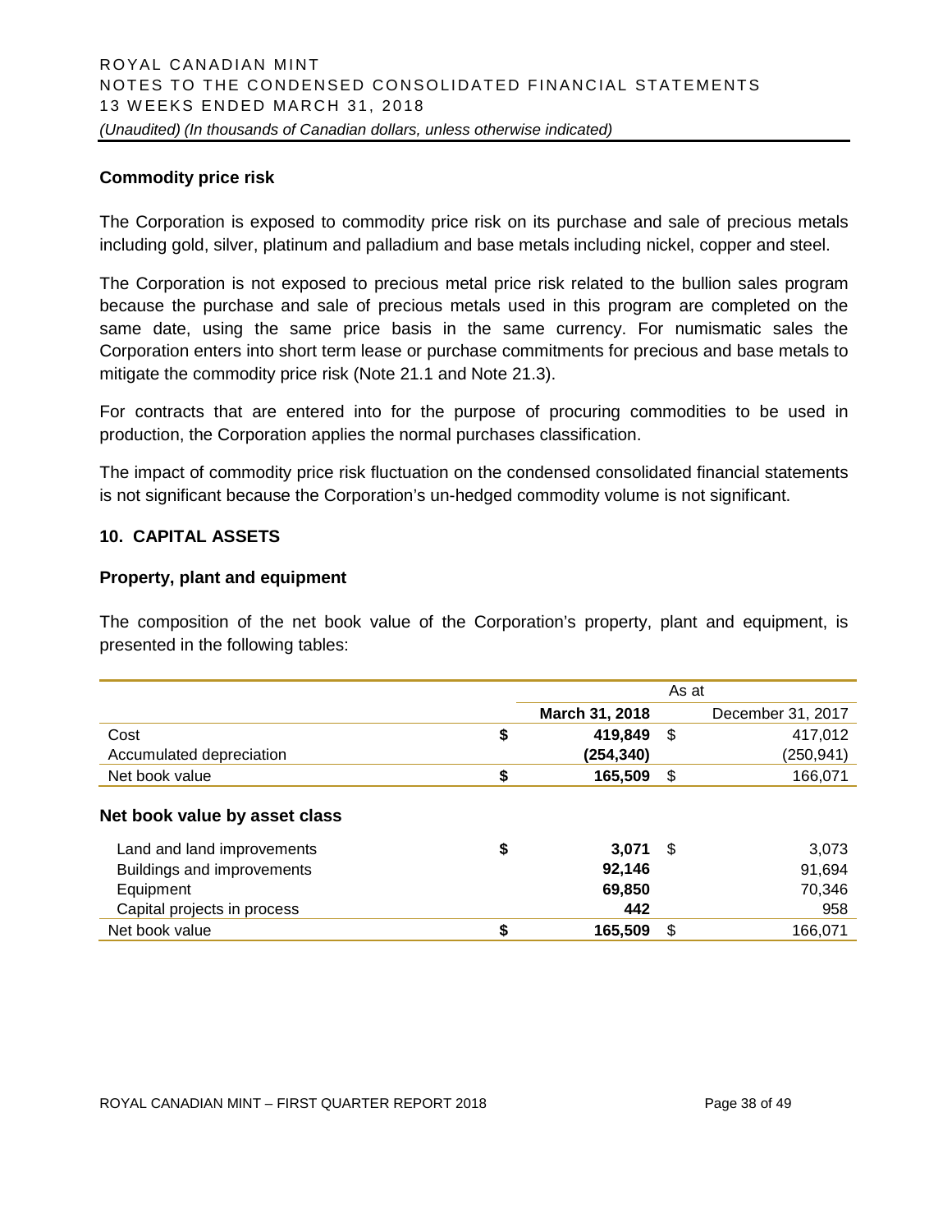### Commodity price risk

The Corporation is exposed to commodity price risk on its purchase and sale of precious metals including gold, silver, platinum and palladium and base metals including nickel, copper and steel.

The Corporation is not exposed to precious metal price risk related to the bullion sales program because the purchase and sale of precious metals used in this program are completed on the same date, using the same price basis in the same currency. For numismatic sales the Corporation enters into short term lease or purchase commitments for precious and base metals to mitigate the commodity price risk (Note 21.1 and Note 21.3).

For contracts that are entered into for the purpose of procuring commodities to be used in production, the Corporation applies the normal purchases classification.

The impact of commodity price risk fluctuation on the condensed consolidated financial statements is not significant because the Corporation's un-hedged commodity volume is not significant.

## 10. CAPITAL ASSETS

### Property, plant and equipment

The composition of the net book value of the Corporation's property, plant and equipment, is presented in the following tables:

| | As at | |
|---|---|---|
| | **March 31, 2018** | December 31, 2017 |
| Cost | **$ 419,849** | $ 417,012 |
| Accumulated depreciation | **(254,340)** | (250,941) |
| Net book value | **$ 165,509** | $ 166,071 |
| **Net book value by asset class** | | |
| Land and land improvements | **$ 3,071** | $ 3,073 |
| Buildings and improvements | **92,146** | 91,694 |
| Equipment | **69,850** | 70,346 |
| Capital projects in process | **442** | 958 |
| Net book value | **$ 165,509** | $ 166,071 |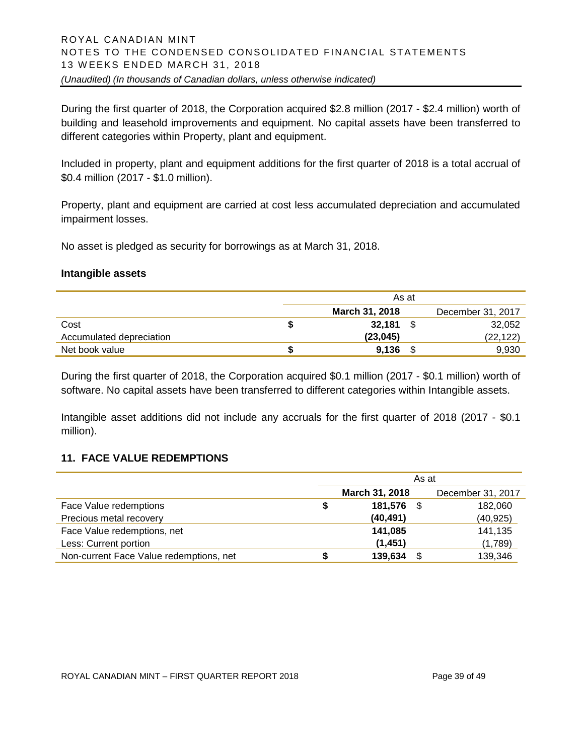During the first quarter of 2018, the Corporation acquired \$2.8 million (2017 - \$2.4 million) worth of building and leasehold improvements and equipment. No capital assets have been transferred to different categories within Property, plant and equipment.

Included in property, plant and equipment additions for the first quarter of 2018 is a total accrual of \$0.4 million (2017 - \$1.0 million).

Property, plant and equipment are carried at cost less accumulated depreciation and accumulated impairment losses.

No asset is pledged as security for borrowings as at March 31, 2018.

**Intangible assets**

| | As at | |
|---|---|---|
| | **March 31, 2018** | December 31, 2017 |
| Cost | **\$ 32,181** | \$ 32,052 |
| Accumulated depreciation | **(23,045)** | (22,122) |
| Net book value | **\$ 9,136** | \$ 9,930 |

During the first quarter of 2018, the Corporation acquired \$0.1 million (2017 - \$0.1 million) worth of software. No capital assets have been transferred to different categories within Intangible assets.

Intangible asset additions did not include any accruals for the first quarter of 2018 (2017 - \$0.1 million).

## 11. FACE VALUE REDEMPTIONS

| | As at | |
|---|---|---|
| | **March 31, 2018** | December 31, 2017 |
| Face Value redemptions | **\$ 181,576** | \$ 182,060 |
| Precious metal recovery | **(40,491)** | (40,925) |
| Face Value redemptions, net | **141,085** | 141,135 |
| Less: Current portion | **(1,451)** | (1,789) |
| Non-current Face Value redemptions, net | **\$ 139,634** | \$ 139,346 |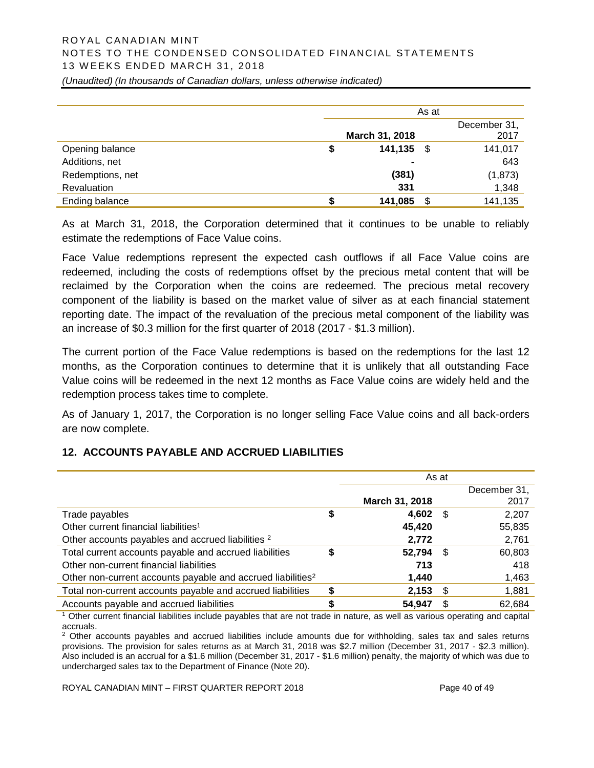| | As at | |
|---|---|---|
| | **March 31, 2018** | December 31, 2017 |
| Opening balance | $ **141,135** | $ 141,017 |
| Additions, net | **-** | 643 |
| Redemptions, net | **(381)** | (1,873) |
| Revaluation | **331** | 1,348 |
| Ending balance | $ **141,085** | $ 141,135 |

As at March 31, 2018, the Corporation determined that it continues to be unable to reliably estimate the redemptions of Face Value coins.

Face Value redemptions represent the expected cash outflows if all Face Value coins are redeemed, including the costs of redemptions offset by the precious metal content that will be reclaimed by the Corporation when the coins are redeemed. The precious metal recovery component of the liability is based on the market value of silver as at each financial statement reporting date. The impact of the revaluation of the precious metal component of the liability was an increase of $0.3 million for the first quarter of 2018 (2017 - $1.3 million).

The current portion of the Face Value redemptions is based on the redemptions for the last 12 months, as the Corporation continues to determine that it is unlikely that all outstanding Face Value coins will be redeemed in the next 12 months as Face Value coins are widely held and the redemption process takes time to complete.

As of January 1, 2017, the Corporation is no longer selling Face Value coins and all back-orders are now complete.

## 12. ACCOUNTS PAYABLE AND ACCRUED LIABILITIES

| | As at | |
|---|---|---|
| | **March 31, 2018** | December 31, 2017 |
| Trade payables | $ **4,602** | $ 2,207 |
| Other current financial liabilities[1] | **45,420** | 55,835 |
| Other accounts payables and accrued liabilities [2] | **2,772** | 2,761 |
| Total current accounts payable and accrued liabilities | $ **52,794** | $ 60,803 |
| Other non-current financial liabilities | **713** | 418 |
| Other non-current accounts payable and accrued liabilities[2] | **1,440** | 1,463 |
| Total non-current accounts payable and accrued liabilities | $ **2,153** | $ 1,881 |
| Accounts payable and accrued liabilities | $ **54,947** | $ 62,684 |

[1] Other current financial liabilities include payables that are not trade in nature, as well as various operating and capital accruals.

[2] Other accounts payables and accrued liabilities include amounts due for withholding, sales tax and sales returns provisions. The provision for sales returns as at March 31, 2018 was $2.7 million (December 31, 2017 - $2.3 million). Also included is an accrual for a $1.6 million (December 31, 2017 - $1.6 million) penalty, the majority of which was due to undercharged sales tax to the Department of Finance (Note 20).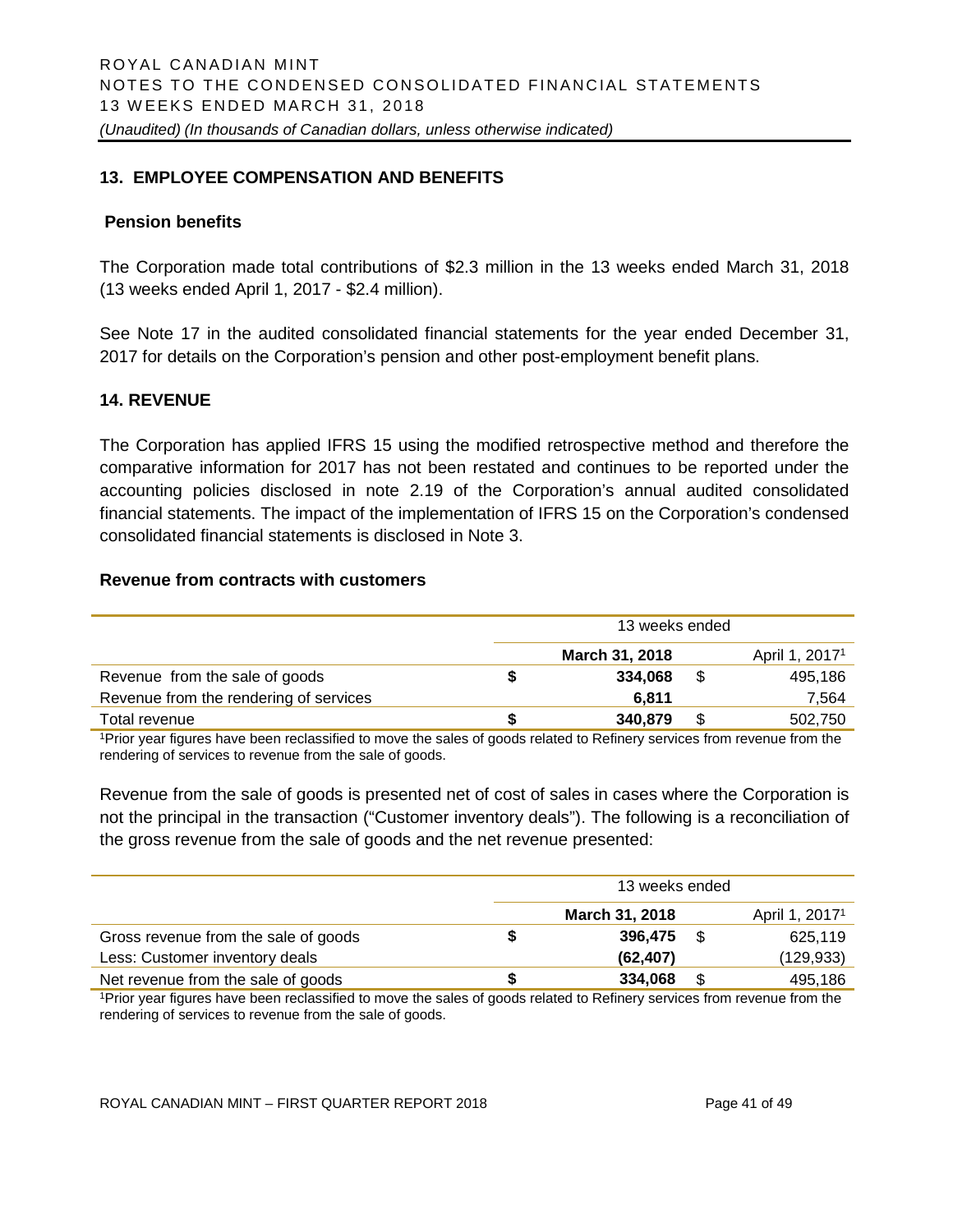## 13. EMPLOYEE COMPENSATION AND BENEFITS

### Pension benefits

The Corporation made total contributions of $2.3 million in the 13 weeks ended March 31, 2018 (13 weeks ended April 1, 2017 - $2.4 million).

See Note 17 in the audited consolidated financial statements for the year ended December 31, 2017 for details on the Corporation's pension and other post-employment benefit plans.

## 14. REVENUE

The Corporation has applied IFRS 15 using the modified retrospective method and therefore the comparative information for 2017 has not been restated and continues to be reported under the accounting policies disclosed in note 2.19 of the Corporation's annual audited consolidated financial statements. The impact of the implementation of IFRS 15 on the Corporation's condensed consolidated financial statements is disclosed in Note 3.

### Revenue from contracts with customers

| | 13 weeks ended | |
|---|---|---|
| | **March 31, 2018** | April 1, 2017[1] |
| Revenue from the sale of goods | **$ 334,068** | $ 495,186 |
| Revenue from the rendering of services | **6,811** | 7,564 |
| Total revenue | **$ 340,879** | $ 502,750 |

[1]Prior year figures have been reclassified to move the sales of goods related to Refinery services from revenue from the rendering of services to revenue from the sale of goods.

Revenue from the sale of goods is presented net of cost of sales in cases where the Corporation is not the principal in the transaction ("Customer inventory deals"). The following is a reconciliation of the gross revenue from the sale of goods and the net revenue presented:

| | 13 weeks ended | |
|---|---|---|
| | **March 31, 2018** | April 1, 2017[1] |
| Gross revenue from the sale of goods | **$ 396,475** | $ 625,119 |
| Less: Customer inventory deals | **(62,407)** | (129,933) |
| Net revenue from the sale of goods | **$ 334,068** | $ 495,186 |

[1]Prior year figures have been reclassified to move the sales of goods related to Refinery services from revenue from the rendering of services to revenue from the sale of goods.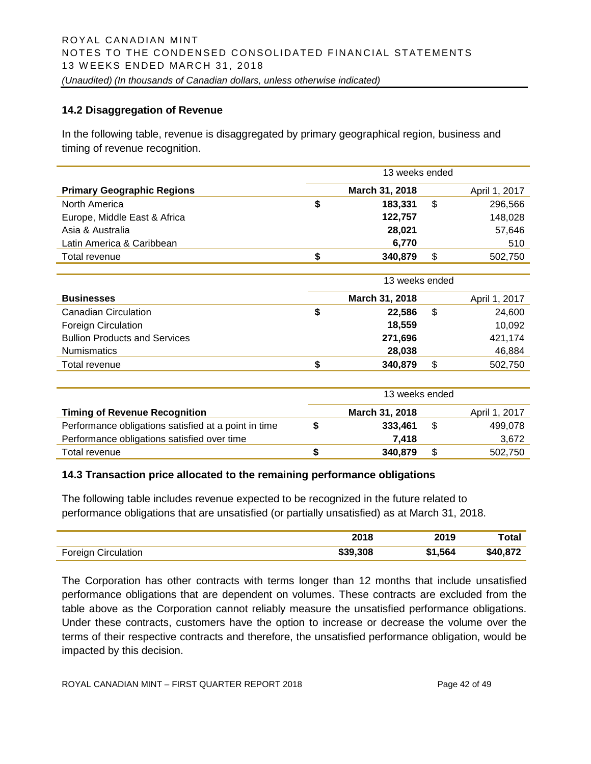## 14.2 Disaggregation of Revenue

In the following table, revenue is disaggregated by primary geographical region, business and timing of revenue recognition.

| | 13 weeks ended | |
|---|---|---|
| **Primary Geographic Regions** | **March 31, 2018** | April 1, 2017 |
| North America | **$ 183,331** | $ 296,566 |
| Europe, Middle East & Africa | **122,757** | 148,028 |
| Asia & Australia | **28,021** | 57,646 |
| Latin America & Caribbean | **6,770** | 510 |
| Total revenue | **$ 340,879** | $ 502,750 |

| | 13 weeks ended | |
|---|---|---|
| **Businesses** | **March 31, 2018** | April 1, 2017 |
| Canadian Circulation | **$ 22,586** | $ 24,600 |
| Foreign Circulation | **18,559** | 10,092 |
| Bullion Products and Services | **271,696** | 421,174 |
| Numismatics | **28,038** | 46,884 |
| Total revenue | **$ 340,879** | $ 502,750 |

| | 13 weeks ended | |
|---|---|---|
| **Timing of Revenue Recognition** | **March 31, 2018** | April 1, 2017 |
| Performance obligations satisfied at a point in time | **$ 333,461** | $ 499,078 |
| Performance obligations satisfied over time | **7,418** | 3,672 |
| Total revenue | **$ 340,879** | $ 502,750 |

## 14.3 Transaction price allocated to the remaining performance obligations

The following table includes revenue expected to be recognized in the future related to performance obligations that are unsatisfied (or partially unsatisfied) as at March 31, 2018.

| | 2018 | 2019 | Total |
|---|---|---|---|
| Foreign Circulation | **$39,308** | **$1,564** | **$40,872** |

The Corporation has other contracts with terms longer than 12 months that include unsatisfied performance obligations that are dependent on volumes. These contracts are excluded from the table above as the Corporation cannot reliably measure the unsatisfied performance obligations. Under these contracts, customers have the option to increase or decrease the volume over the terms of their respective contracts and therefore, the unsatisfied performance obligation, would be impacted by this decision.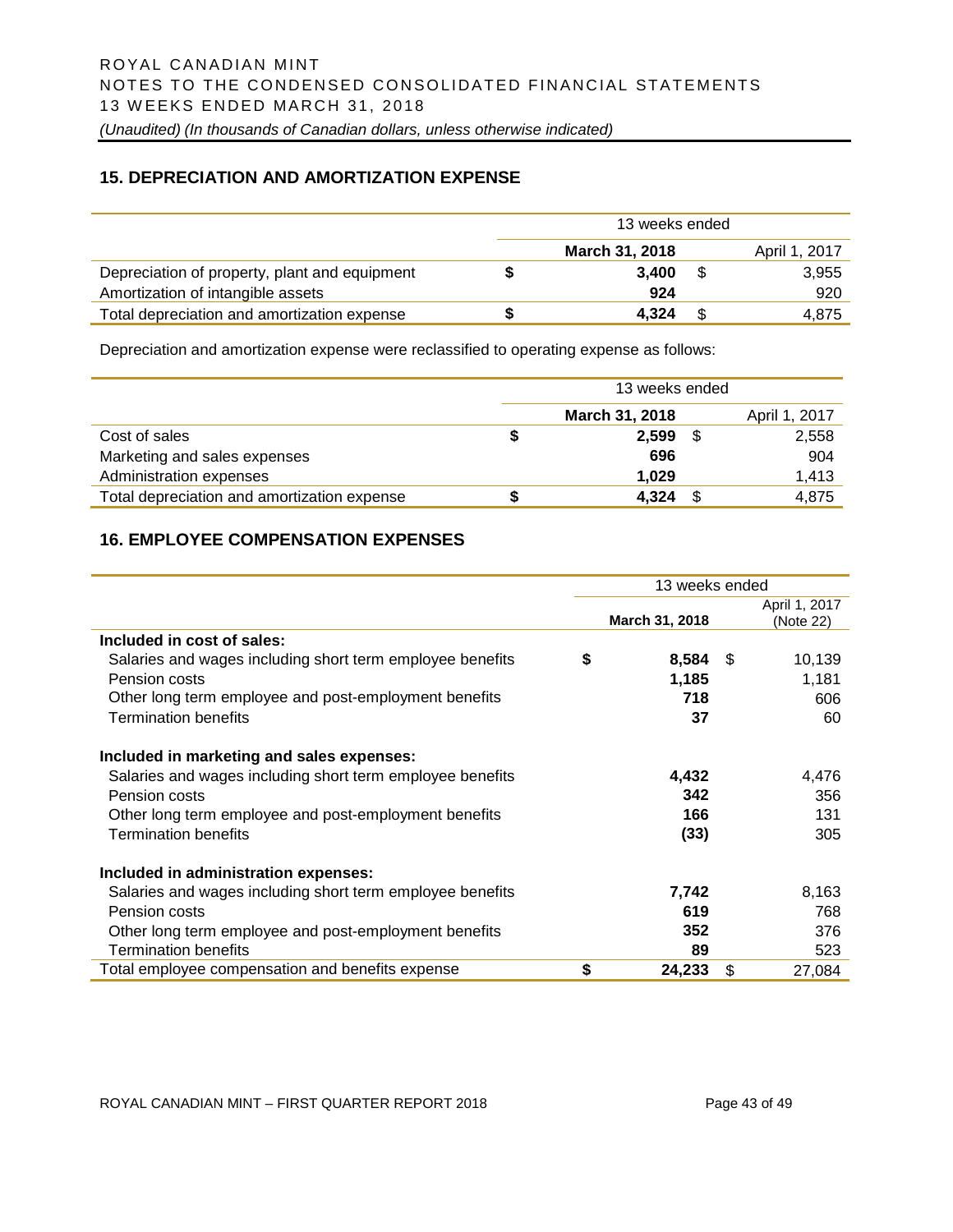## 15. DEPRECIATION AND AMORTIZATION EXPENSE

| | 13 weeks ended | |
|---|---|---|
| | **March 31, 2018** | April 1, 2017 |
| Depreciation of property, plant and equipment | $ **3,400** | $ 3,955 |
| Amortization of intangible assets | **924** | 920 |
| Total depreciation and amortization expense | $ **4,324** | $ 4,875 |

Depreciation and amortization expense were reclassified to operating expense as follows:

| | 13 weeks ended | |
|---|---|---|
| | **March 31, 2018** | April 1, 2017 |
| Cost of sales | $ **2,599** | $ 2,558 |
| Marketing and sales expenses | **696** | 904 |
| Administration expenses | **1,029** | 1,413 |
| Total depreciation and amortization expense | $ **4,324** | $ 4,875 |

## 16. EMPLOYEE COMPENSATION EXPENSES

| | 13 weeks ended | |
|---|---|---|
| | **March 31, 2018** | April 1, 2017 (Note 22) |
| **Included in cost of sales:** | | |
| Salaries and wages including short term employee benefits | $ **8,584** | $ 10,139 |
| Pension costs | **1,185** | 1,181 |
| Other long term employee and post-employment benefits | **718** | 606 |
| Termination benefits | **37** | 60 |
| **Included in marketing and sales expenses:** | | |
| Salaries and wages including short term employee benefits | **4,432** | 4,476 |
| Pension costs | **342** | 356 |
| Other long term employee and post-employment benefits | **166** | 131 |
| Termination benefits | **(33)** | 305 |
| **Included in administration expenses:** | | |
| Salaries and wages including short term employee benefits | **7,742** | 8,163 |
| Pension costs | **619** | 768 |
| Other long term employee and post-employment benefits | **352** | 376 |
| Termination benefits | **89** | 523 |
| Total employee compensation and benefits expense | $ **24,233** | $ 27,084 |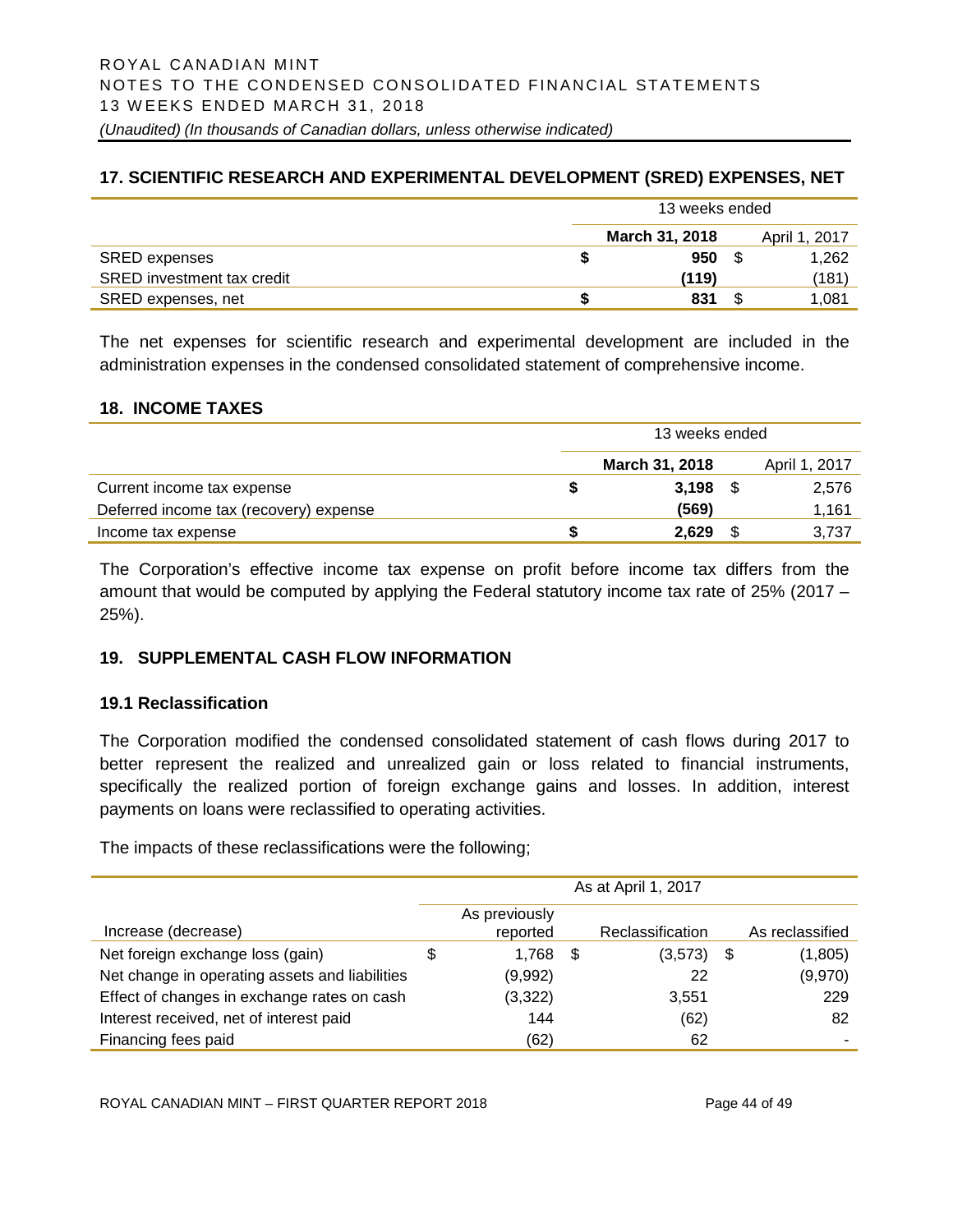## 17. SCIENTIFIC RESEARCH AND EXPERIMENTAL DEVELOPMENT (SRED) EXPENSES, NET

| | 13 weeks ended | |
|---|---|---|
| | **March 31, 2018** | April 1, 2017 |
| SRED expenses | **$ 950** | $ 1,262 |
| SRED investment tax credit | **(119)** | (181) |
| SRED expenses, net | **$ 831** | $ 1,081 |

The net expenses for scientific research and experimental development are included in the administration expenses in the condensed consolidated statement of comprehensive income.

## 18. INCOME TAXES

| | 13 weeks ended | |
|---|---|---|
| | **March 31, 2018** | April 1, 2017 |
| Current income tax expense | **$ 3,198** | $ 2,576 |
| Deferred income tax (recovery) expense | **(569)** | 1,161 |
| Income tax expense | **$ 2,629** | $ 3,737 |

The Corporation's effective income tax expense on profit before income tax differs from the amount that would be computed by applying the Federal statutory income tax rate of 25% (2017 – 25%).

## 19. SUPPLEMENTAL CASH FLOW INFORMATION

### 19.1 Reclassification

The Corporation modified the condensed consolidated statement of cash flows during 2017 to better represent the realized and unrealized gain or loss related to financial instruments, specifically the realized portion of foreign exchange gains and losses. In addition, interest payments on loans were reclassified to operating activities.

The impacts of these reclassifications were the following;

| | As at April 1, 2017 | | |
|---|---|---|---|
| Increase (decrease) | As previously reported | Reclassification | As reclassified |
| Net foreign exchange loss (gain) | $ 1,768 | $ (3,573) | $ (1,805) |
| Net change in operating assets and liabilities | (9,992) | 22 | (9,970) |
| Effect of changes in exchange rates on cash | (3,322) | 3,551 | 229 |
| Interest received, net of interest paid | 144 | (62) | 82 |
| Financing fees paid | (62) | 62 | - |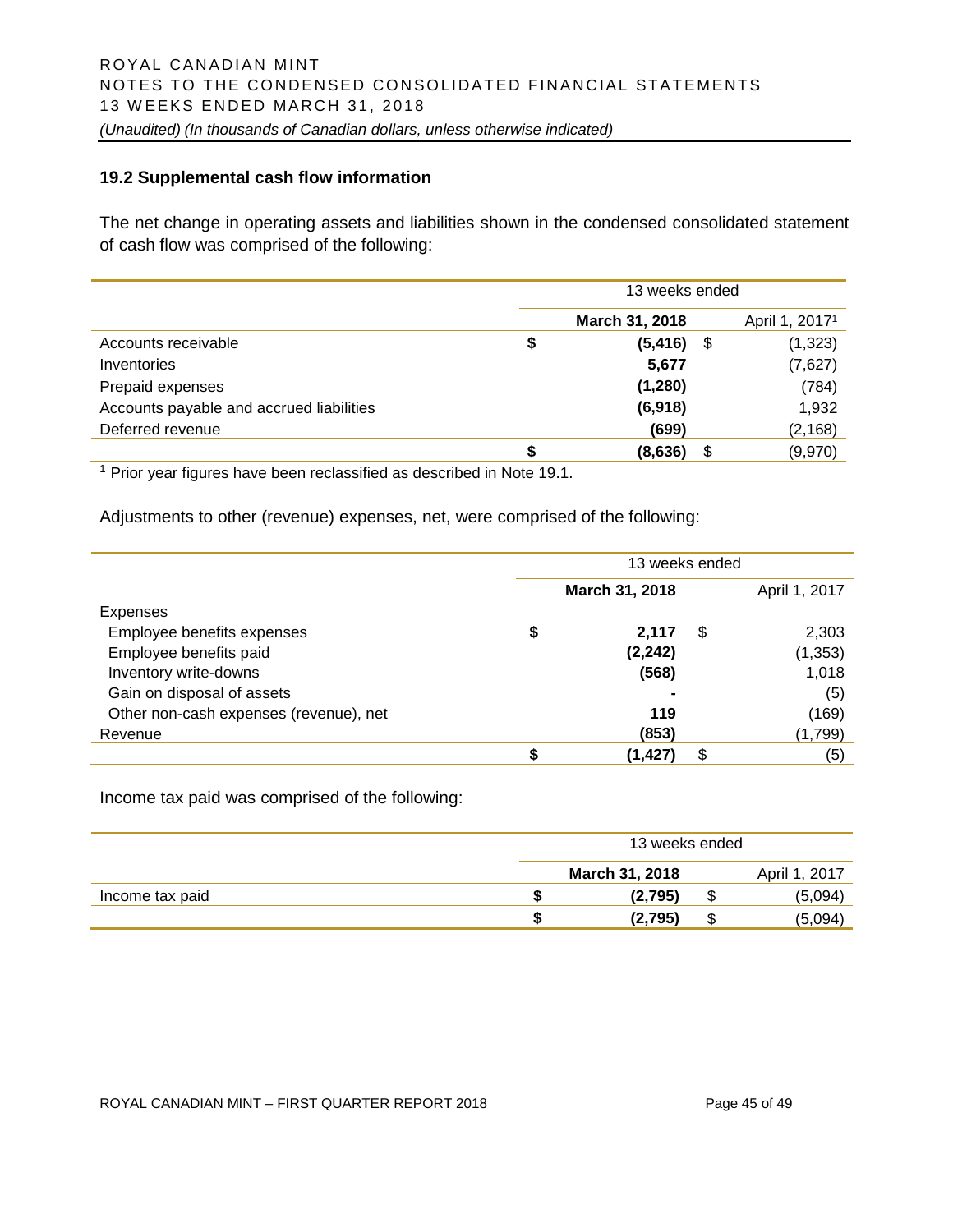### 19.2 Supplemental cash flow information

The net change in operating assets and liabilities shown in the condensed consolidated statement of cash flow was comprised of the following:

| | 13 weeks ended | |
|---|---|---|
| | **March 31, 2018** | April 1, 2017[1] |
| Accounts receivable | **$ (5,416)** | $ (1,323) |
| Inventories | **5,677** | (7,627) |
| Prepaid expenses | **(1,280)** | (784) |
| Accounts payable and accrued liabilities | **(6,918)** | 1,932 |
| Deferred revenue | **(699)** | (2,168) |
| | **$ (8,636)** | $ (9,970) |

[1] Prior year figures have been reclassified as described in Note 19.1.

Adjustments to other (revenue) expenses, net, were comprised of the following:

| | 13 weeks ended | |
|---|---|---|
| | **March 31, 2018** | April 1, 2017 |
| Expenses | | |
| Employee benefits expenses | **$ 2,117** | $ 2,303 |
| Employee benefits paid | **(2,242)** | (1,353) |
| Inventory write-downs | **(568)** | 1,018 |
| Gain on disposal of assets | **-** | (5) |
| Other non-cash expenses (revenue), net | **119** | (169) |
| Revenue | **(853)** | (1,799) |
| | **$ (1,427)** | $ (5) |

Income tax paid was comprised of the following:

| | 13 weeks ended | |
|---|---|---|
| | **March 31, 2018** | April 1, 2017 |
| Income tax paid | **$ (2,795)** | $ (5,094) |
| | **$ (2,795)** | $ (5,094) |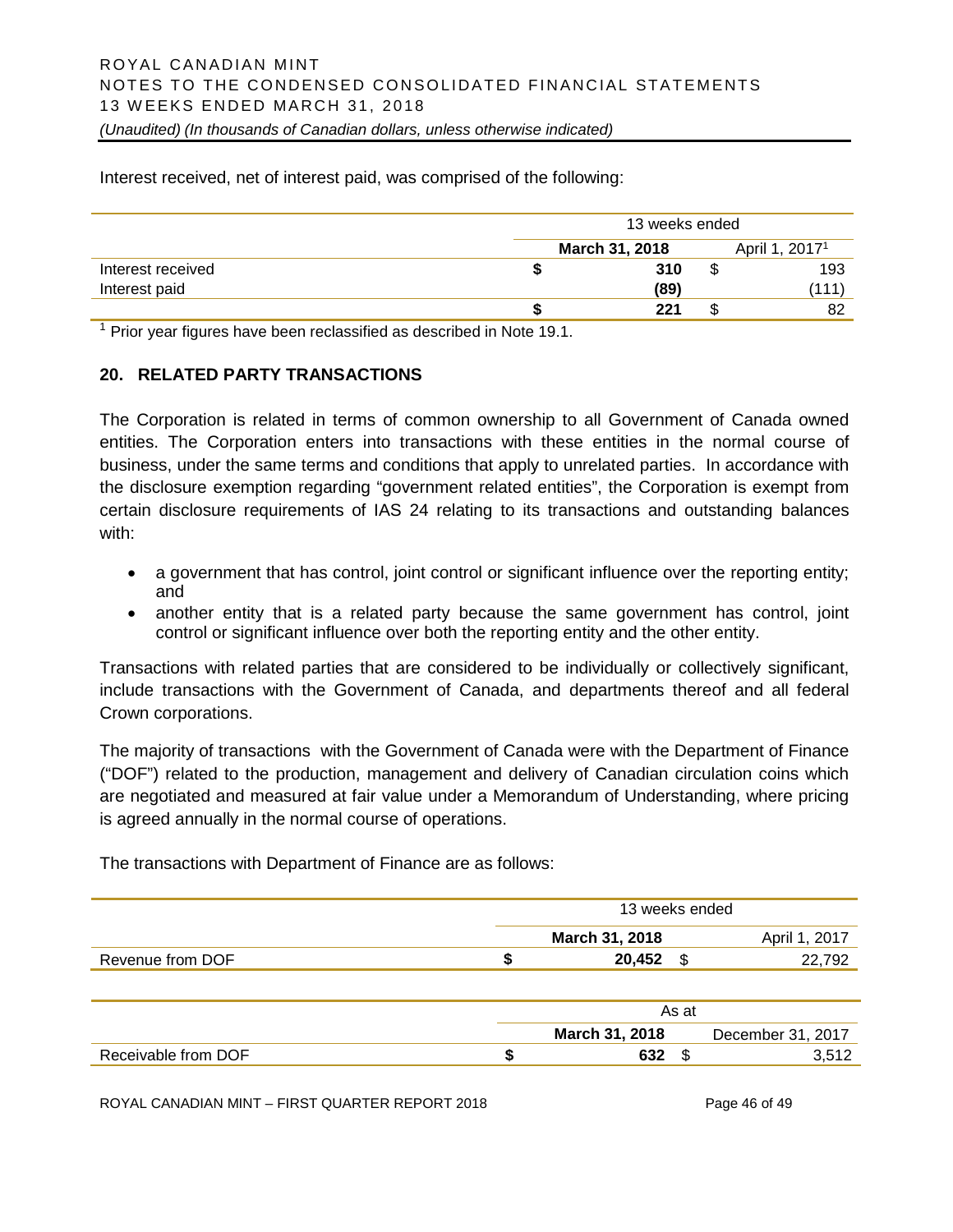Interest received, net of interest paid, was comprised of the following:

| | 13 weeks ended | |
|---|---|---|
| | **March 31, 2018** | April 1, 2017[1] |
| Interest received | **$ 310** | $ 193 |
| Interest paid | **(89)** | (111) |
| | **$ 221** | $ 82 |

[1] Prior year figures have been reclassified as described in Note 19.1.

## 20. RELATED PARTY TRANSACTIONS

The Corporation is related in terms of common ownership to all Government of Canada owned entities. The Corporation enters into transactions with these entities in the normal course of business, under the same terms and conditions that apply to unrelated parties. In accordance with the disclosure exemption regarding "government related entities", the Corporation is exempt from certain disclosure requirements of IAS 24 relating to its transactions and outstanding balances with:

- a government that has control, joint control or significant influence over the reporting entity; and
- another entity that is a related party because the same government has control, joint control or significant influence over both the reporting entity and the other entity.

Transactions with related parties that are considered to be individually or collectively significant, include transactions with the Government of Canada, and departments thereof and all federal Crown corporations.

The majority of transactions with the Government of Canada were with the Department of Finance ("DOF") related to the production, management and delivery of Canadian circulation coins which are negotiated and measured at fair value under a Memorandum of Understanding, where pricing is agreed annually in the normal course of operations.

The transactions with Department of Finance are as follows:

| | 13 weeks ended | |
|---|---|---|
| | **March 31, 2018** | April 1, 2017 |
| Revenue from DOF | **$ 20,452** | $ 22,792 |

| | As at | |
|---|---|---|
| | **March 31, 2018** | December 31, 2017 |
| Receivable from DOF | **$ 632** | $ 3,512 |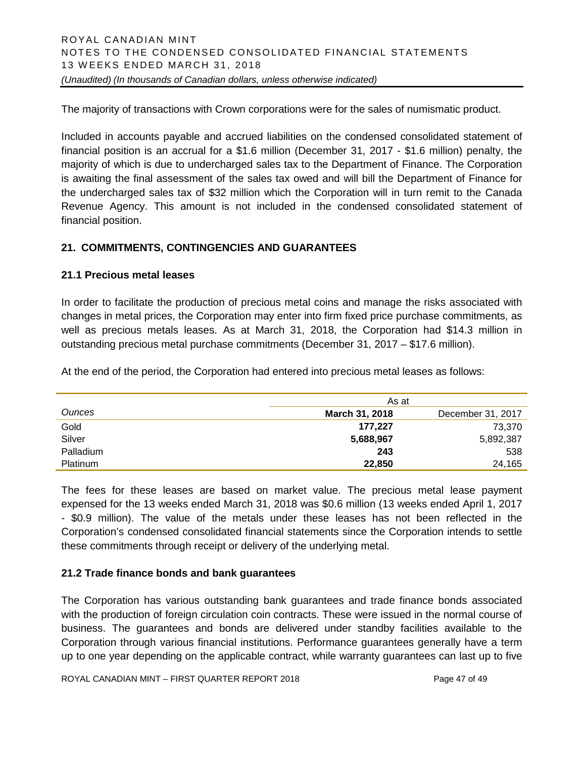The majority of transactions with Crown corporations were for the sales of numismatic product.

Included in accounts payable and accrued liabilities on the condensed consolidated statement of financial position is an accrual for a $1.6 million (December 31, 2017 - $1.6 million) penalty, the majority of which is due to undercharged sales tax to the Department of Finance. The Corporation is awaiting the final assessment of the sales tax owed and will bill the Department of Finance for the undercharged sales tax of $32 million which the Corporation will in turn remit to the Canada Revenue Agency. This amount is not included in the condensed consolidated statement of financial position.

## 21. COMMITMENTS, CONTINGENCIES AND GUARANTEES

### 21.1 Precious metal leases

In order to facilitate the production of precious metal coins and manage the risks associated with changes in metal prices, the Corporation may enter into firm fixed price purchase commitments, as well as precious metals leases. As at March 31, 2018, the Corporation had $14.3 million in outstanding precious metal purchase commitments (December 31, 2017 – $17.6 million).

At the end of the period, the Corporation had entered into precious metal leases as follows:

| | As at | |
|---|---|---|
| *Ounces* | **March 31, 2018** | December 31, 2017 |
| Gold | **177,227** | 73,370 |
| Silver | **5,688,967** | 5,892,387 |
| Palladium | **243** | 538 |
| Platinum | **22,850** | 24,165 |

The fees for these leases are based on market value. The precious metal lease payment expensed for the 13 weeks ended March 31, 2018 was $0.6 million (13 weeks ended April 1, 2017 - $0.9 million). The value of the metals under these leases has not been reflected in the Corporation's condensed consolidated financial statements since the Corporation intends to settle these commitments through receipt or delivery of the underlying metal.

### 21.2 Trade finance bonds and bank guarantees

The Corporation has various outstanding bank guarantees and trade finance bonds associated with the production of foreign circulation coin contracts. These were issued in the normal course of business. The guarantees and bonds are delivered under standby facilities available to the Corporation through various financial institutions. Performance guarantees generally have a term up to one year depending on the applicable contract, while warranty guarantees can last up to five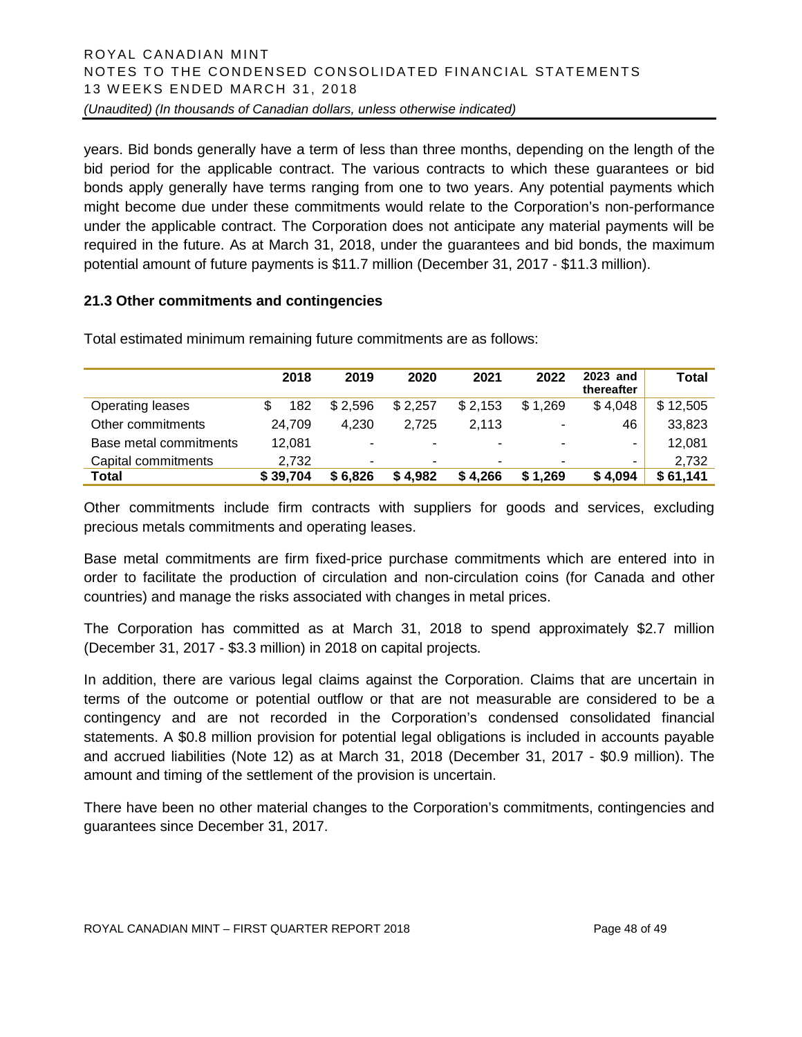years. Bid bonds generally have a term of less than three months, depending on the length of the bid period for the applicable contract. The various contracts to which these guarantees or bid bonds apply generally have terms ranging from one to two years. Any potential payments which might become due under these commitments would relate to the Corporation's non-performance under the applicable contract. The Corporation does not anticipate any material payments will be required in the future. As at March 31, 2018, under the guarantees and bid bonds, the maximum potential amount of future payments is $11.7 million (December 31, 2017 - $11.3 million).

### 21.3 Other commitments and contingencies

Total estimated minimum remaining future commitments are as follows:

| | 2018 | 2019 | 2020 | 2021 | 2022 | 2023 and thereafter | Total |
|---|---|---|---|---|---|---|---|
| Operating leases | $ 182 | $ 2,596 | $ 2,257 | $ 2,153 | $ 1,269 | $ 4,048 | $ 12,505 |
| Other commitments | 24,709 | 4,230 | 2,725 | 2,113 | - | 46 | 33,823 |
| Base metal commitments | 12,081 | - | - | - | - | - | 12,081 |
| Capital commitments | 2,732 | - | - | - | - | - | 2,732 |
| **Total** | **$ 39,704** | **$ 6,826** | **$ 4,982** | **$ 4,266** | **$ 1,269** | **$ 4,094** | **$ 61,141** |

Other commitments include firm contracts with suppliers for goods and services, excluding precious metals commitments and operating leases.

Base metal commitments are firm fixed-price purchase commitments which are entered into in order to facilitate the production of circulation and non-circulation coins (for Canada and other countries) and manage the risks associated with changes in metal prices.

The Corporation has committed as at March 31, 2018 to spend approximately $2.7 million (December 31, 2017 - $3.3 million) in 2018 on capital projects.

In addition, there are various legal claims against the Corporation. Claims that are uncertain in terms of the outcome or potential outflow or that are not measurable are considered to be a contingency and are not recorded in the Corporation's condensed consolidated financial statements. A $0.8 million provision for potential legal obligations is included in accounts payable and accrued liabilities (Note 12) as at March 31, 2018 (December 31, 2017 - $0.9 million). The amount and timing of the settlement of the provision is uncertain.

There have been no other material changes to the Corporation's commitments, contingencies and guarantees since December 31, 2017.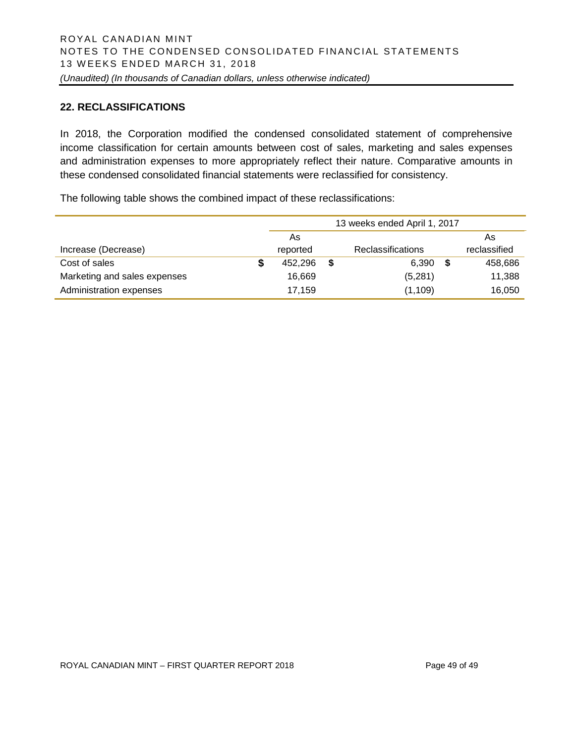## 22. RECLASSIFICATIONS

In 2018, the Corporation modified the condensed consolidated statement of comprehensive income classification for certain amounts between cost of sales, marketing and sales expenses and administration expenses to more appropriately reflect their nature. Comparative amounts in these condensed consolidated financial statements were reclassified for consistency.

The following table shows the combined impact of these reclassifications:

| | 13 weeks ended April 1, 2017 | | |
|---|---|---|---|
| Increase (Decrease) | As reported | Reclassifications | As reclassified |
| Cost of sales | $ 452,296 | $ 6,390 | $ 458,686 |
| Marketing and sales expenses | 16,669 | (5,281) | 11,388 |
| Administration expenses | 17,159 | (1,109) | 16,050 |